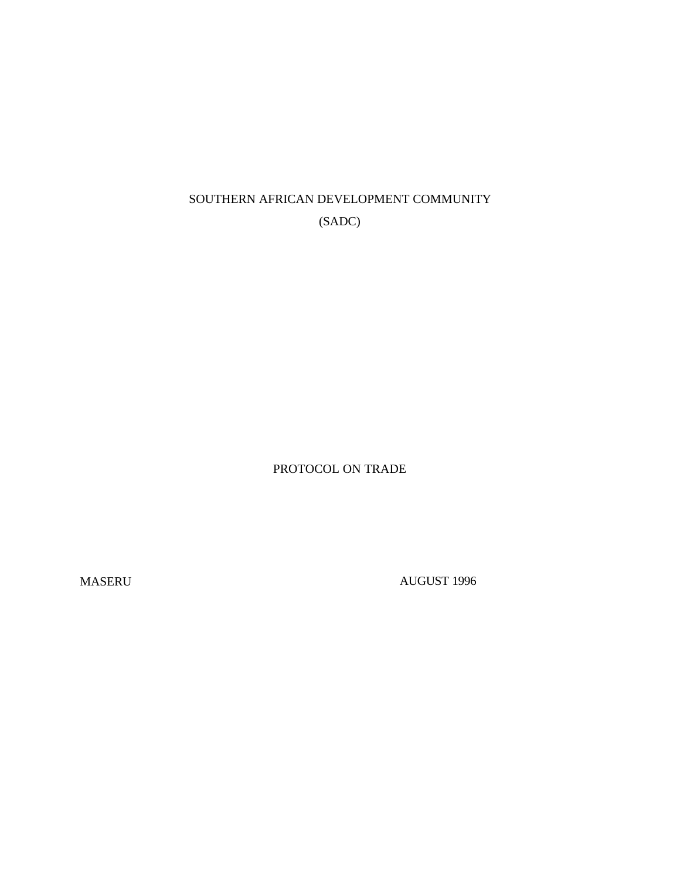# SOUTHERN AFRICAN DEVELOPMENT COMMUNITY

# (SADC)

## PROTOCOL ON TRADE

MASERU AUGUST 1996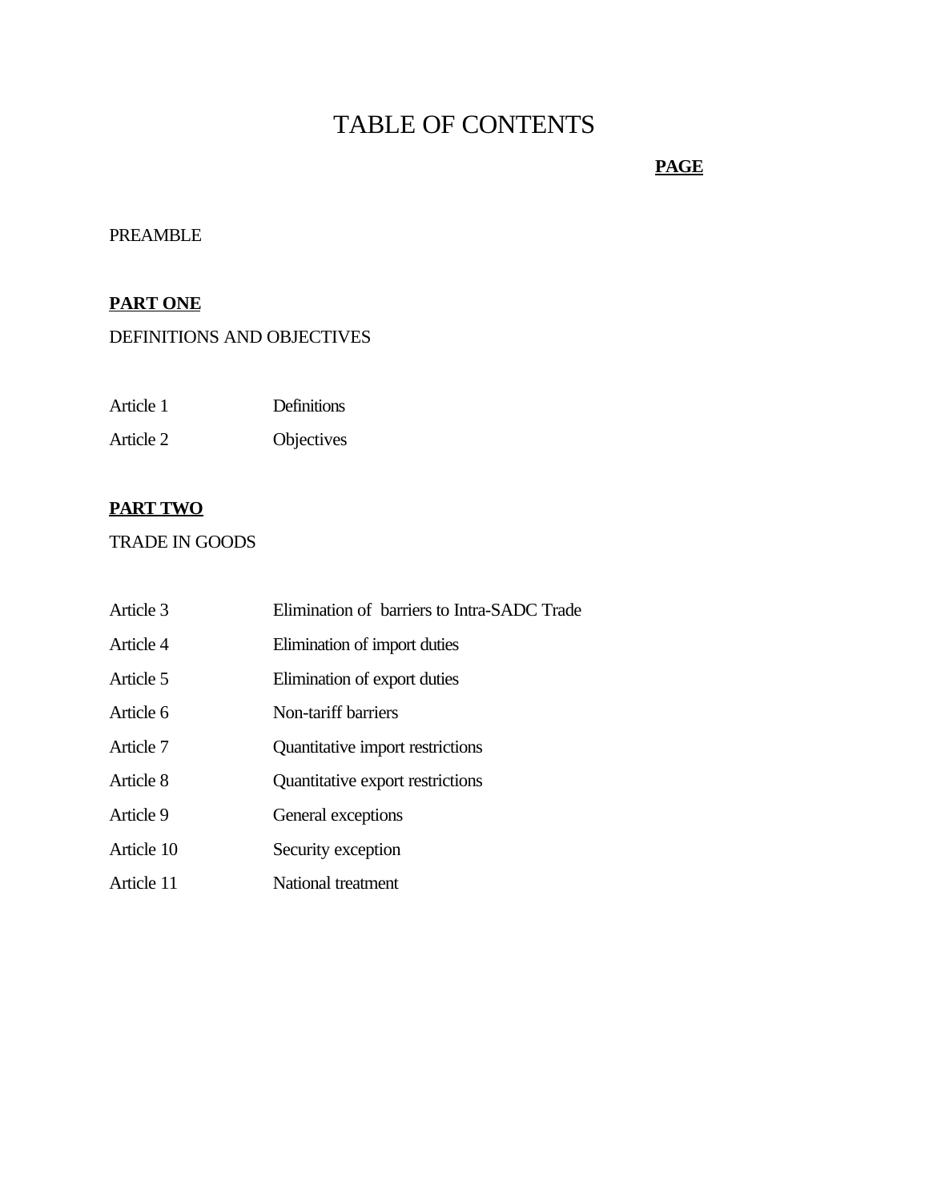# TABLE OF CONTENTS

**PAGE**

PREAMBLE

**PART ONE**

DEFINITIONS AND OBJECTIVES

| | |
|---|---|
| Article 1 | Definitions |
| Article 2 | Objectives |

**PART TWO**

TRADE IN GOODS

| | |
|---|---|
| Article 3 | Elimination of barriers to Intra-SADC Trade |
| Article 4 | Elimination of import duties |
| Article 5 | Elimination of export duties |
| Article 6 | Non-tariff barriers |
| Article 7 | Quantitative import restrictions |
| Article 8 | Quantitative export restrictions |
| Article 9 | General exceptions |
| Article 10 | Security exception |
| Article 11 | National treatment |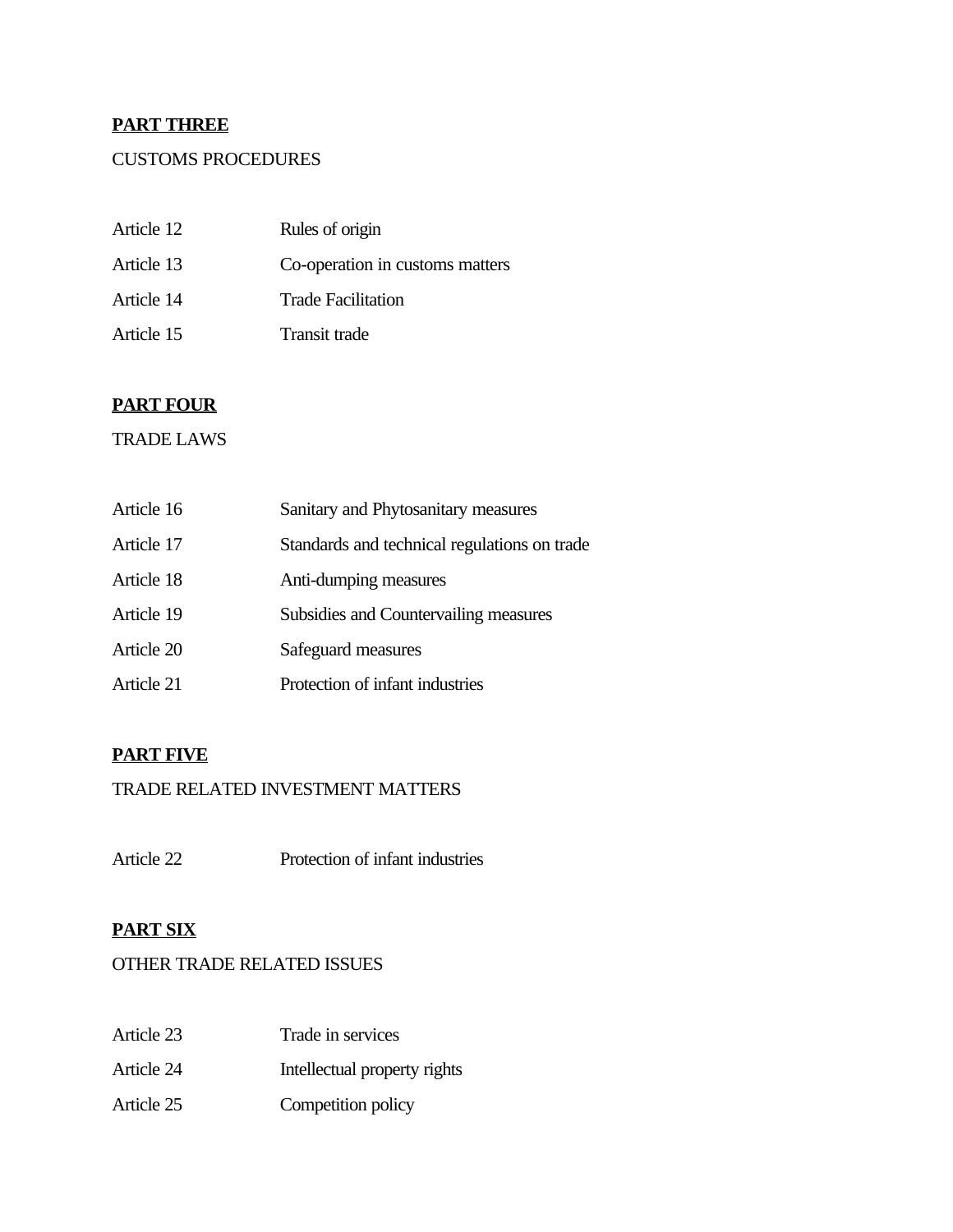**PART THREE**

CUSTOMS PROCEDURES

| | |
|---|---|
| Article 12 | Rules of origin |
| Article 13 | Co-operation in customs matters |
| Article 14 | Trade Facilitation |
| Article 15 | Transit trade |

**PART FOUR**

TRADE LAWS

| | |
|---|---|
| Article 16 | Sanitary and Phytosanitary measures |
| Article 17 | Standards and technical regulations on trade |
| Article 18 | Anti-dumping measures |
| Article 19 | Subsidies and Countervailing measures |
| Article 20 | Safeguard measures |
| Article 21 | Protection of infant industries |

**PART FIVE**

TRADE RELATED INVESTMENT MATTERS

| | |
|---|---|
| Article 22 | Protection of infant industries |

**PART SIX**

OTHER TRADE RELATED ISSUES

| | |
|---|---|
| Article 23 | Trade in services |
| Article 24 | Intellectual property rights |
| Article 25 | Competition policy |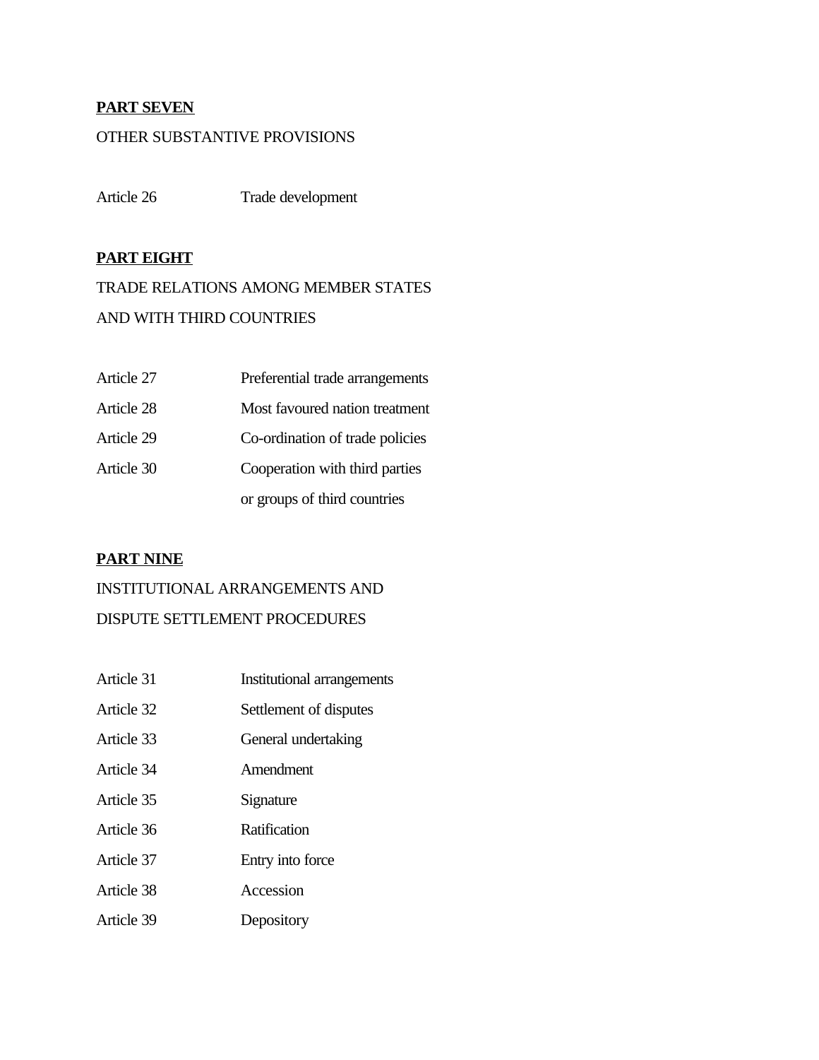**PART SEVEN**

OTHER SUBSTANTIVE PROVISIONS

| | |
|---|---|
| Article 26 | Trade development |

**PART EIGHT**

TRADE RELATIONS AMONG MEMBER STATES AND WITH THIRD COUNTRIES

| | |
|---|---|
| Article 27 | Preferential trade arrangements |
| Article 28 | Most favoured nation treatment |
| Article 29 | Co-ordination of trade policies |
| Article 30 | Cooperation with third parties or groups of third countries |

**PART NINE**

INSTITUTIONAL ARRANGEMENTS AND DISPUTE SETTLEMENT PROCEDURES

| | |
|---|---|
| Article 31 | Institutional arrangements |
| Article 32 | Settlement of disputes |
| Article 33 | General undertaking |
| Article 34 | Amendment |
| Article 35 | Signature |
| Article 36 | Ratification |
| Article 37 | Entry into force |
| Article 38 | Accession |
| Article 39 | Depository |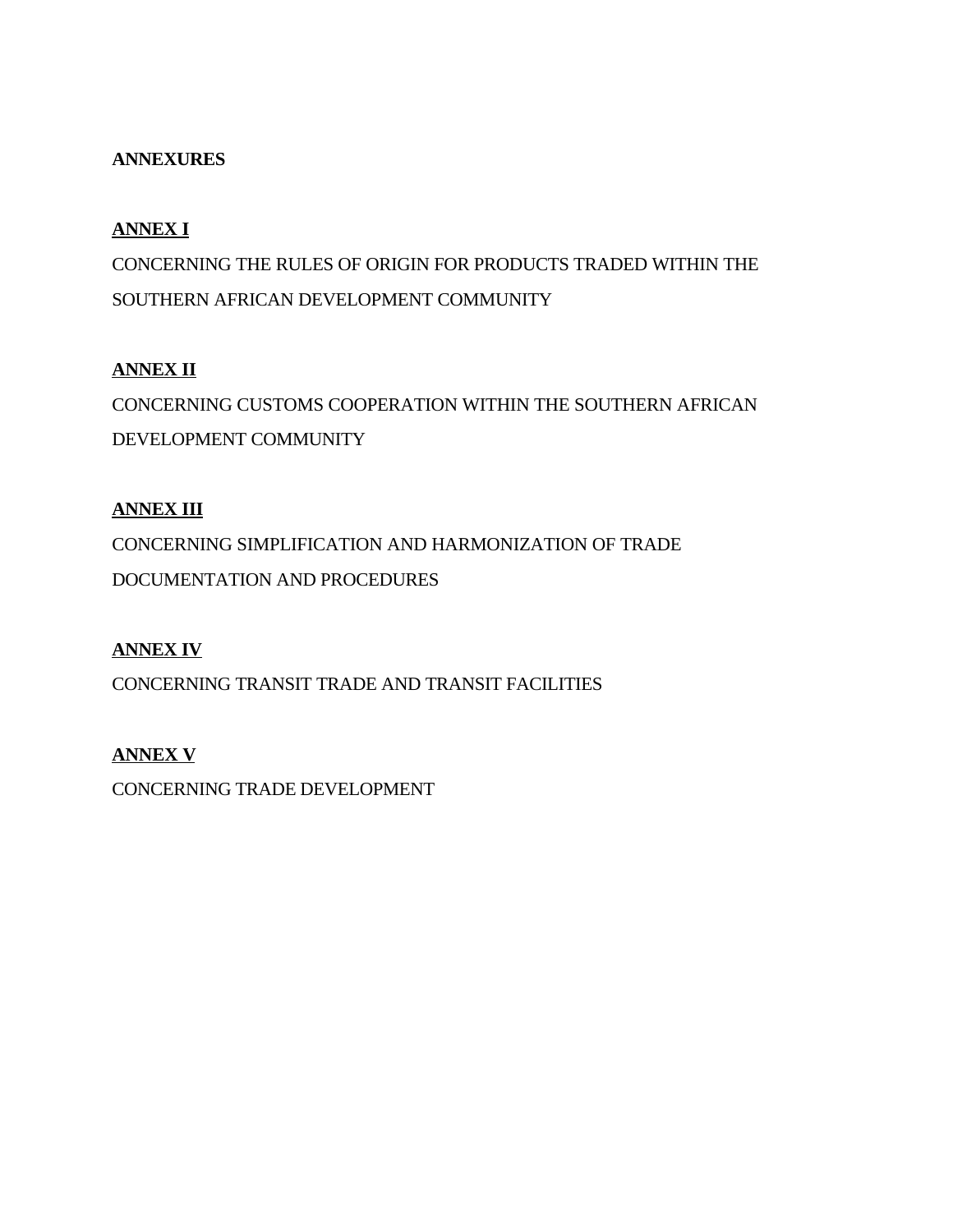**ANNEXURES**

**ANNEX I**

CONCERNING THE RULES OF ORIGIN FOR PRODUCTS TRADED WITHIN THE SOUTHERN AFRICAN DEVELOPMENT COMMUNITY

**ANNEX II**

CONCERNING CUSTOMS COOPERATION WITHIN THE SOUTHERN AFRICAN DEVELOPMENT COMMUNITY

**ANNEX III**

CONCERNING SIMPLIFICATION AND HARMONIZATION OF TRADE DOCUMENTATION AND PROCEDURES

**ANNEX IV**

CONCERNING TRANSIT TRADE AND TRANSIT FACILITIES

**ANNEX V**

CONCERNING TRADE DEVELOPMENT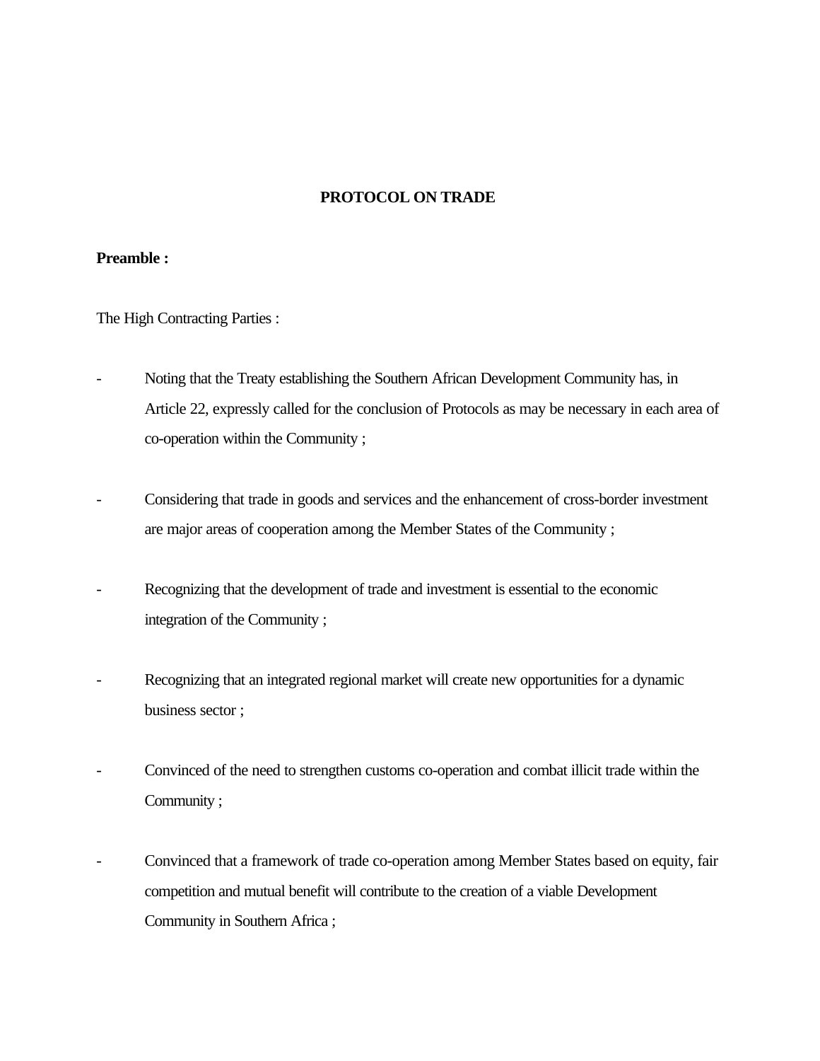# PROTOCOL ON TRADE

**Preamble :**

The High Contracting Parties :

- Noting that the Treaty establishing the Southern African Development Community has, in Article 22, expressly called for the conclusion of Protocols as may be necessary in each area of co-operation within the Community ;

- Considering that trade in goods and services and the enhancement of cross-border investment are major areas of cooperation among the Member States of the Community ;

- Recognizing that the development of trade and investment is essential to the economic integration of the Community ;

- Recognizing that an integrated regional market will create new opportunities for a dynamic business sector ;

- Convinced of the need to strengthen customs co-operation and combat illicit trade within the Community ;

- Convinced that a framework of trade co-operation among Member States based on equity, fair competition and mutual benefit will contribute to the creation of a viable Development Community in Southern Africa ;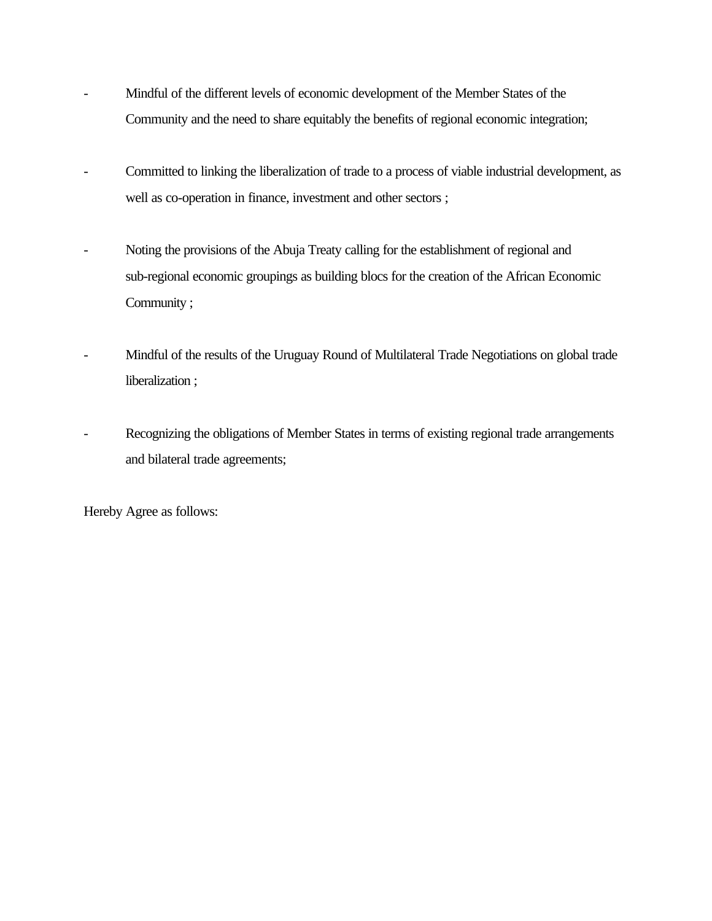- Mindful of the different levels of economic development of the Member States of the Community and the need to share equitably the benefits of regional economic integration;

- Committed to linking the liberalization of trade to a process of viable industrial development, as well as co-operation in finance, investment and other sectors ;

- Noting the provisions of the Abuja Treaty calling for the establishment of regional and sub-regional economic groupings as building blocs for the creation of the African Economic Community ;

- Mindful of the results of the Uruguay Round of Multilateral Trade Negotiations on global trade liberalization ;

- Recognizing the obligations of Member States in terms of existing regional trade arrangements and bilateral trade agreements;

Hereby Agree as follows: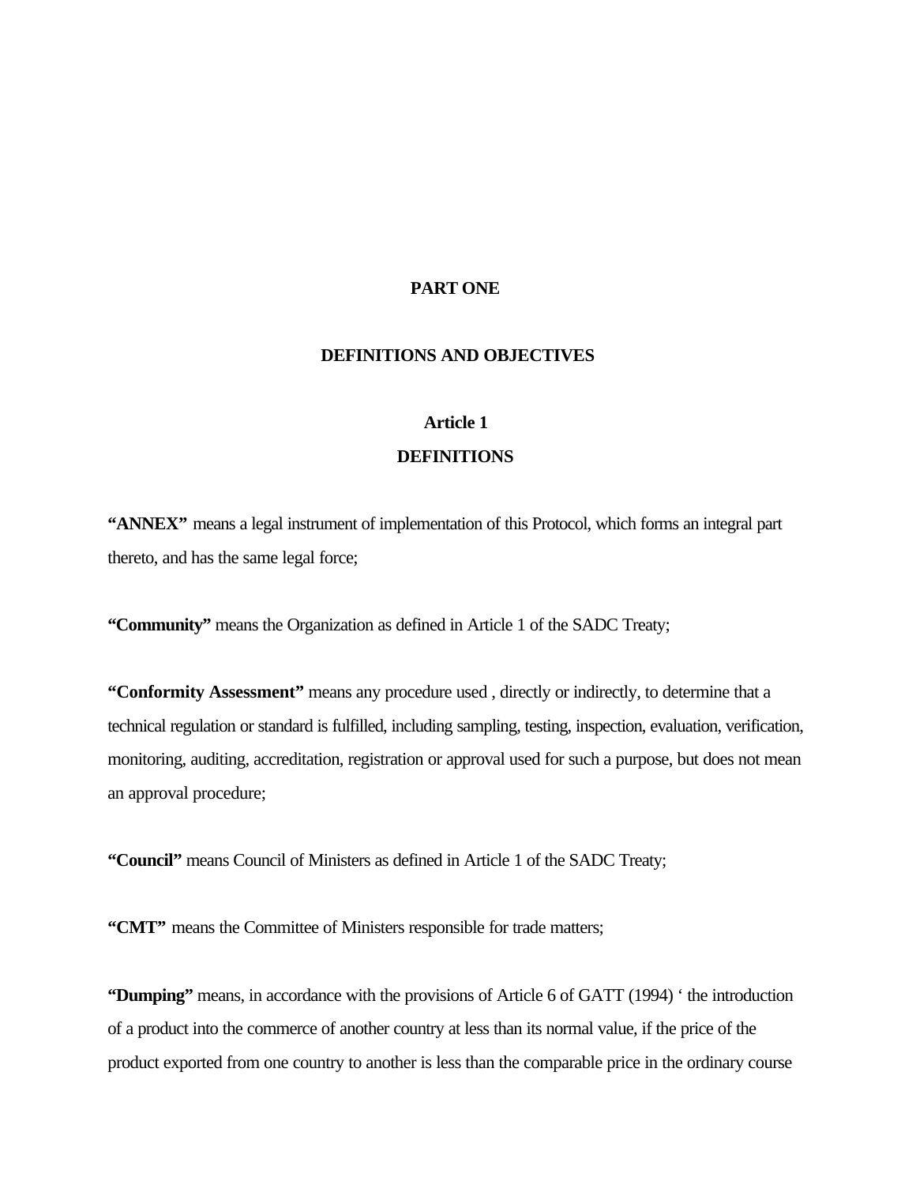# PART ONE

## DEFINITIONS AND OBJECTIVES

### Article 1
### DEFINITIONS

**"ANNEX"** means a legal instrument of implementation of this Protocol, which forms an integral part thereto, and has the same legal force;

**"Community"** means the Organization as defined in Article 1 of the SADC Treaty;

**"Conformity Assessment"** means any procedure used , directly or indirectly, to determine that a technical regulation or standard is fulfilled, including sampling, testing, inspection, evaluation, verification, monitoring, auditing, accreditation, registration or approval used for such a purpose, but does not mean an approval procedure;

**"Council"** means Council of Ministers as defined in Article 1 of the SADC Treaty;

**"CMT"** means the Committee of Ministers responsible for trade matters;

**"Dumping"** means, in accordance with the provisions of Article 6 of GATT (1994) ' the introduction of a product into the commerce of another country at less than its normal value, if the price of the product exported from one country to another is less than the comparable price in the ordinary course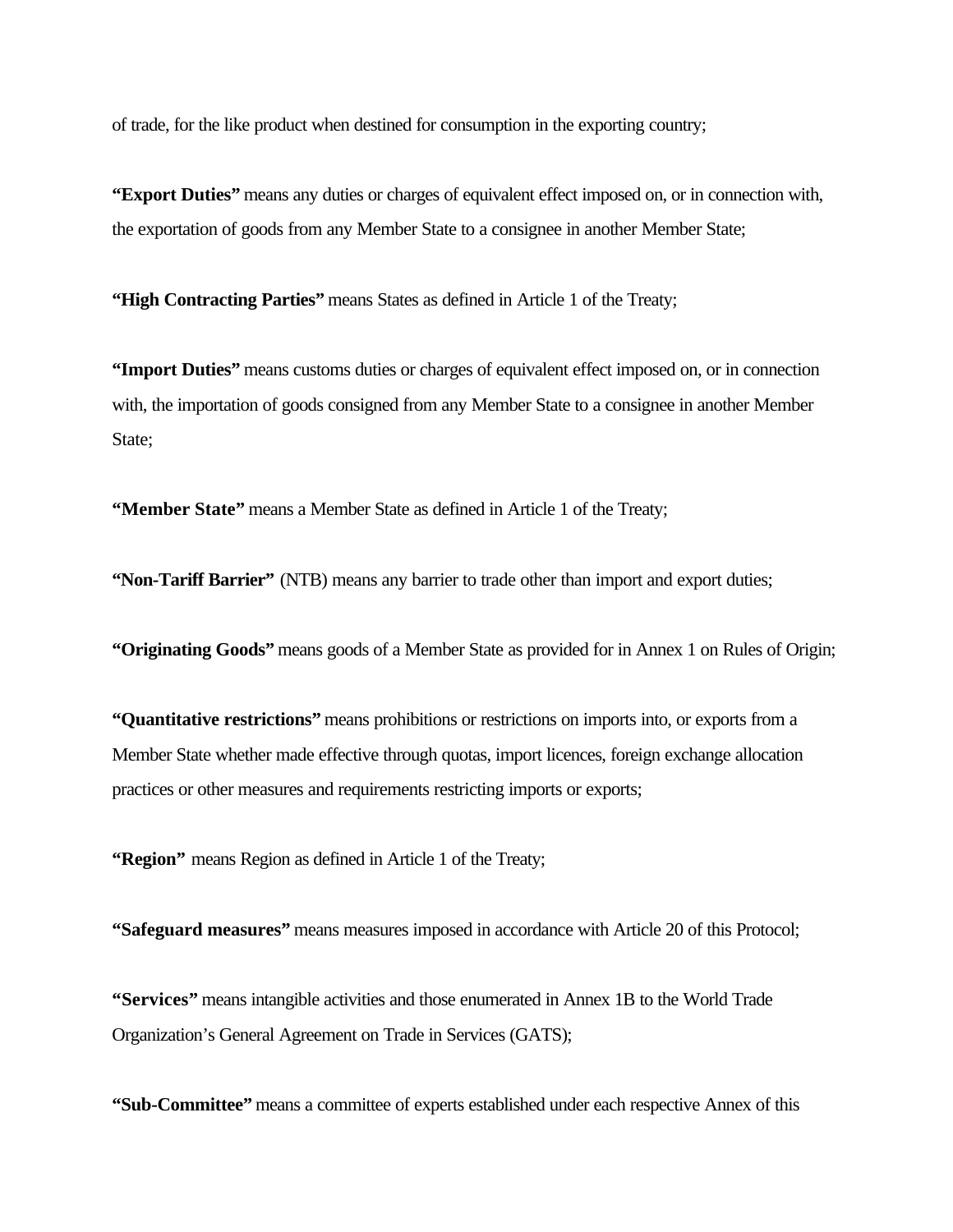of trade, for the like product when destined for consumption in the exporting country;

**"Export Duties"** means any duties or charges of equivalent effect imposed on, or in connection with, the exportation of goods from any Member State to a consignee in another Member State;

**"High Contracting Parties"** means States as defined in Article 1 of the Treaty;

**"Import Duties"** means customs duties or charges of equivalent effect imposed on, or in connection with, the importation of goods consigned from any Member State to a consignee in another Member State;

**"Member State"** means a Member State as defined in Article 1 of the Treaty;

**"Non-Tariff Barrier"** (NTB) means any barrier to trade other than import and export duties;

**"Originating Goods"** means goods of a Member State as provided for in Annex 1 on Rules of Origin;

**"Quantitative restrictions"** means prohibitions or restrictions on imports into, or exports from a Member State whether made effective through quotas, import licences, foreign exchange allocation practices or other measures and requirements restricting imports or exports;

**"Region"** means Region as defined in Article 1 of the Treaty;

**"Safeguard measures"** means measures imposed in accordance with Article 20 of this Protocol;

**"Services"** means intangible activities and those enumerated in Annex 1B to the World Trade Organization's General Agreement on Trade in Services (GATS);

**"Sub-Committee"** means a committee of experts established under each respective Annex of this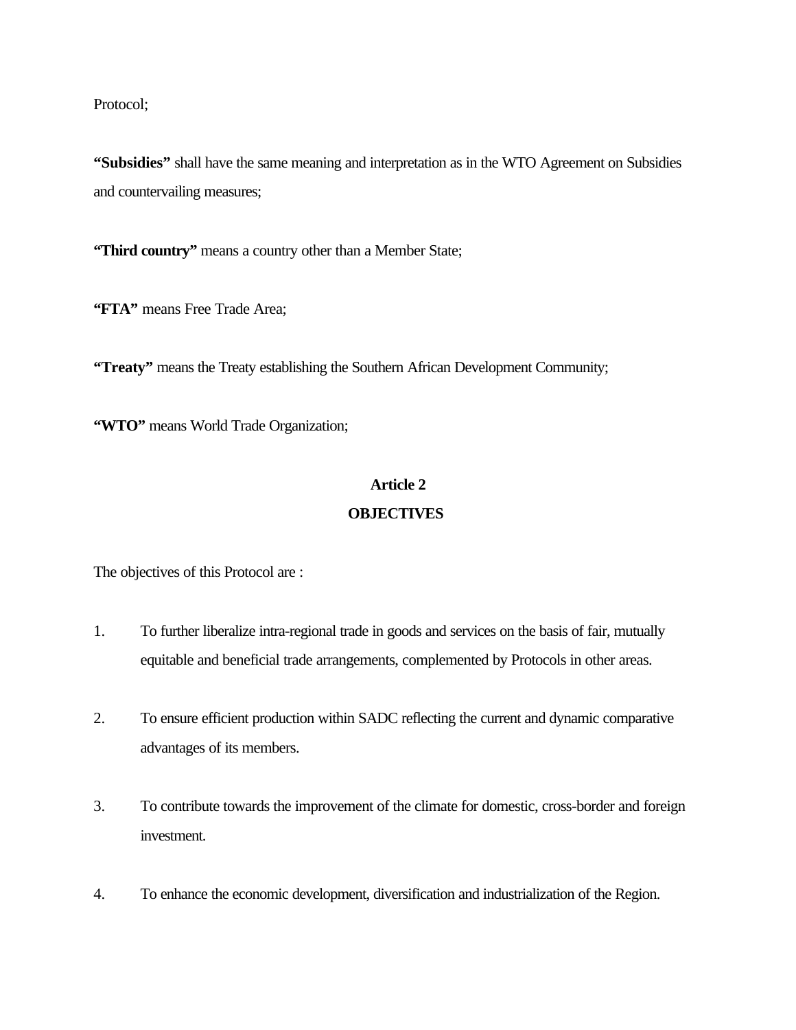Protocol;

**“Subsidies”** shall have the same meaning and interpretation as in the WTO Agreement on Subsidies and countervailing measures;

**“Third country”** means a country other than a Member State;

**“FTA”** means Free Trade Area;

**“Treaty”** means the Treaty establishing the Southern African Development Community;

**“WTO”** means World Trade Organization;

## Article 2
## OBJECTIVES

The objectives of this Protocol are :

1. To further liberalize intra-regional trade in goods and services on the basis of fair, mutually equitable and beneficial trade arrangements, complemented by Protocols in other areas.

2. To ensure efficient production within SADC reflecting the current and dynamic comparative advantages of its members.

3. To contribute towards the improvement of the climate for domestic, cross-border and foreign investment.

4. To enhance the economic development, diversification and industrialization of the Region.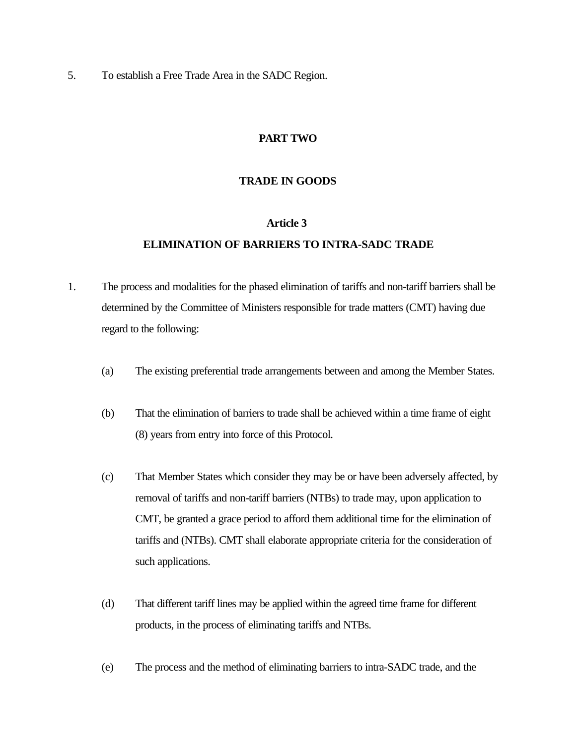5. To establish a Free Trade Area in the SADC Region.

## PART TWO

## TRADE IN GOODS

### Article 3

### ELIMINATION OF BARRIERS TO INTRA-SADC TRADE

1. The process and modalities for the phased elimination of tariffs and non-tariff barriers shall be determined by the Committee of Ministers responsible for trade matters (CMT) having due regard to the following:

    (a) The existing preferential trade arrangements between and among the Member States.

    (b) That the elimination of barriers to trade shall be achieved within a time frame of eight (8) years from entry into force of this Protocol.

    (c) That Member States which consider they may be or have been adversely affected, by removal of tariffs and non-tariff barriers (NTBs) to trade may, upon application to CMT, be granted a grace period to afford them additional time for the elimination of tariffs and (NTBs). CMT shall elaborate appropriate criteria for the consideration of such applications.

    (d) That different tariff lines may be applied within the agreed time frame for different products, in the process of eliminating tariffs and NTBs.

    (e) The process and the method of eliminating barriers to intra-SADC trade, and the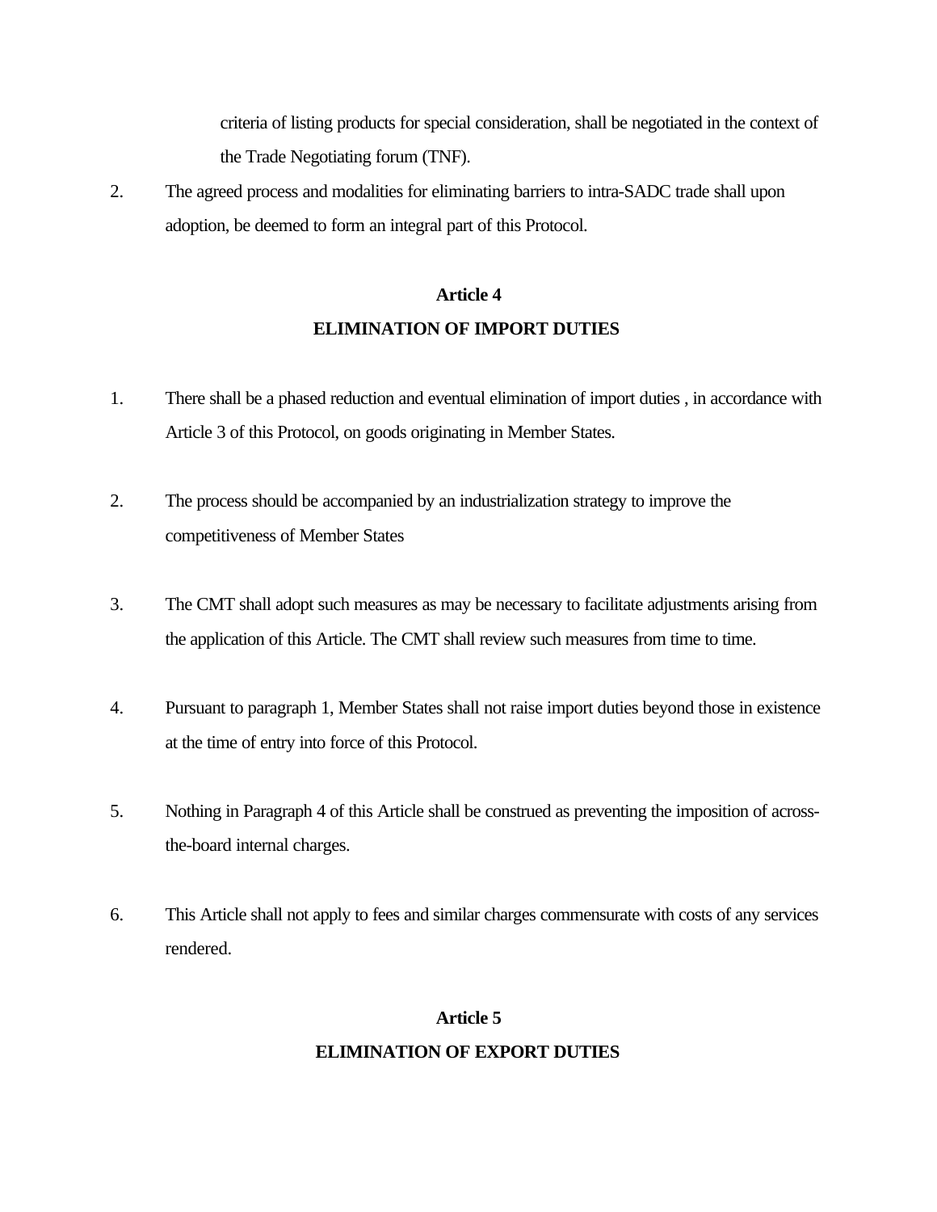criteria of listing products for special consideration, shall be negotiated in the context of the Trade Negotiating forum (TNF).

2. The agreed process and modalities for eliminating barriers to intra-SADC trade shall upon adoption, be deemed to form an integral part of this Protocol.

## Article 4
## ELIMINATION OF IMPORT DUTIES

1. There shall be a phased reduction and eventual elimination of import duties , in accordance with Article 3 of this Protocol, on goods originating in Member States.

2. The process should be accompanied by an industrialization strategy to improve the competitiveness of Member States

3. The CMT shall adopt such measures as may be necessary to facilitate adjustments arising from the application of this Article. The CMT shall review such measures from time to time.

4. Pursuant to paragraph 1, Member States shall not raise import duties beyond those in existence at the time of entry into force of this Protocol.

5. Nothing in Paragraph 4 of this Article shall be construed as preventing the imposition of across-the-board internal charges.

6. This Article shall not apply to fees and similar charges commensurate with costs of any services rendered.

## Article 5
## ELIMINATION OF EXPORT DUTIES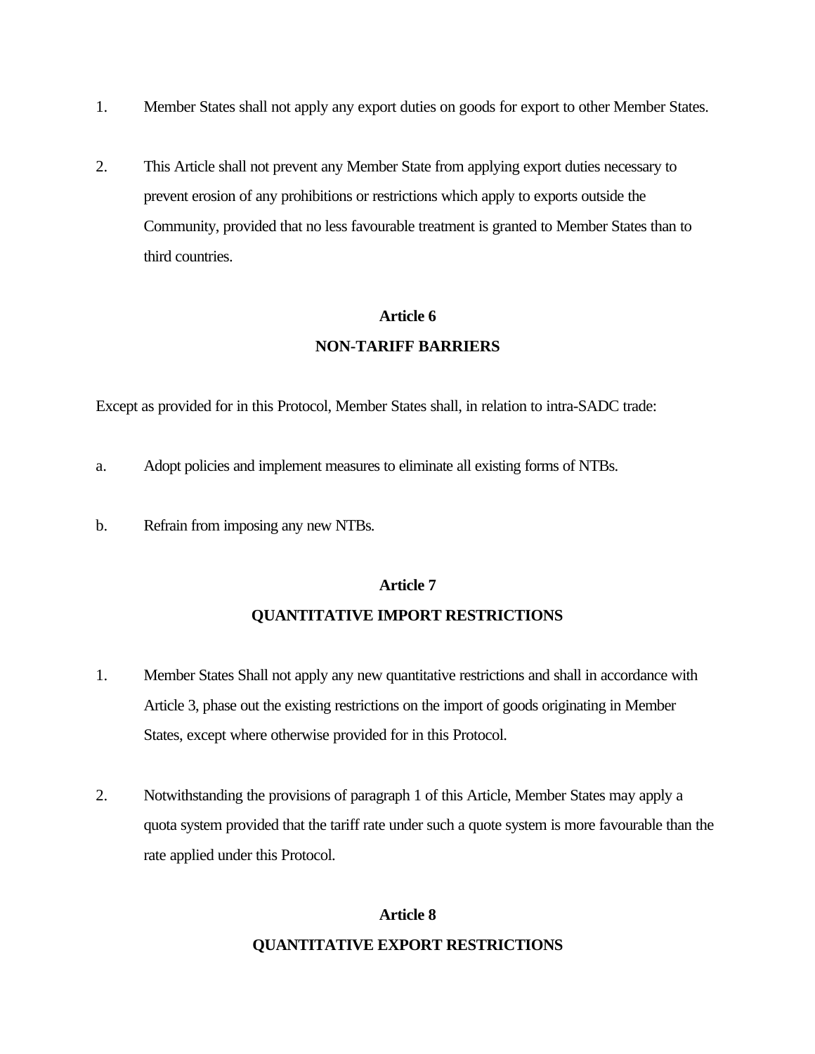1. Member States shall not apply any export duties on goods for export to other Member States.

2. This Article shall not prevent any Member State from applying export duties necessary to prevent erosion of any prohibitions or restrictions which apply to exports outside the Community, provided that no less favourable treatment is granted to Member States than to third countries.

**Article 6**

**NON-TARIFF BARRIERS**

Except as provided for in this Protocol, Member States shall, in relation to intra-SADC trade:

a. Adopt policies and implement measures to eliminate all existing forms of NTBs.

b. Refrain from imposing any new NTBs.

**Article 7**

**QUANTITATIVE IMPORT RESTRICTIONS**

1. Member States Shall not apply any new quantitative restrictions and shall in accordance with Article 3, phase out the existing restrictions on the import of goods originating in Member States, except where otherwise provided for in this Protocol.

2. Notwithstanding the provisions of paragraph 1 of this Article, Member States may apply a quota system provided that the tariff rate under such a quote system is more favourable than the rate applied under this Protocol.

**Article 8**

**QUANTITATIVE EXPORT RESTRICTIONS**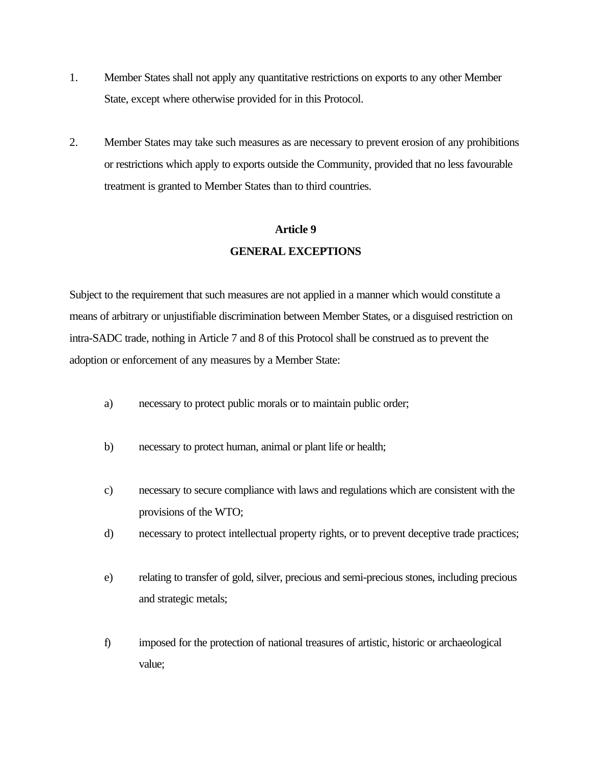1. Member States shall not apply any quantitative restrictions on exports to any other Member State, except where otherwise provided for in this Protocol.

2. Member States may take such measures as are necessary to prevent erosion of any prohibitions or restrictions which apply to exports outside the Community, provided that no less favourable treatment is granted to Member States than to third countries.

## Article 9
## GENERAL EXCEPTIONS

Subject to the requirement that such measures are not applied in a manner which would constitute a means of arbitrary or unjustifiable discrimination between Member States, or a disguised restriction on intra-SADC trade, nothing in Article 7 and 8 of this Protocol shall be construed as to prevent the adoption or enforcement of any measures by a Member State:

a) necessary to protect public morals or to maintain public order;

b) necessary to protect human, animal or plant life or health;

c) necessary to secure compliance with laws and regulations which are consistent with the provisions of the WTO;

d) necessary to protect intellectual property rights, or to prevent deceptive trade practices;

e) relating to transfer of gold, silver, precious and semi-precious stones, including precious and strategic metals;

f) imposed for the protection of national treasures of artistic, historic or archaeological value;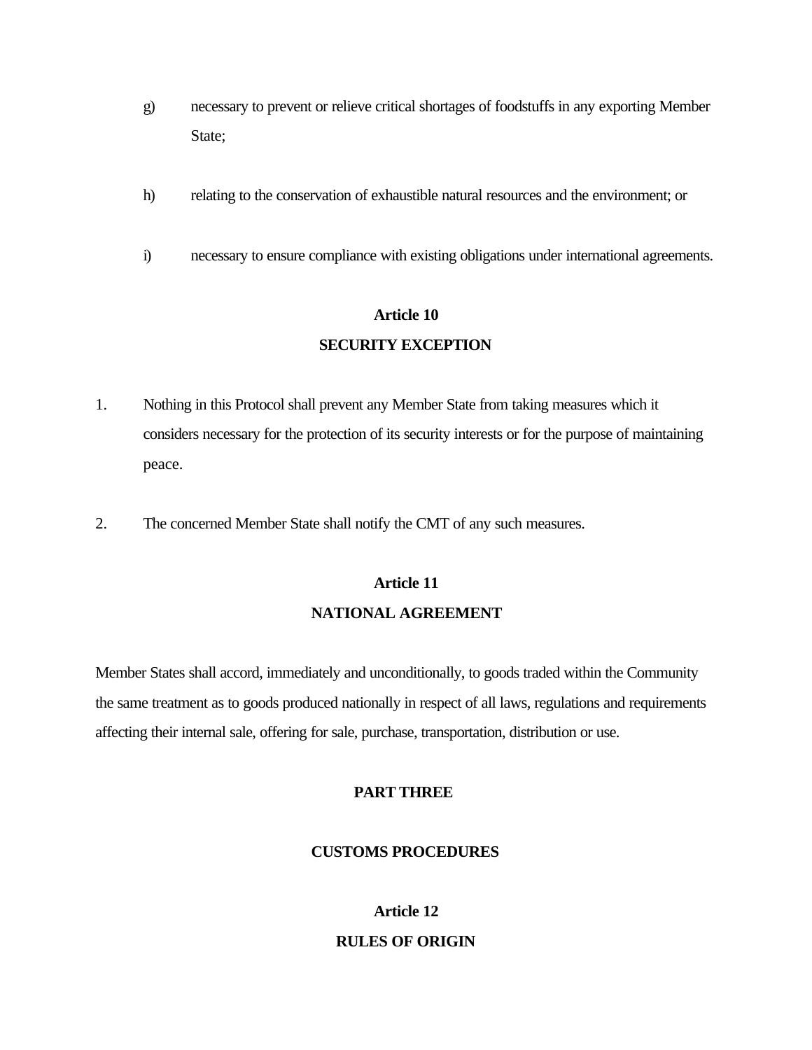g) necessary to prevent or relieve critical shortages of foodstuffs in any exporting Member State;

h) relating to the conservation of exhaustible natural resources and the environment; or

i) necessary to ensure compliance with existing obligations under international agreements.

## Article 10
## SECURITY EXCEPTION

1. Nothing in this Protocol shall prevent any Member State from taking measures which it considers necessary for the protection of its security interests or for the purpose of maintaining peace.

2. The concerned Member State shall notify the CMT of any such measures.

## Article 11
## NATIONAL AGREEMENT

Member States shall accord, immediately and unconditionally, to goods traded within the Community the same treatment as to goods produced nationally in respect of all laws, regulations and requirements affecting their internal sale, offering for sale, purchase, transportation, distribution or use.

# PART THREE

# CUSTOMS PROCEDURES

## Article 12
## RULES OF ORIGIN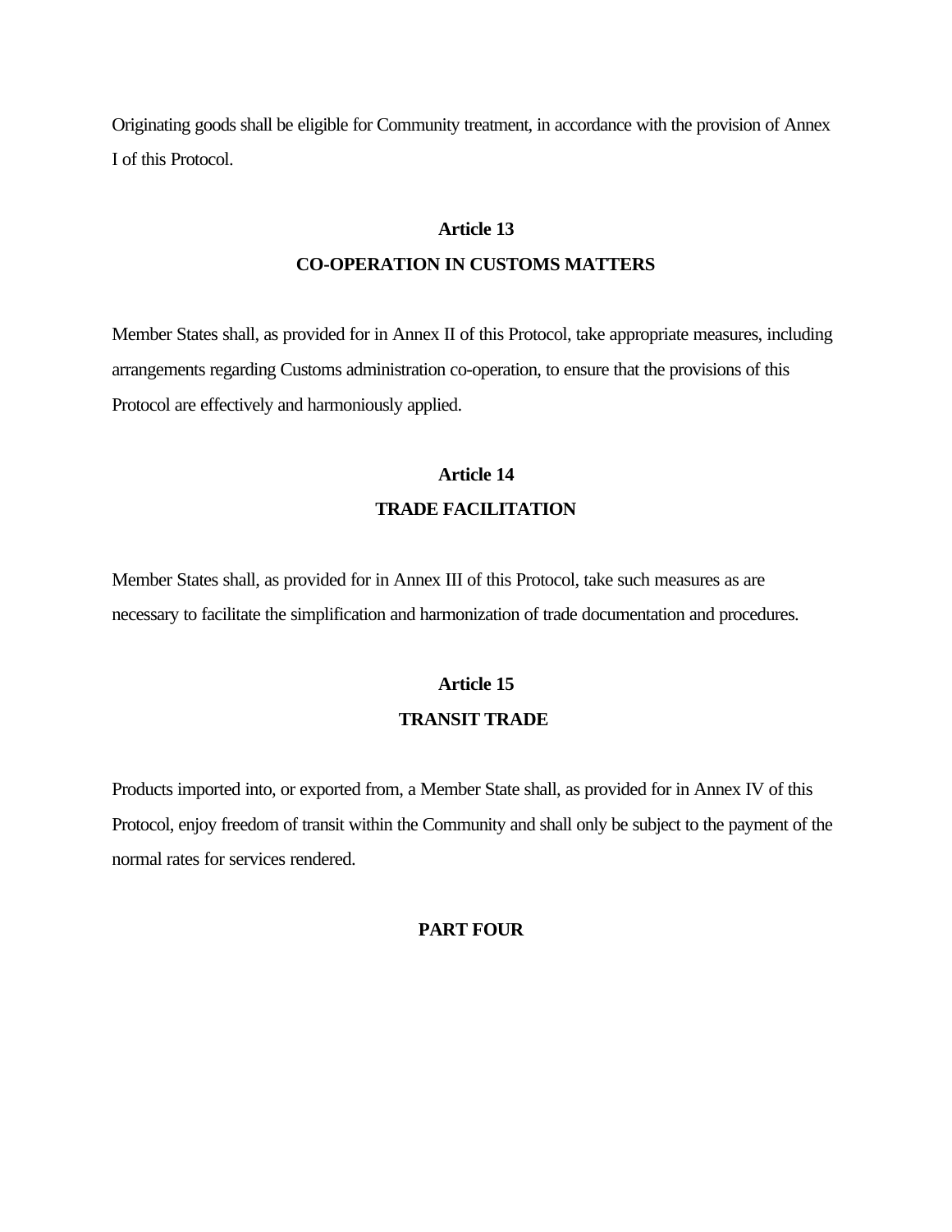Originating goods shall be eligible for Community treatment, in accordance with the provision of Annex I of this Protocol.

### Article 13
### CO-OPERATION IN CUSTOMS MATTERS

Member States shall, as provided for in Annex II of this Protocol, take appropriate measures, including arrangements regarding Customs administration co-operation, to ensure that the provisions of this Protocol are effectively and harmoniously applied.

### Article 14
### TRADE FACILITATION

Member States shall, as provided for in Annex III of this Protocol, take such measures as are necessary to facilitate the simplification and harmonization of trade documentation and procedures.

### Article 15
### TRANSIT TRADE

Products imported into, or exported from, a Member State shall, as provided for in Annex IV of this Protocol, enjoy freedom of transit within the Community and shall only be subject to the payment of the normal rates for services rendered.

## PART FOUR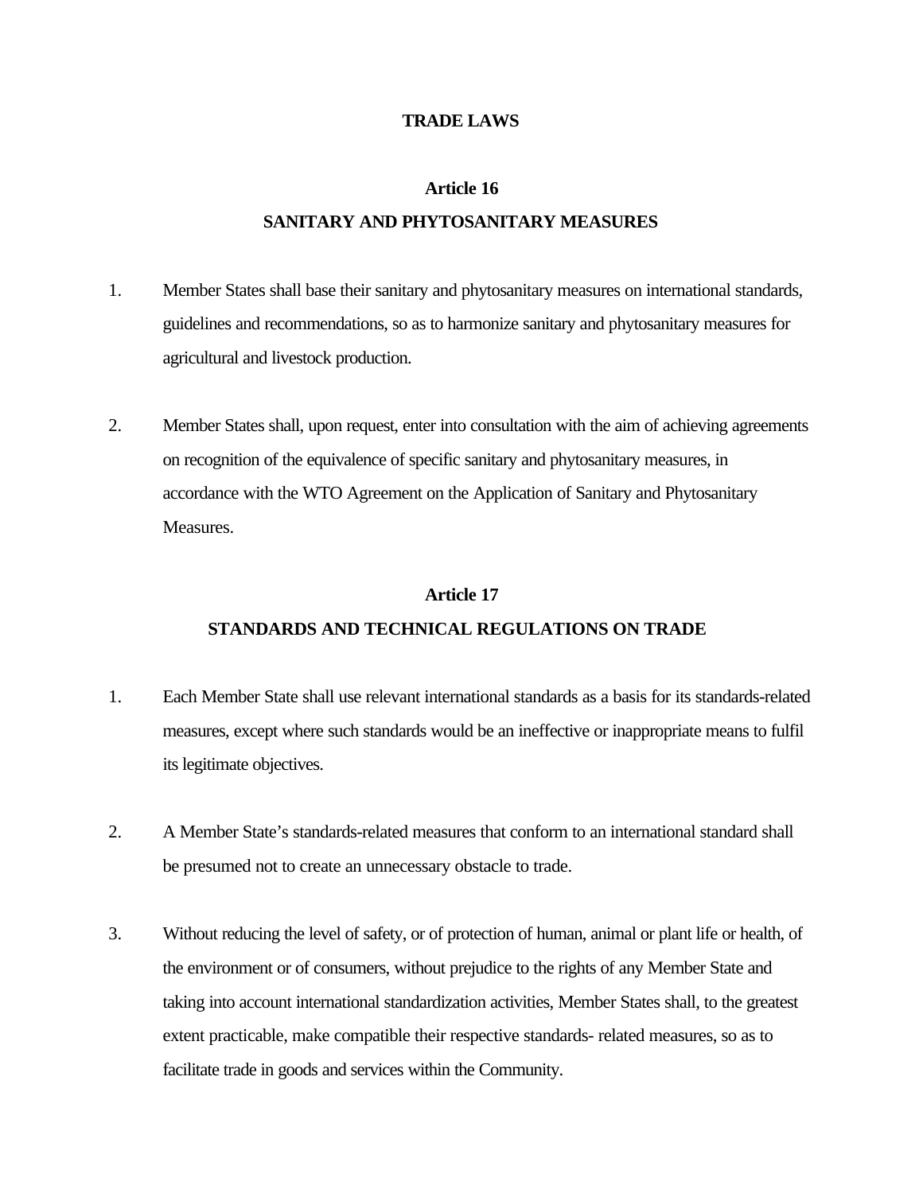## TRADE LAWS

### Article 16
### SANITARY AND PHYTOSANITARY MEASURES

1. Member States shall base their sanitary and phytosanitary measures on international standards, guidelines and recommendations, so as to harmonize sanitary and phytosanitary measures for agricultural and livestock production.

2. Member States shall, upon request, enter into consultation with the aim of achieving agreements on recognition of the equivalence of specific sanitary and phytosanitary measures, in accordance with the WTO Agreement on the Application of Sanitary and Phytosanitary Measures.

### Article 17
### STANDARDS AND TECHNICAL REGULATIONS ON TRADE

1. Each Member State shall use relevant international standards as a basis for its standards-related measures, except where such standards would be an ineffective or inappropriate means to fulfil its legitimate objectives.

2. A Member State's standards-related measures that conform to an international standard shall be presumed not to create an unnecessary obstacle to trade.

3. Without reducing the level of safety, or of protection of human, animal or plant life or health, of the environment or of consumers, without prejudice to the rights of any Member State and taking into account international standardization activities, Member States shall, to the greatest extent practicable, make compatible their respective standards- related measures, so as to facilitate trade in goods and services within the Community.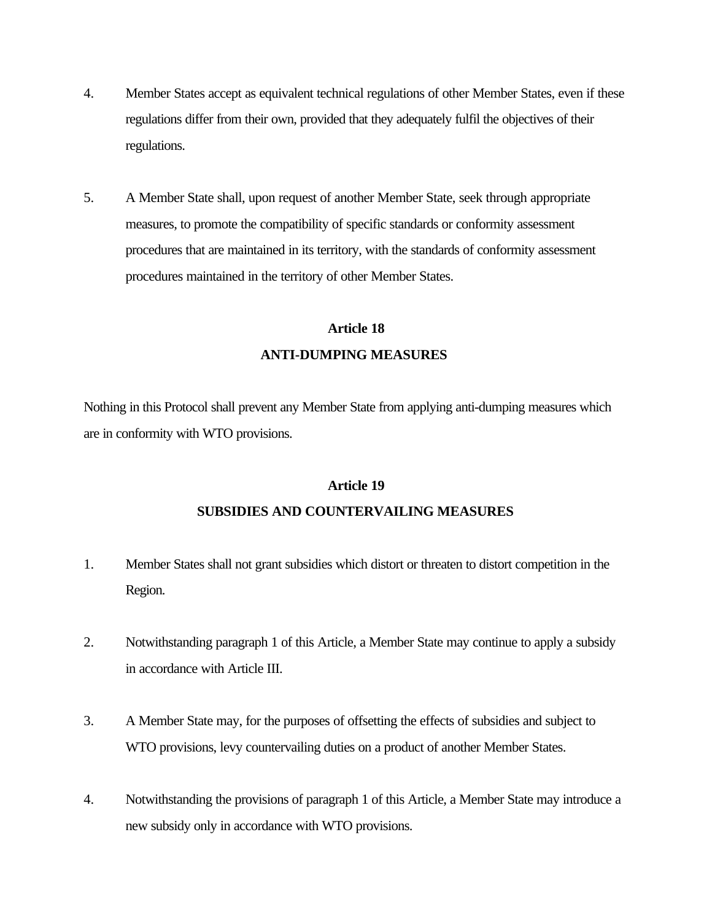4. Member States accept as equivalent technical regulations of other Member States, even if these regulations differ from their own, provided that they adequately fulfil the objectives of their regulations.

5. A Member State shall, upon request of another Member State, seek through appropriate measures, to promote the compatibility of specific standards or conformity assessment procedures that are maintained in its territory, with the standards of conformity assessment procedures maintained in the territory of other Member States.

## Article 18

## ANTI-DUMPING MEASURES

Nothing in this Protocol shall prevent any Member State from applying anti-dumping measures which are in conformity with WTO provisions.

## Article 19

## SUBSIDIES AND COUNTERVAILING MEASURES

1. Member States shall not grant subsidies which distort or threaten to distort competition in the Region.

2. Notwithstanding paragraph 1 of this Article, a Member State may continue to apply a subsidy in accordance with Article III.

3. A Member State may, for the purposes of offsetting the effects of subsidies and subject to WTO provisions, levy countervailing duties on a product of another Member States.

4. Notwithstanding the provisions of paragraph 1 of this Article, a Member State may introduce a new subsidy only in accordance with WTO provisions.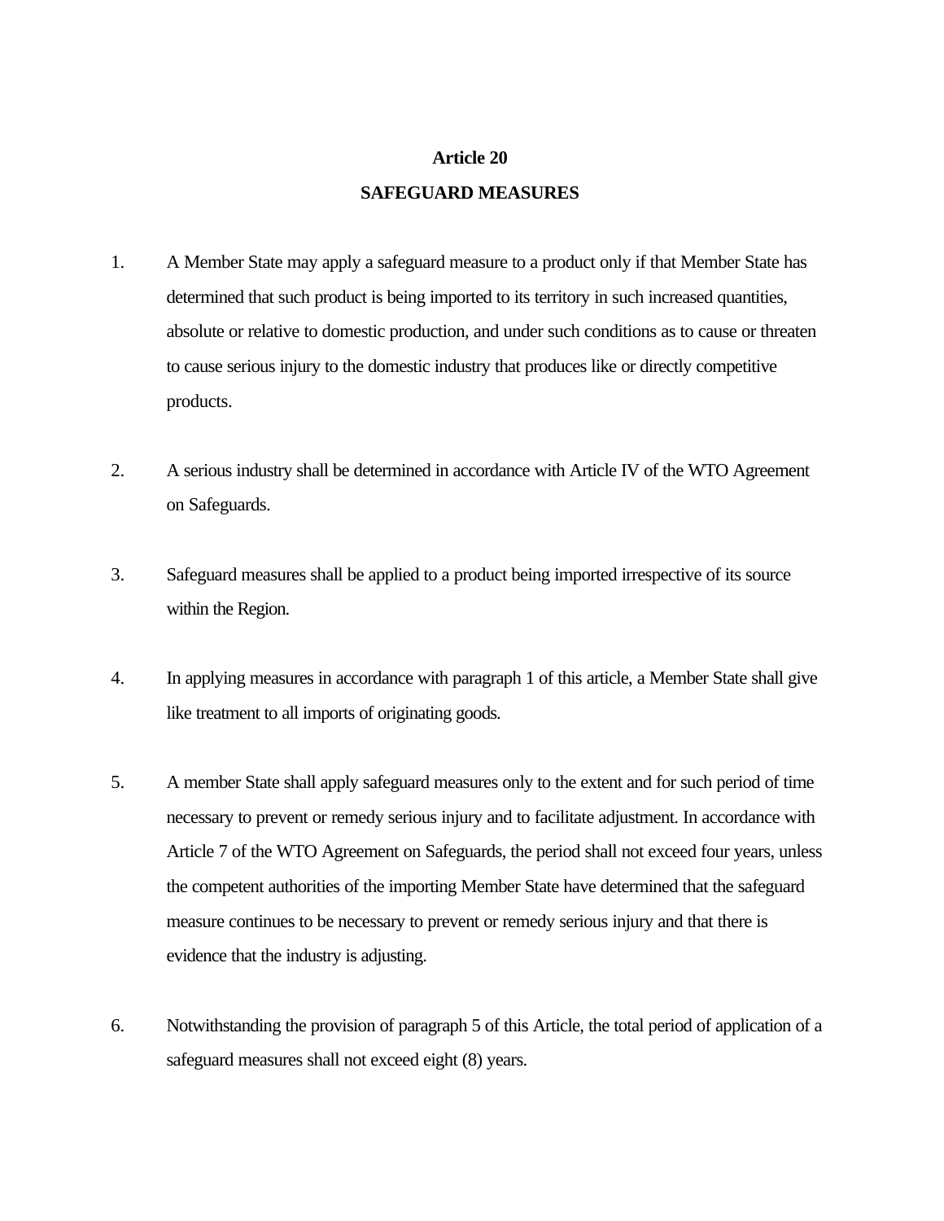## Article 20

## SAFEGUARD MEASURES

1. A Member State may apply a safeguard measure to a product only if that Member State has determined that such product is being imported to its territory in such increased quantities, absolute or relative to domestic production, and under such conditions as to cause or threaten to cause serious injury to the domestic industry that produces like or directly competitive products.

2. A serious industry shall be determined in accordance with Article IV of the WTO Agreement on Safeguards.

3. Safeguard measures shall be applied to a product being imported irrespective of its source within the Region.

4. In applying measures in accordance with paragraph 1 of this article, a Member State shall give like treatment to all imports of originating goods.

5. A member State shall apply safeguard measures only to the extent and for such period of time necessary to prevent or remedy serious injury and to facilitate adjustment. In accordance with Article 7 of the WTO Agreement on Safeguards, the period shall not exceed four years, unless the competent authorities of the importing Member State have determined that the safeguard measure continues to be necessary to prevent or remedy serious injury and that there is evidence that the industry is adjusting.

6. Notwithstanding the provision of paragraph 5 of this Article, the total period of application of a safeguard measures shall not exceed eight (8) years.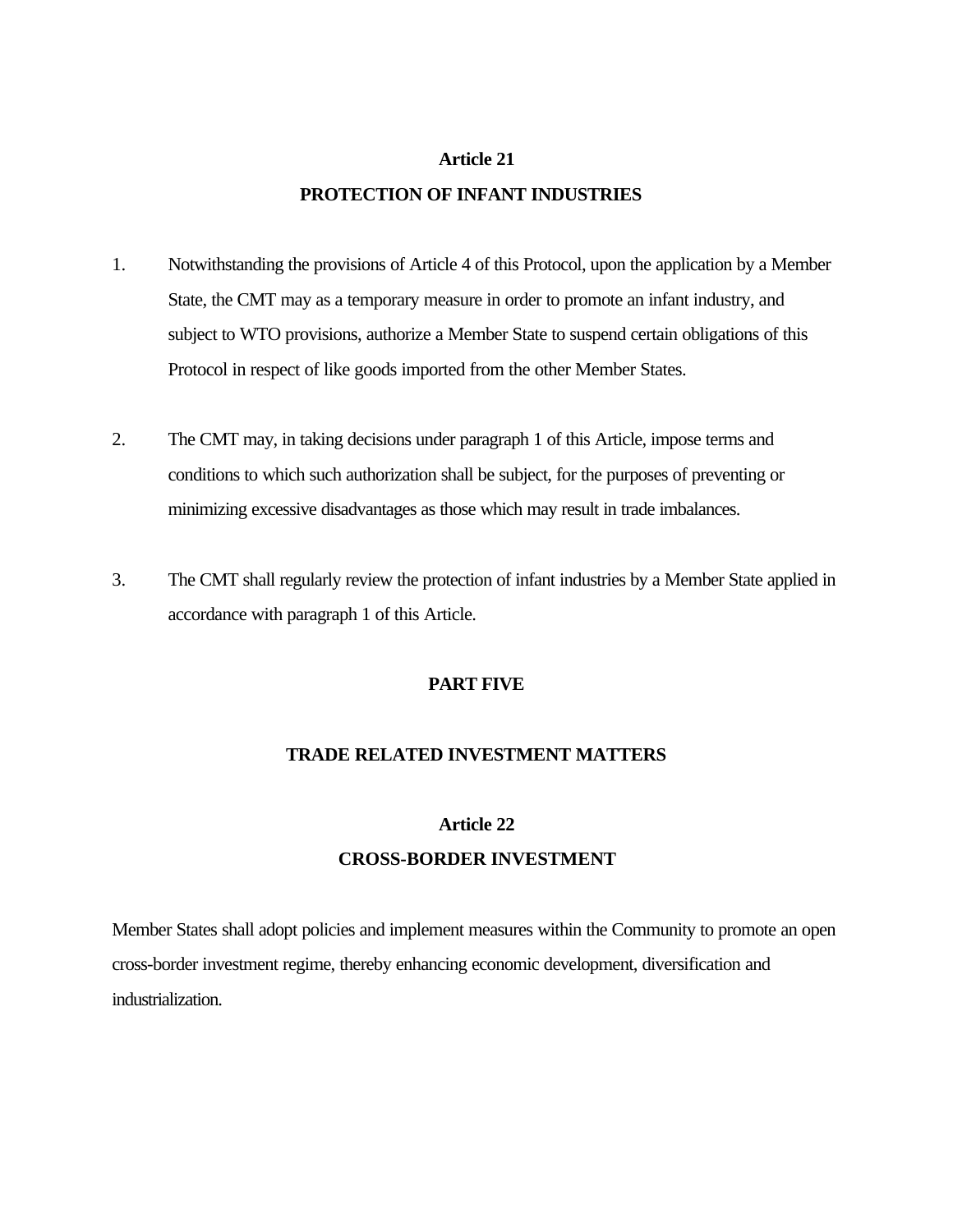## Article 21

## PROTECTION OF INFANT INDUSTRIES

1. Notwithstanding the provisions of Article 4 of this Protocol, upon the application by a Member State, the CMT may as a temporary measure in order to promote an infant industry, and subject to WTO provisions, authorize a Member State to suspend certain obligations of this Protocol in respect of like goods imported from the other Member States.

2. The CMT may, in taking decisions under paragraph 1 of this Article, impose terms and conditions to which such authorization shall be subject, for the purposes of preventing or minimizing excessive disadvantages as those which may result in trade imbalances.

3. The CMT shall regularly review the protection of infant industries by a Member State applied in accordance with paragraph 1 of this Article.

# PART FIVE

# TRADE RELATED INVESTMENT MATTERS

## Article 22

## CROSS-BORDER INVESTMENT

Member States shall adopt policies and implement measures within the Community to promote an open cross-border investment regime, thereby enhancing economic development, diversification and industrialization.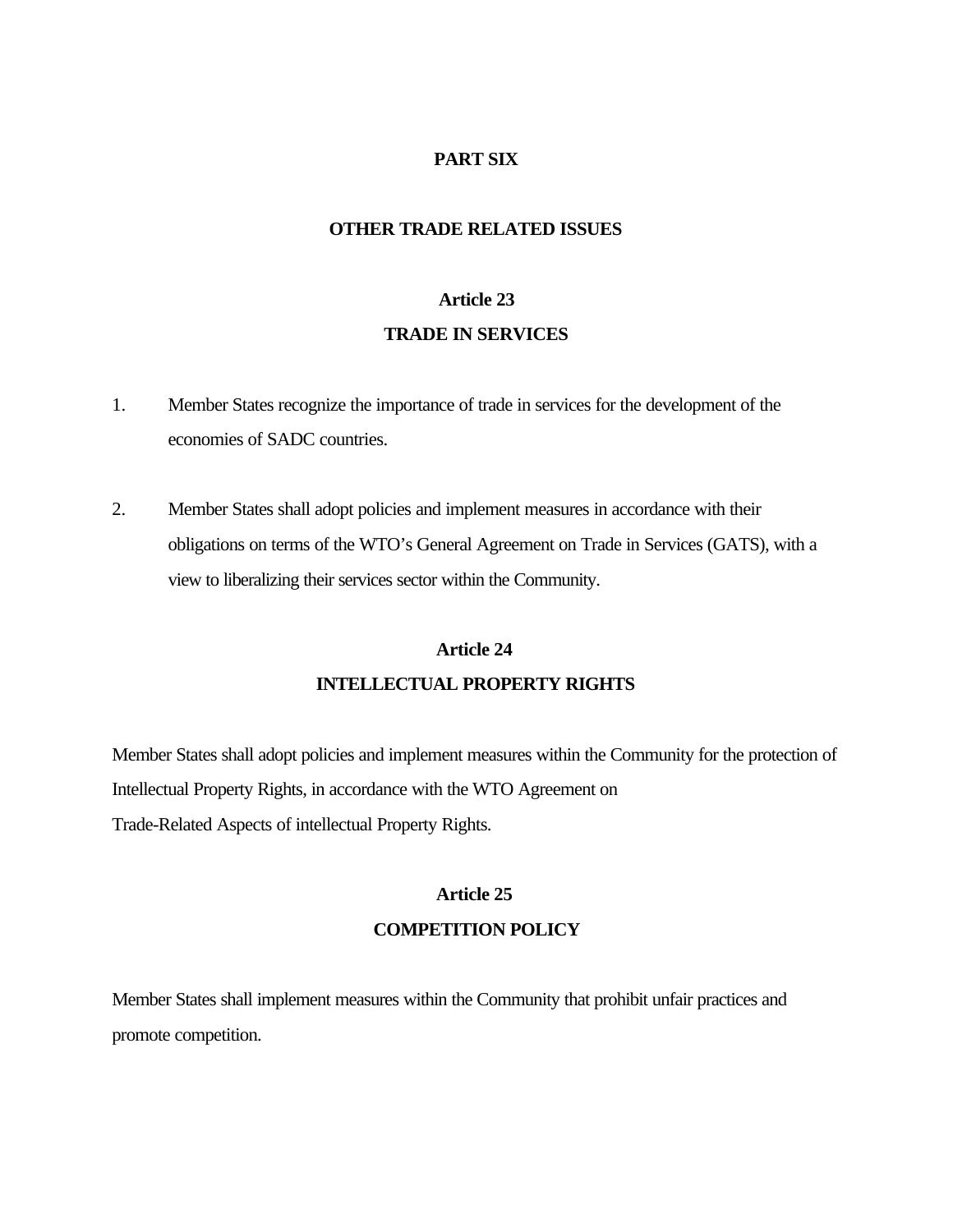# PART SIX

# OTHER TRADE RELATED ISSUES

## Article 23
## TRADE IN SERVICES

1. Member States recognize the importance of trade in services for the development of the economies of SADC countries.

2. Member States shall adopt policies and implement measures in accordance with their obligations on terms of the WTO's General Agreement on Trade in Services (GATS), with a view to liberalizing their services sector within the Community.

## Article 24
## INTELLECTUAL PROPERTY RIGHTS

Member States shall adopt policies and implement measures within the Community for the protection of Intellectual Property Rights, in accordance with the WTO Agreement on Trade-Related Aspects of intellectual Property Rights.

## Article 25
## COMPETITION POLICY

Member States shall implement measures within the Community that prohibit unfair practices and promote competition.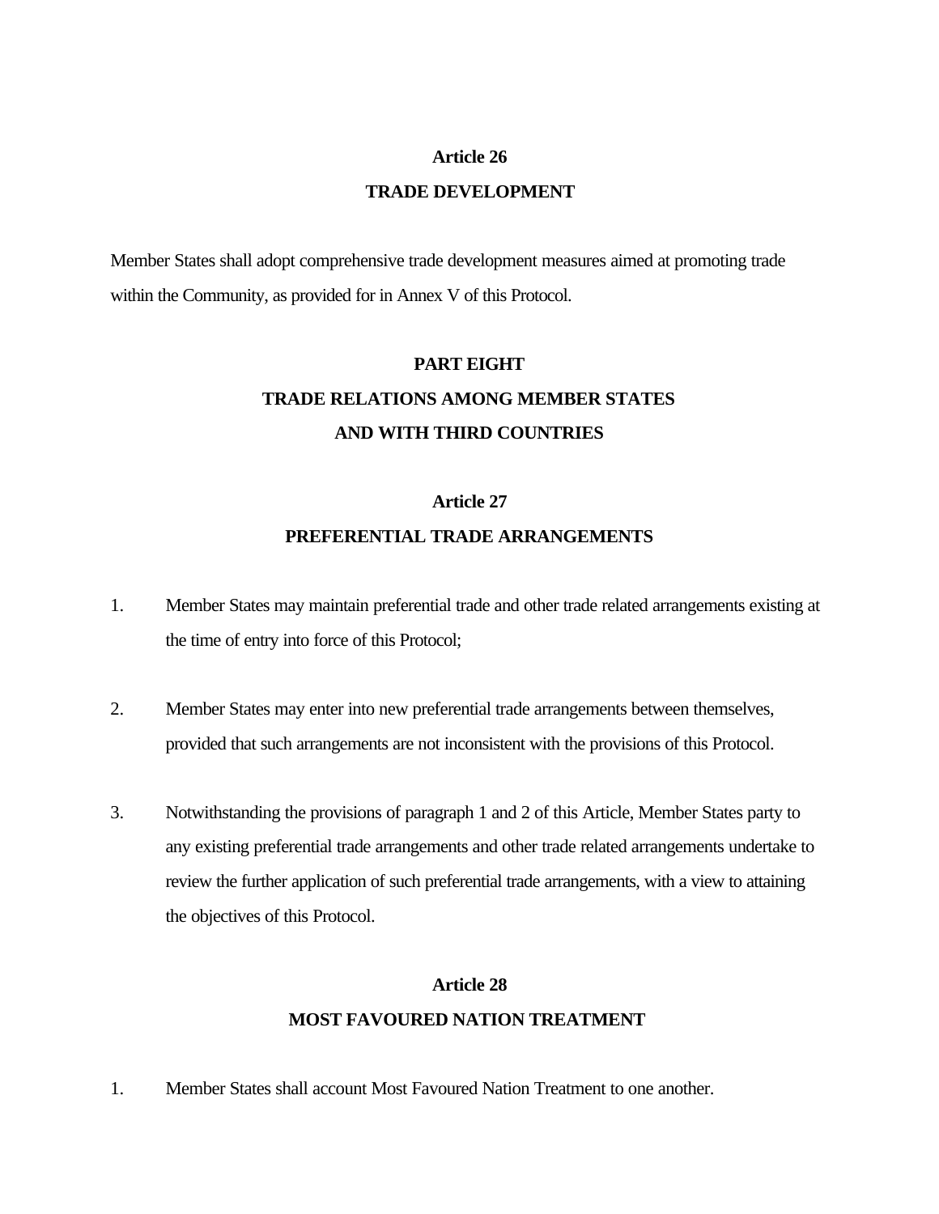**Article 26**

**TRADE DEVELOPMENT**

Member States shall adopt comprehensive trade development measures aimed at promoting trade within the Community, as provided for in Annex V of this Protocol.

## PART EIGHT
## TRADE RELATIONS AMONG MEMBER STATES AND WITH THIRD COUNTRIES

**Article 27**

**PREFERENTIAL TRADE ARRANGEMENTS**

1. Member States may maintain preferential trade and other trade related arrangements existing at the time of entry into force of this Protocol;

2. Member States may enter into new preferential trade arrangements between themselves, provided that such arrangements are not inconsistent with the provisions of this Protocol.

3. Notwithstanding the provisions of paragraph 1 and 2 of this Article, Member States party to any existing preferential trade arrangements and other trade related arrangements undertake to review the further application of such preferential trade arrangements, with a view to attaining the objectives of this Protocol.

**Article 28**

**MOST FAVOURED NATION TREATMENT**

1. Member States shall account Most Favoured Nation Treatment to one another.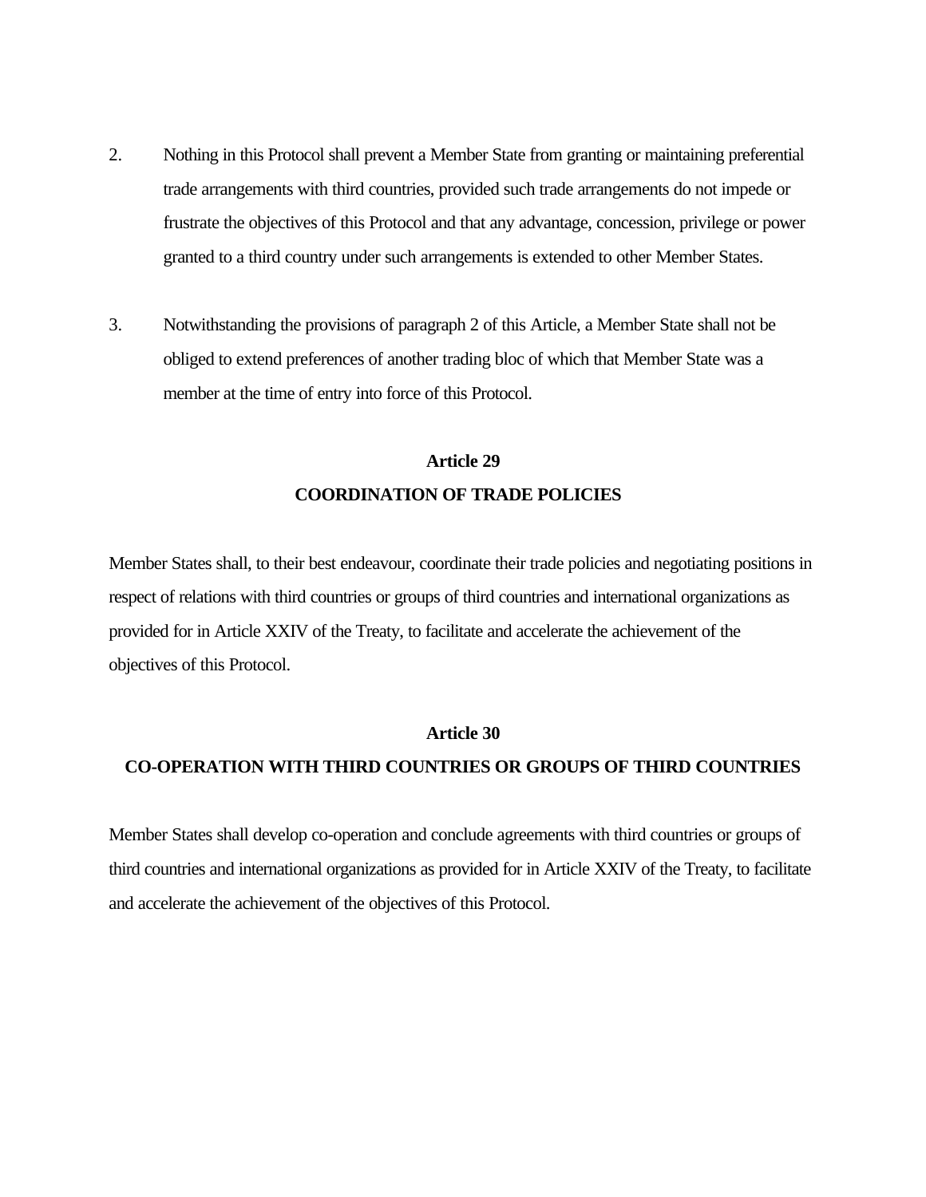2. Nothing in this Protocol shall prevent a Member State from granting or maintaining preferential trade arrangements with third countries, provided such trade arrangements do not impede or frustrate the objectives of this Protocol and that any advantage, concession, privilege or power granted to a third country under such arrangements is extended to other Member States.

3. Notwithstanding the provisions of paragraph 2 of this Article, a Member State shall not be obliged to extend preferences of another trading bloc of which that Member State was a member at the time of entry into force of this Protocol.

## Article 29
## COORDINATION OF TRADE POLICIES

Member States shall, to their best endeavour, coordinate their trade policies and negotiating positions in respect of relations with third countries or groups of third countries and international organizations as provided for in Article XXIV of the Treaty, to facilitate and accelerate the achievement of the objectives of this Protocol.

## Article 30
## CO-OPERATION WITH THIRD COUNTRIES OR GROUPS OF THIRD COUNTRIES

Member States shall develop co-operation and conclude agreements with third countries or groups of third countries and international organizations as provided for in Article XXIV of the Treaty, to facilitate and accelerate the achievement of the objectives of this Protocol.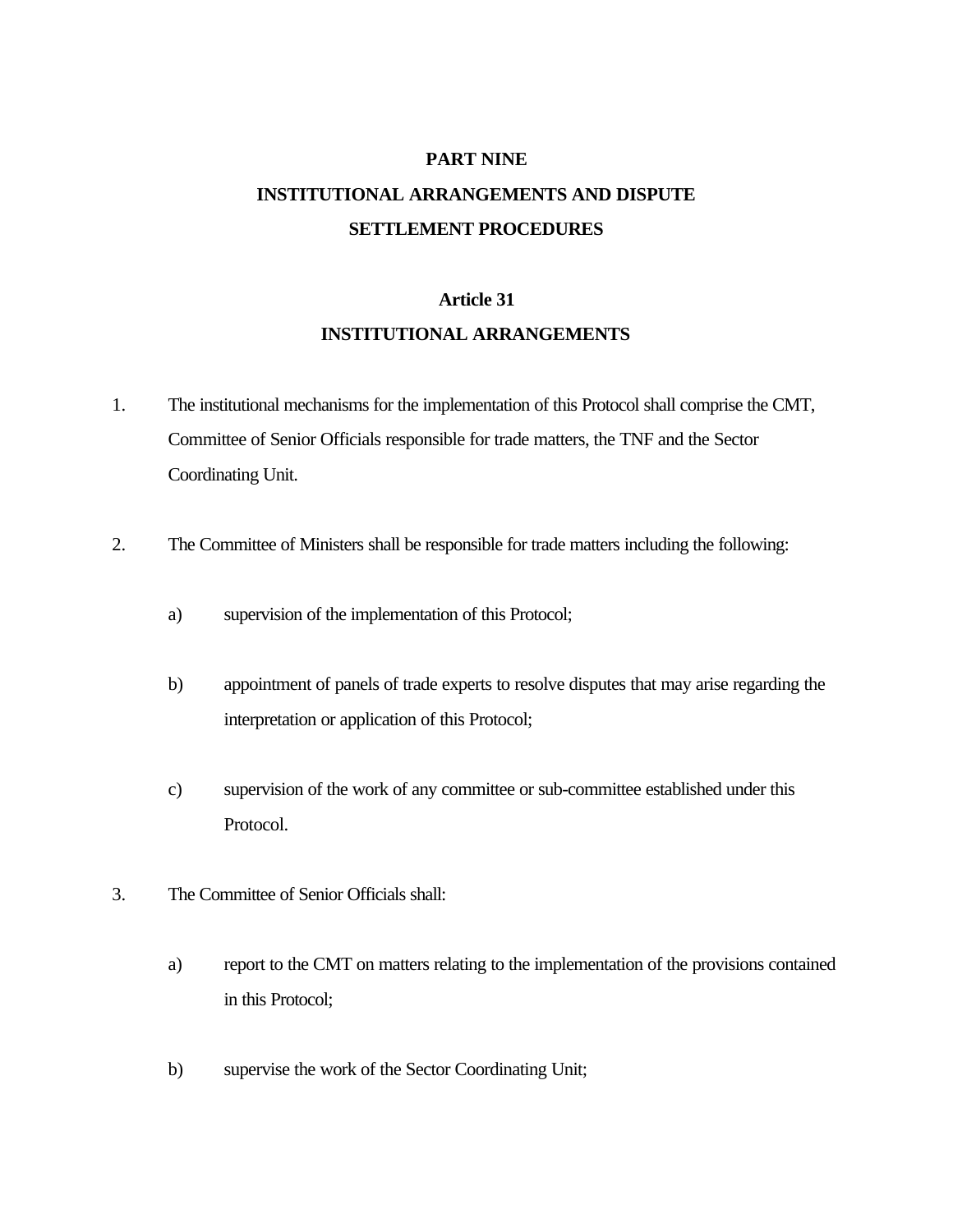# PART NINE

# INSTITUTIONAL ARRANGEMENTS AND DISPUTE SETTLEMENT PROCEDURES

## Article 31

## INSTITUTIONAL ARRANGEMENTS

1. The institutional mechanisms for the implementation of this Protocol shall comprise the CMT, Committee of Senior Officials responsible for trade matters, the TNF and the Sector Coordinating Unit.

2. The Committee of Ministers shall be responsible for trade matters including the following:

   a) supervision of the implementation of this Protocol;

   b) appointment of panels of trade experts to resolve disputes that may arise regarding the interpretation or application of this Protocol;

   c) supervision of the work of any committee or sub-committee established under this Protocol.

3. The Committee of Senior Officials shall:

   a) report to the CMT on matters relating to the implementation of the provisions contained in this Protocol;

   b) supervise the work of the Sector Coordinating Unit;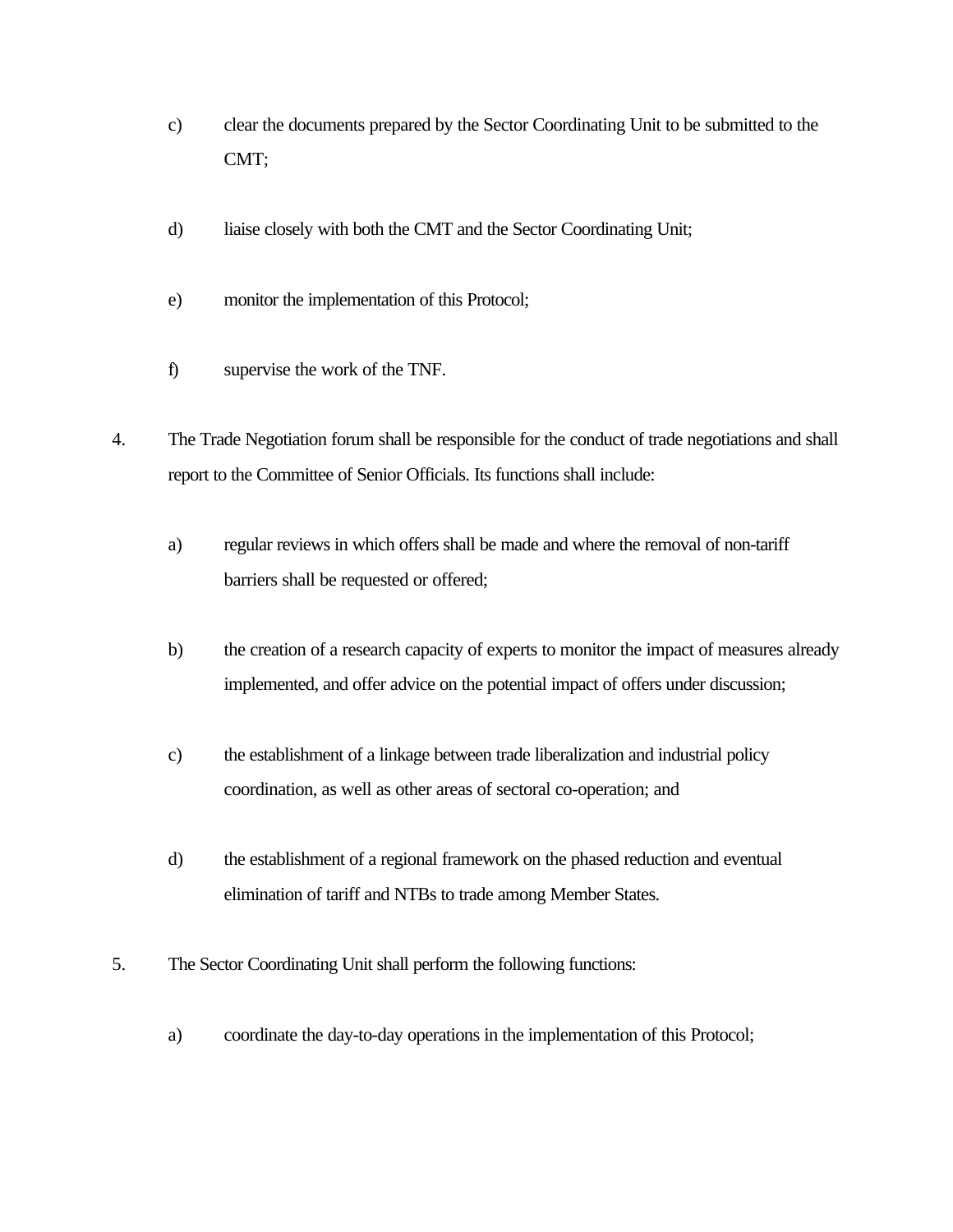c) clear the documents prepared by the Sector Coordinating Unit to be submitted to the CMT;

d) liaise closely with both the CMT and the Sector Coordinating Unit;

e) monitor the implementation of this Protocol;

f) supervise the work of the TNF.

4. The Trade Negotiation forum shall be responsible for the conduct of trade negotiations and shall report to the Committee of Senior Officials. Its functions shall include:

   a) regular reviews in which offers shall be made and where the removal of non-tariff barriers shall be requested or offered;

   b) the creation of a research capacity of experts to monitor the impact of measures already implemented, and offer advice on the potential impact of offers under discussion;

   c) the establishment of a linkage between trade liberalization and industrial policy coordination, as well as other areas of sectoral co-operation; and

   d) the establishment of a regional framework on the phased reduction and eventual elimination of tariff and NTBs to trade among Member States.

5. The Sector Coordinating Unit shall perform the following functions:

   a) coordinate the day-to-day operations in the implementation of this Protocol;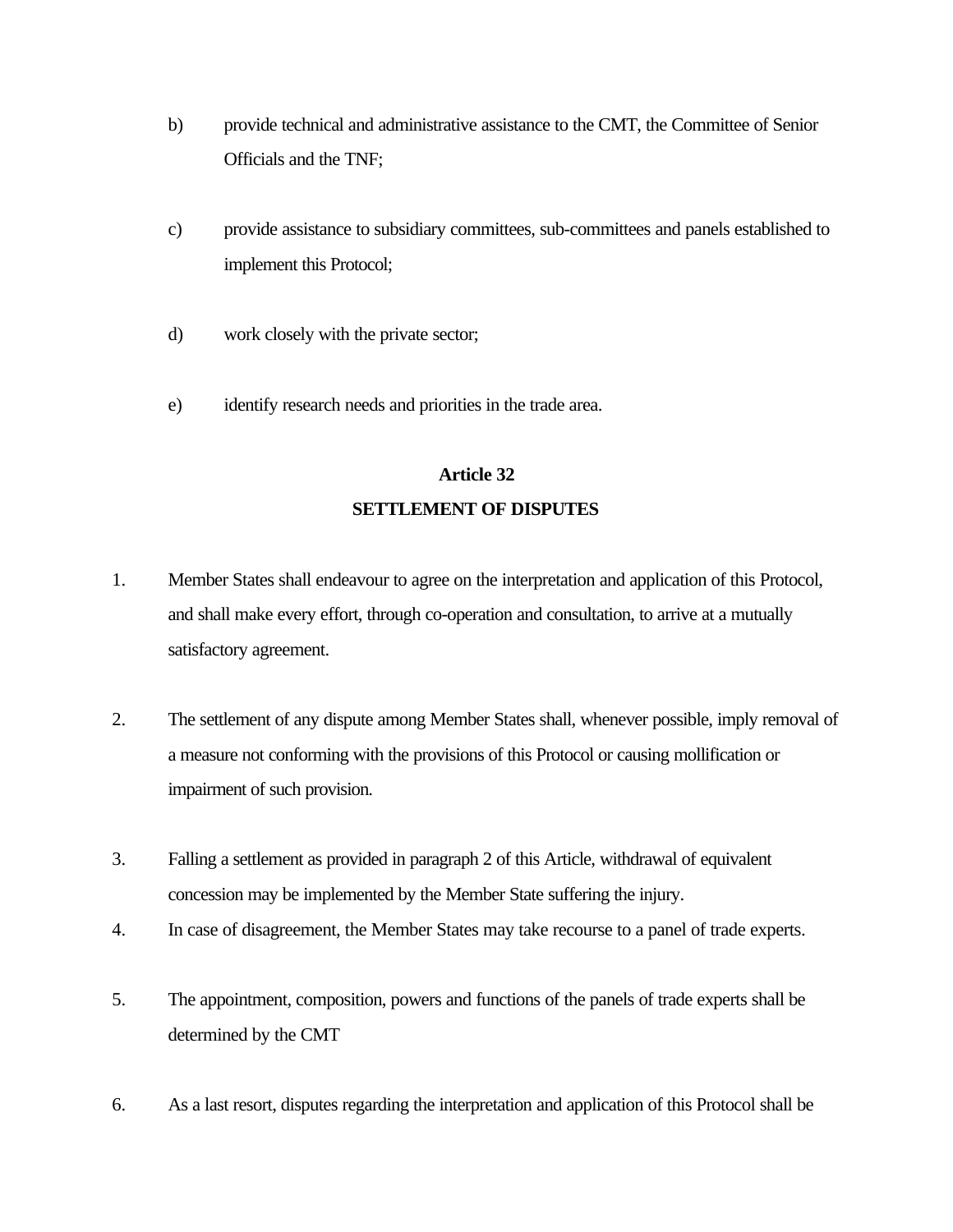b) provide technical and administrative assistance to the CMT, the Committee of Senior Officials and the TNF;

c) provide assistance to subsidiary committees, sub-committees and panels established to implement this Protocol;

d) work closely with the private sector;

e) identify research needs and priorities in the trade area.

## Article 32
## SETTLEMENT OF DISPUTES

1. Member States shall endeavour to agree on the interpretation and application of this Protocol, and shall make every effort, through co-operation and consultation, to arrive at a mutually satisfactory agreement.

2. The settlement of any dispute among Member States shall, whenever possible, imply removal of a measure not conforming with the provisions of this Protocol or causing mollification or impairment of such provision.

3. Falling a settlement as provided in paragraph 2 of this Article, withdrawal of equivalent concession may be implemented by the Member State suffering the injury.

4. In case of disagreement, the Member States may take recourse to a panel of trade experts.

5. The appointment, composition, powers and functions of the panels of trade experts shall be determined by the CMT

6. As a last resort, disputes regarding the interpretation and application of this Protocol shall be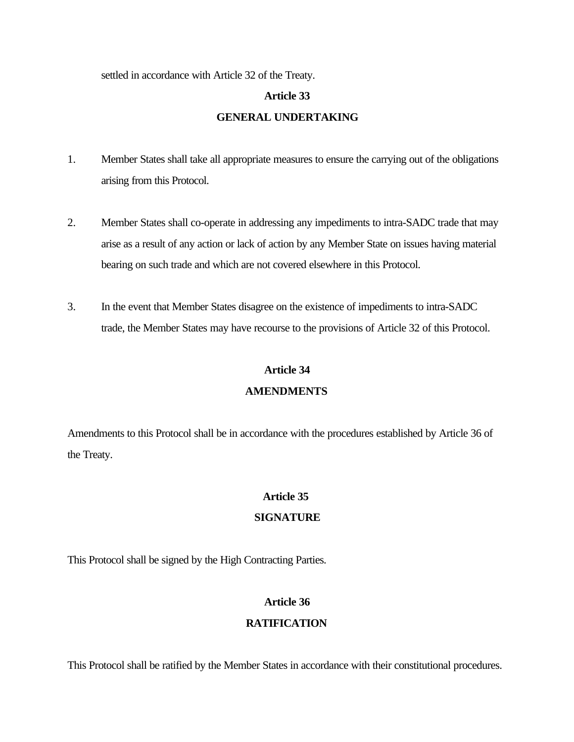settled in accordance with Article 32 of the Treaty.

**Article 33**

**GENERAL UNDERTAKING**

1. Member States shall take all appropriate measures to ensure the carrying out of the obligations arising from this Protocol.

2. Member States shall co-operate in addressing any impediments to intra-SADC trade that may arise as a result of any action or lack of action by any Member State on issues having material bearing on such trade and which are not covered elsewhere in this Protocol.

3. In the event that Member States disagree on the existence of impediments to intra-SADC trade, the Member States may have recourse to the provisions of Article 32 of this Protocol.

**Article 34**

**AMENDMENTS**

Amendments to this Protocol shall be in accordance with the procedures established by Article 36 of the Treaty.

**Article 35**

**SIGNATURE**

This Protocol shall be signed by the High Contracting Parties.

**Article 36**

**RATIFICATION**

This Protocol shall be ratified by the Member States in accordance with their constitutional procedures.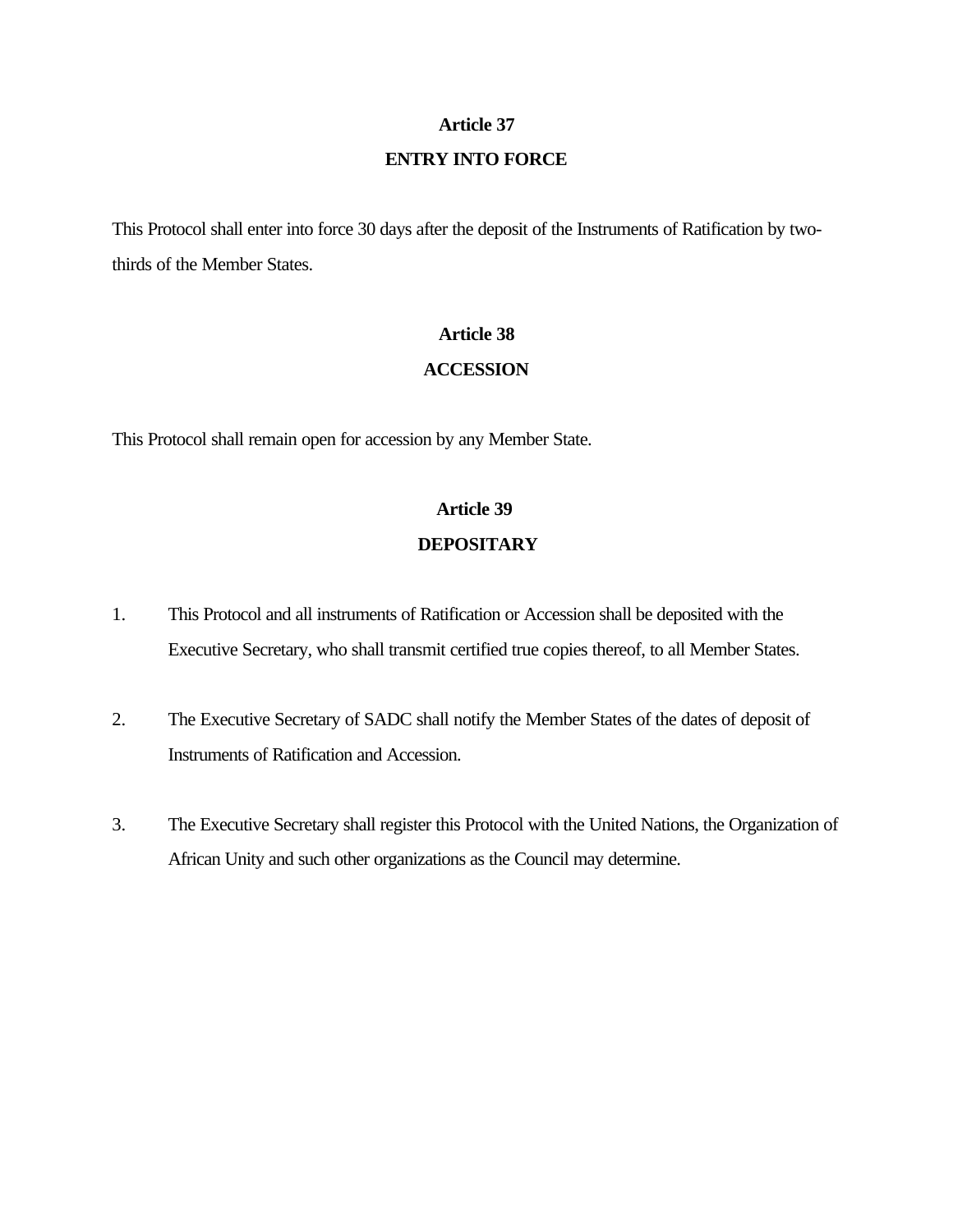## Article 37

## ENTRY INTO FORCE

This Protocol shall enter into force 30 days after the deposit of the Instruments of Ratification by two-thirds of the Member States.

## Article 38

## ACCESSION

This Protocol shall remain open for accession by any Member State.

## Article 39

## DEPOSITARY

1. This Protocol and all instruments of Ratification or Accession shall be deposited with the Executive Secretary, who shall transmit certified true copies thereof, to all Member States.

2. The Executive Secretary of SADC shall notify the Member States of the dates of deposit of Instruments of Ratification and Accession.

3. The Executive Secretary shall register this Protocol with the United Nations, the Organization of African Unity and such other organizations as the Council may determine.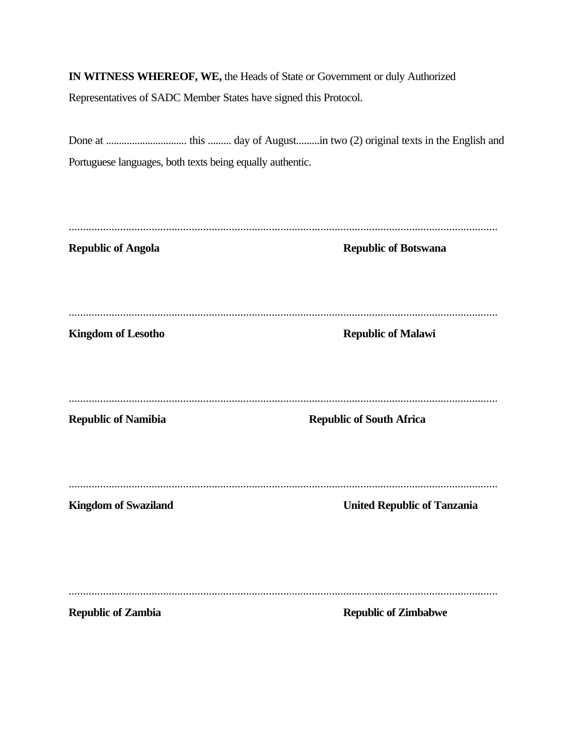**IN WITNESS WHEREOF, WE,** the Heads of State or Government or duly Authorized Representatives of SADC Member States have signed this Protocol.

Done at ............................... this ......... day of August.........in two (2) original texts in the English and Portuguese languages, both texts being equally authentic.

.......................................................................................................................................................

**Republic of Angola** **Republic of Botswana**

.......................................................................................................................................................

**Kingdom of Lesotho** **Republic of Malawi**

.......................................................................................................................................................

**Republic of Namibia** **Republic of South Africa**

.......................................................................................................................................................

**Kingdom of Swaziland** **United Republic of Tanzania**

.......................................................................................................................................................

**Republic of Zambia** **Republic of Zimbabwe**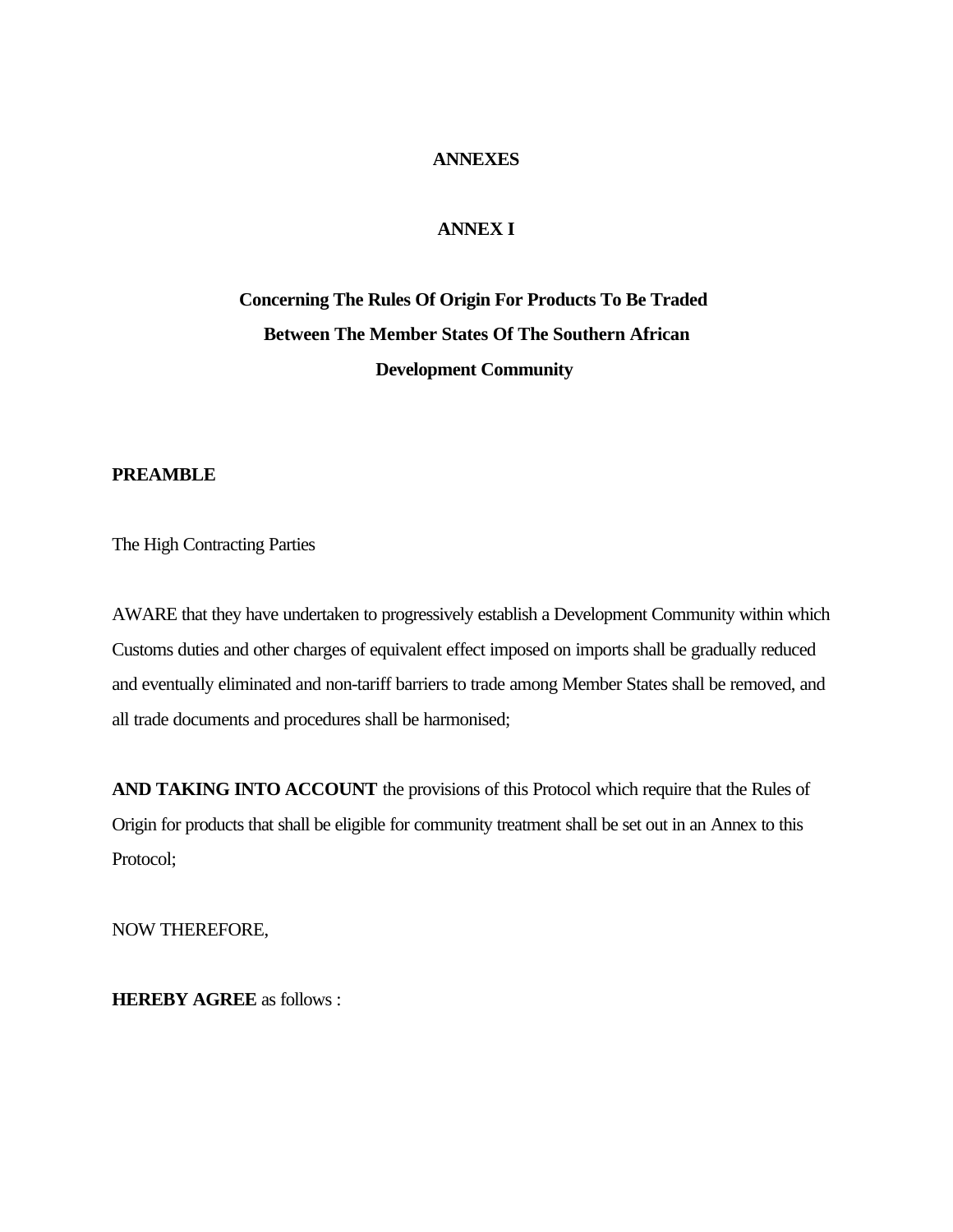# ANNEXES

## ANNEX I

### Concerning The Rules Of Origin For Products To Be Traded Between The Member States Of The Southern African Development Community

**PREAMBLE**

The High Contracting Parties

AWARE that they have undertaken to progressively establish a Development Community within which Customs duties and other charges of equivalent effect imposed on imports shall be gradually reduced and eventually eliminated and non-tariff barriers to trade among Member States shall be removed, and all trade documents and procedures shall be harmonised;

**AND TAKING INTO ACCOUNT** the provisions of this Protocol which require that the Rules of Origin for products that shall be eligible for community treatment shall be set out in an Annex to this Protocol;

NOW THEREFORE,

**HEREBY AGREE** as follows :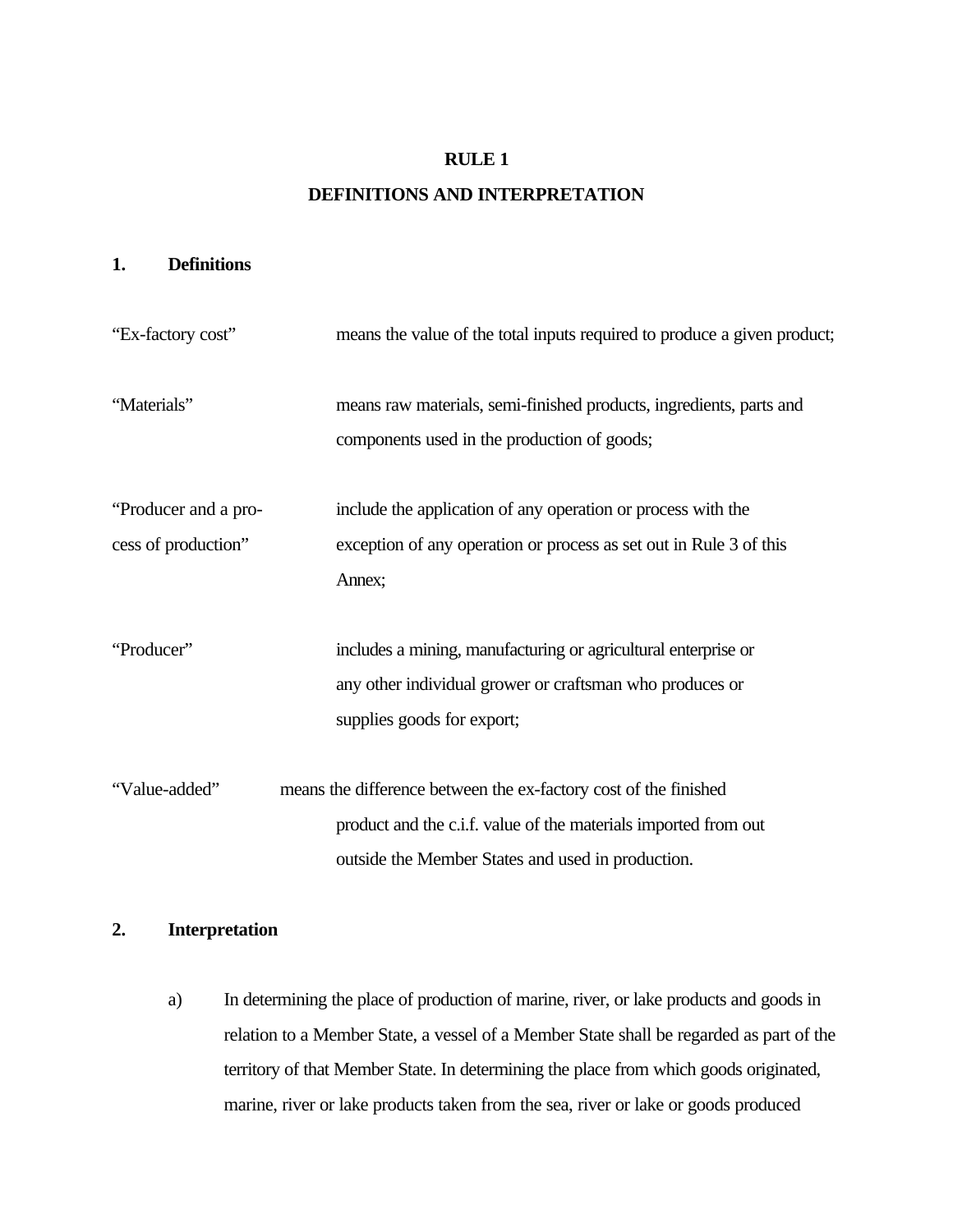# RULE 1

## DEFINITIONS AND INTERPRETATION

### 1. Definitions

“Ex-factory cost” means the value of the total inputs required to produce a given product;

“Materials” means raw materials, semi-finished products, ingredients, parts and components used in the production of goods;

“Producer and a process of production” include the application of any operation or process with the exception of any operation or process as set out in Rule 3 of this Annex;

“Producer” includes a mining, manufacturing or agricultural enterprise or any other individual grower or craftsman who produces or supplies goods for export;

“Value-added” means the difference between the ex-factory cost of the finished product and the c.i.f. value of the materials imported from out outside the Member States and used in production.

### 2. Interpretation

a) In determining the place of production of marine, river, or lake products and goods in relation to a Member State, a vessel of a Member State shall be regarded as part of the territory of that Member State. In determining the place from which goods originated, marine, river or lake products taken from the sea, river or lake or goods produced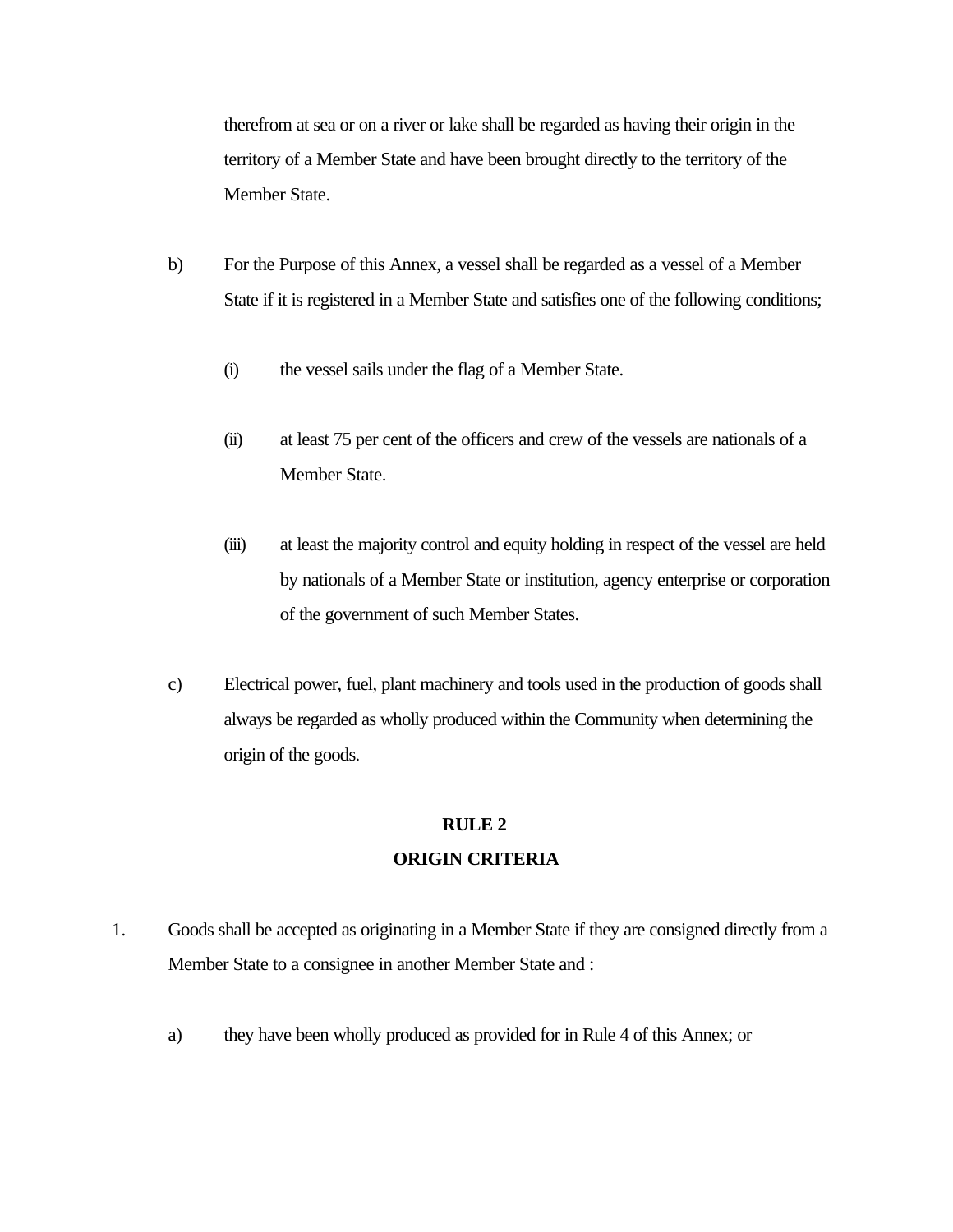therefrom at sea or on a river or lake shall be regarded as having their origin in the territory of a Member State and have been brought directly to the territory of the Member State.

b) For the Purpose of this Annex, a vessel shall be regarded as a vessel of a Member State if it is registered in a Member State and satisfies one of the following conditions;

   (i) the vessel sails under the flag of a Member State.

   (ii) at least 75 per cent of the officers and crew of the vessels are nationals of a Member State.

   (iii) at least the majority control and equity holding in respect of the vessel are held by nationals of a Member State or institution, agency enterprise or corporation of the government of such Member States.

c) Electrical power, fuel, plant machinery and tools used in the production of goods shall always be regarded as wholly produced within the Community when determining the origin of the goods.

**RULE 2**

**ORIGIN CRITERIA**

1. Goods shall be accepted as originating in a Member State if they are consigned directly from a Member State to a consignee in another Member State and :

   a) they have been wholly produced as provided for in Rule 4 of this Annex; or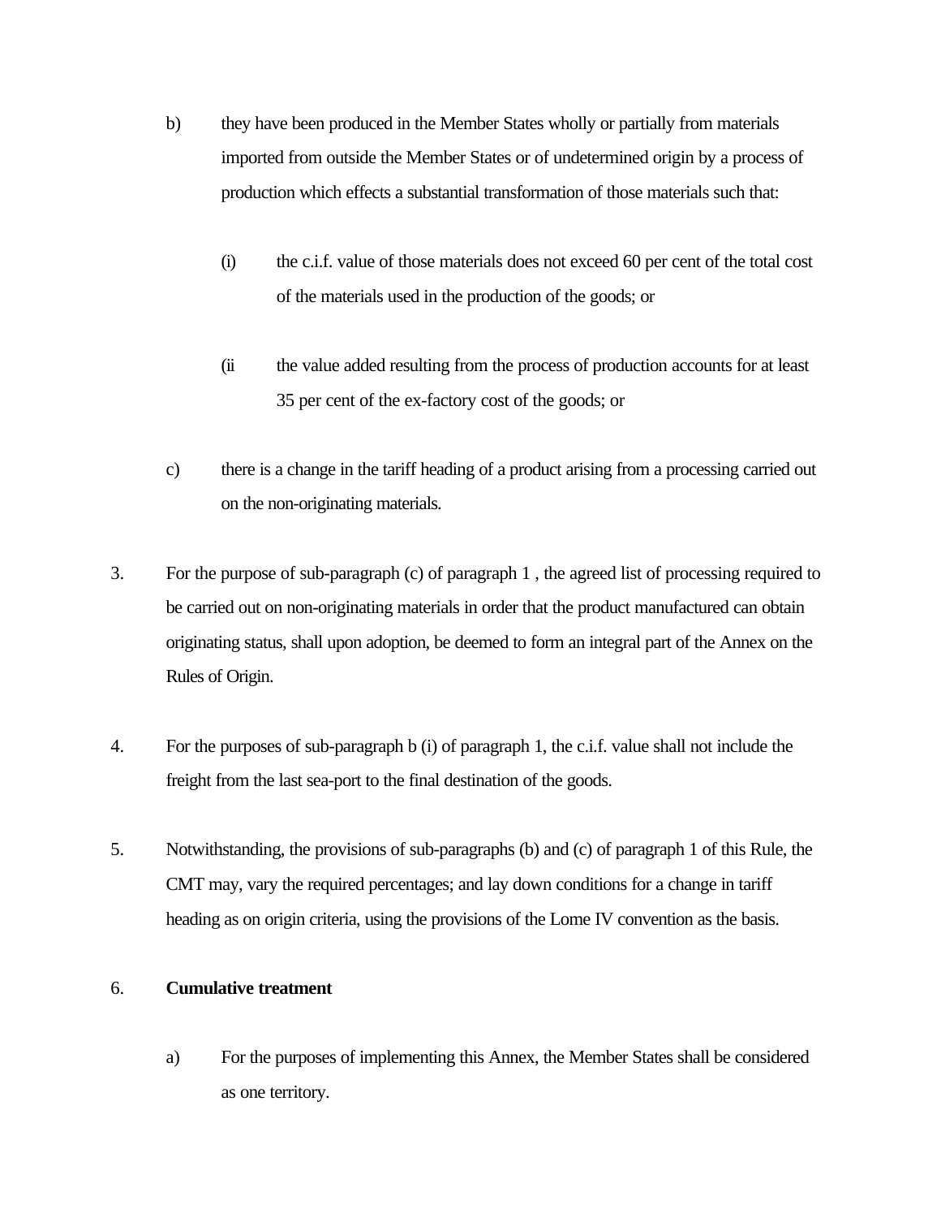b) they have been produced in the Member States wholly or partially from materials imported from outside the Member States or of undetermined origin by a process of production which effects a substantial transformation of those materials such that:

   (i) the c.i.f. value of those materials does not exceed 60 per cent of the total cost of the materials used in the production of the goods; or

   (ii the value added resulting from the process of production accounts for at least 35 per cent of the ex-factory cost of the goods; or

c) there is a change in the tariff heading of a product arising from a processing carried out on the non-originating materials.

3. For the purpose of sub-paragraph (c) of paragraph 1 , the agreed list of processing required to be carried out on non-originating materials in order that the product manufactured can obtain originating status, shall upon adoption, be deemed to form an integral part of the Annex on the Rules of Origin.

4. For the purposes of sub-paragraph b (i) of paragraph 1, the c.i.f. value shall not include the freight from the last sea-port to the final destination of the goods.

5. Notwithstanding, the provisions of sub-paragraphs (b) and (c) of paragraph 1 of this Rule, the CMT may, vary the required percentages; and lay down conditions for a change in tariff heading as on origin criteria, using the provisions of the Lome IV convention as the basis.

6. **Cumulative treatment**

   a) For the purposes of implementing this Annex, the Member States shall be considered as one territory.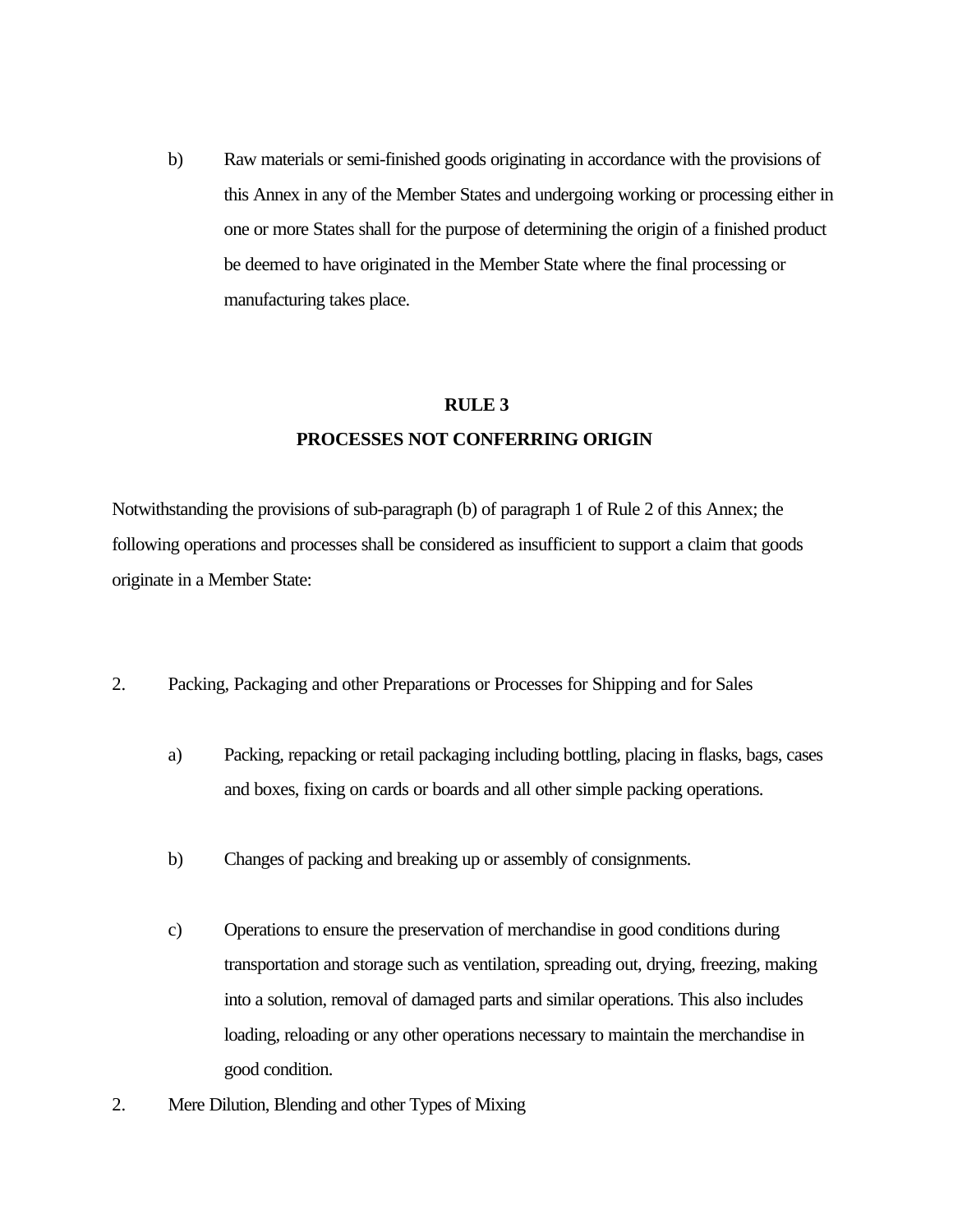b) Raw materials or semi-finished goods originating in accordance with the provisions of this Annex in any of the Member States and undergoing working or processing either in one or more States shall for the purpose of determining the origin of a finished product be deemed to have originated in the Member State where the final processing or manufacturing takes place.

## RULE 3
## PROCESSES NOT CONFERRING ORIGIN

Notwithstanding the provisions of sub-paragraph (b) of paragraph 1 of Rule 2 of this Annex; the following operations and processes shall be considered as insufficient to support a claim that goods originate in a Member State:

2. Packing, Packaging and other Preparations or Processes for Shipping and for Sales

 a) Packing, repacking or retail packaging including bottling, placing in flasks, bags, cases and boxes, fixing on cards or boards and all other simple packing operations.

 b) Changes of packing and breaking up or assembly of consignments.

 c) Operations to ensure the preservation of merchandise in good conditions during transportation and storage such as ventilation, spreading out, drying, freezing, making into a solution, removal of damaged parts and similar operations. This also includes loading, reloading or any other operations necessary to maintain the merchandise in good condition.

2. Mere Dilution, Blending and other Types of Mixing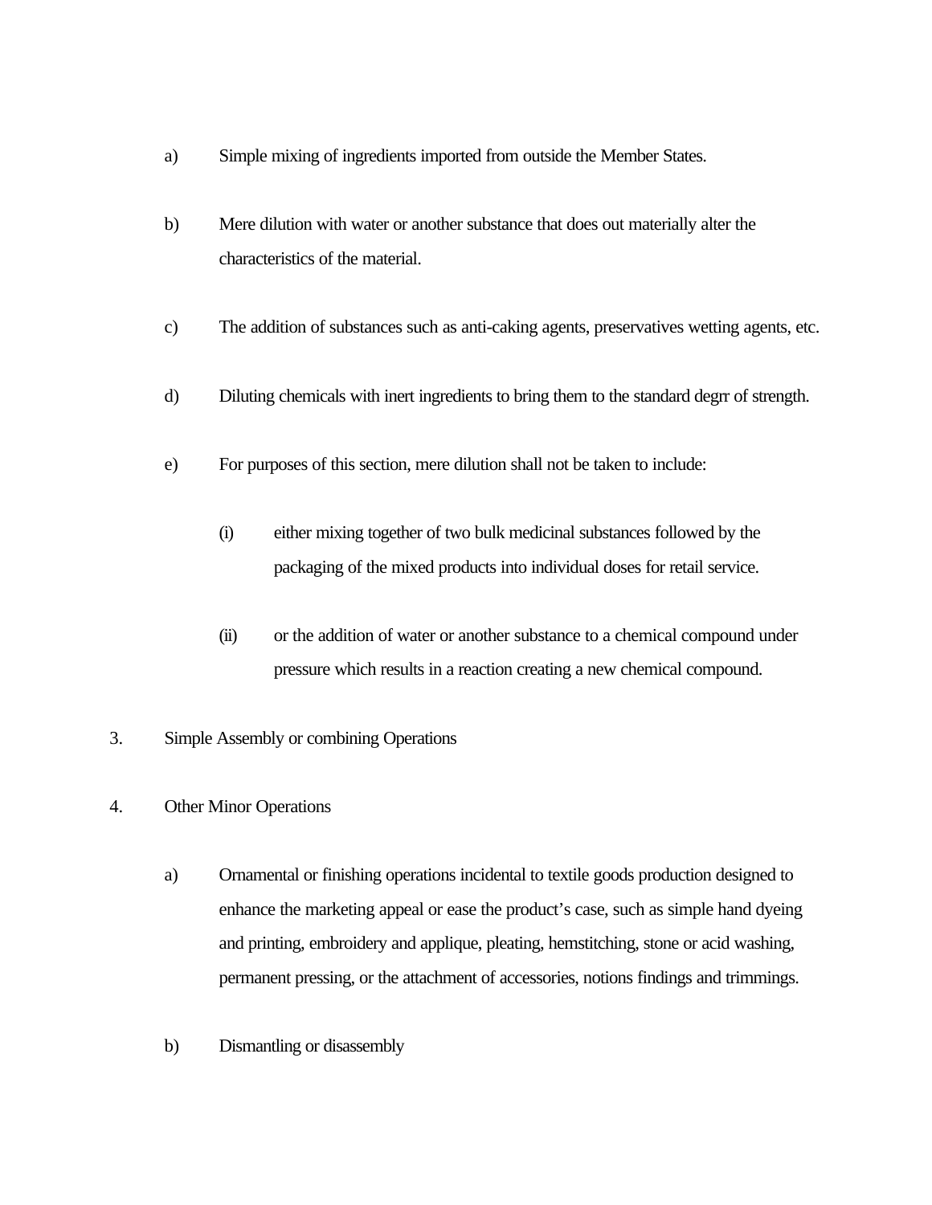a) Simple mixing of ingredients imported from outside the Member States.

b) Mere dilution with water or another substance that does out materially alter the characteristics of the material.

c) The addition of substances such as anti-caking agents, preservatives wetting agents, etc.

d) Diluting chemicals with inert ingredients to bring them to the standard degrr of strength.

e) For purposes of this section, mere dilution shall not be taken to include:

   (i) either mixing together of two bulk medicinal substances followed by the packaging of the mixed products into individual doses for retail service.

   (ii) or the addition of water or another substance to a chemical compound under pressure which results in a reaction creating a new chemical compound.

3. Simple Assembly or combining Operations

4. Other Minor Operations

   a) Ornamental or finishing operations incidental to textile goods production designed to enhance the marketing appeal or ease the product's case, such as simple hand dyeing and printing, embroidery and applique, pleating, hemstitching, stone or acid washing, permanent pressing, or the attachment of accessories, notions findings and trimmings.

   b) Dismantling or disassembly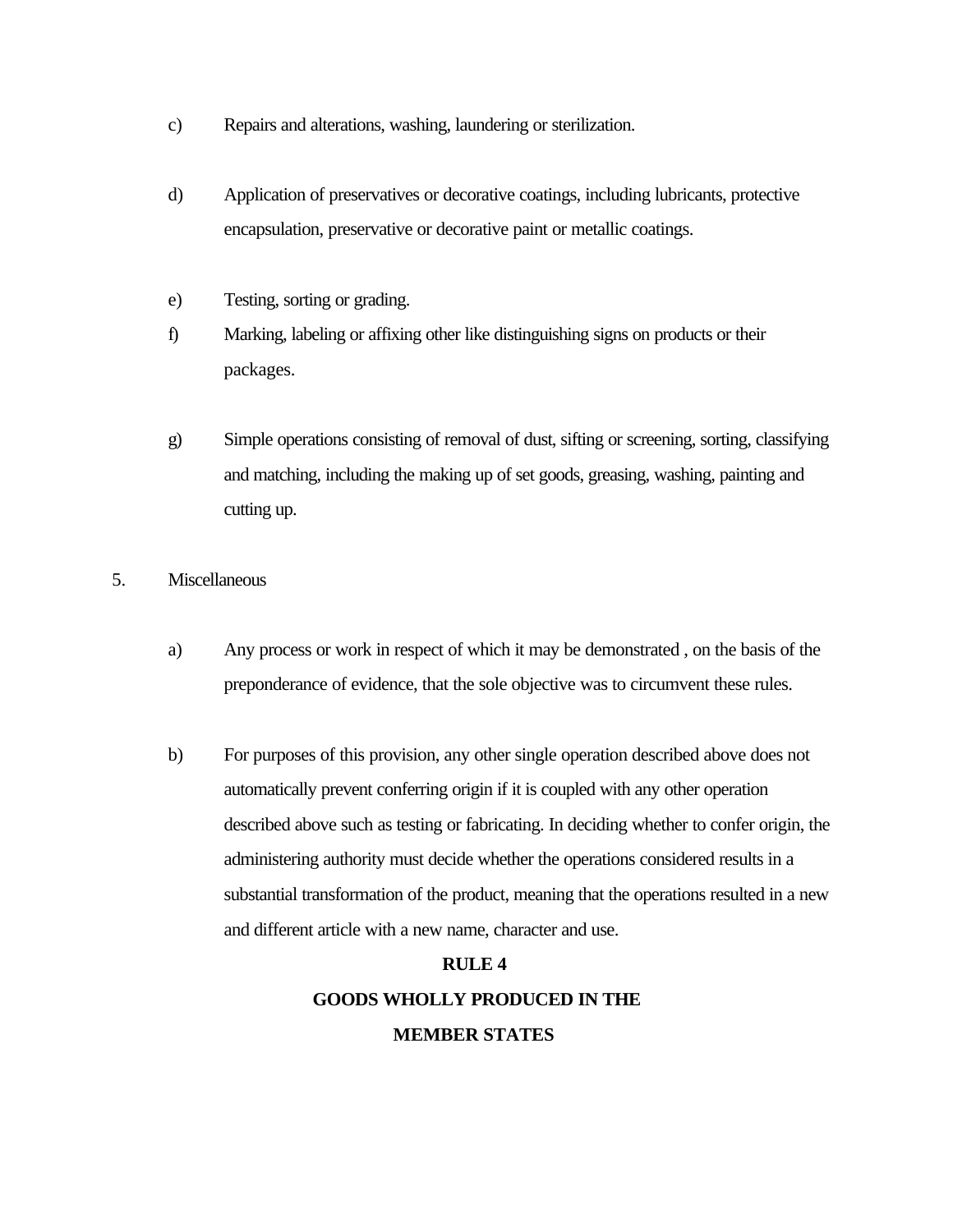c) Repairs and alterations, washing, laundering or sterilization.

d) Application of preservatives or decorative coatings, including lubricants, protective encapsulation, preservative or decorative paint or metallic coatings.

e) Testing, sorting or grading.

f) Marking, labeling or affixing other like distinguishing signs on products or their packages.

g) Simple operations consisting of removal of dust, sifting or screening, sorting, classifying and matching, including the making up of set goods, greasing, washing, painting and cutting up.

5. Miscellaneous

a) Any process or work in respect of which it may be demonstrated , on the basis of the preponderance of evidence, that the sole objective was to circumvent these rules.

b) For purposes of this provision, any other single operation described above does not automatically prevent conferring origin if it is coupled with any other operation described above such as testing or fabricating. In deciding whether to confer origin, the administering authority must decide whether the operations considered results in a substantial transformation of the product, meaning that the operations resulted in a new and different article with a new name, character and use.

**RULE 4**

**GOODS WHOLLY PRODUCED IN THE MEMBER STATES**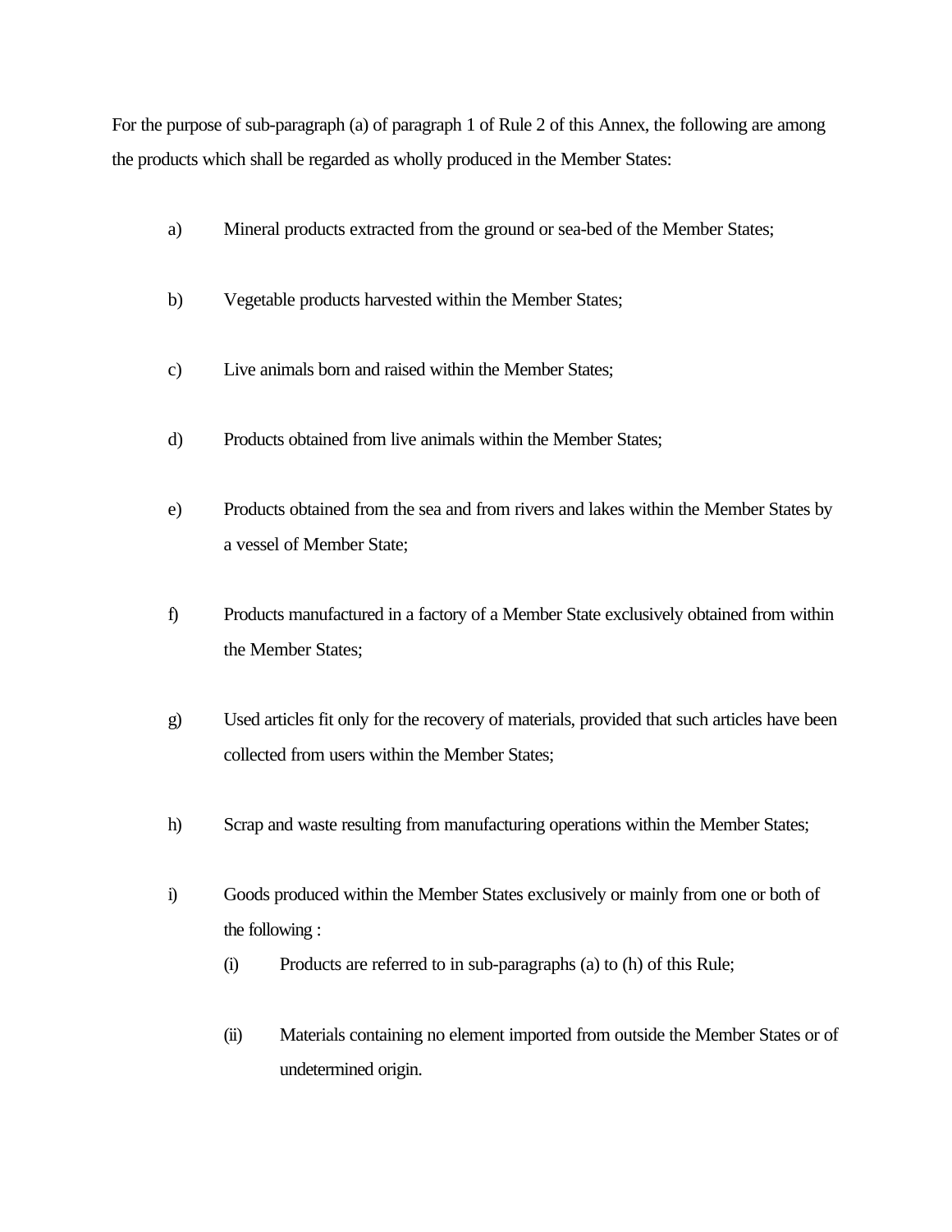For the purpose of sub-paragraph (a) of paragraph 1 of Rule 2 of this Annex, the following are among the products which shall be regarded as wholly produced in the Member States:

a) Mineral products extracted from the ground or sea-bed of the Member States;

b) Vegetable products harvested within the Member States;

c) Live animals born and raised within the Member States;

d) Products obtained from live animals within the Member States;

e) Products obtained from the sea and from rivers and lakes within the Member States by a vessel of Member State;

f) Products manufactured in a factory of a Member State exclusively obtained from within the Member States;

g) Used articles fit only for the recovery of materials, provided that such articles have been collected from users within the Member States;

h) Scrap and waste resulting from manufacturing operations within the Member States;

i) Goods produced within the Member States exclusively or mainly from one or both of the following :

   (i) Products are referred to in sub-paragraphs (a) to (h) of this Rule;

   (ii) Materials containing no element imported from outside the Member States or of undetermined origin.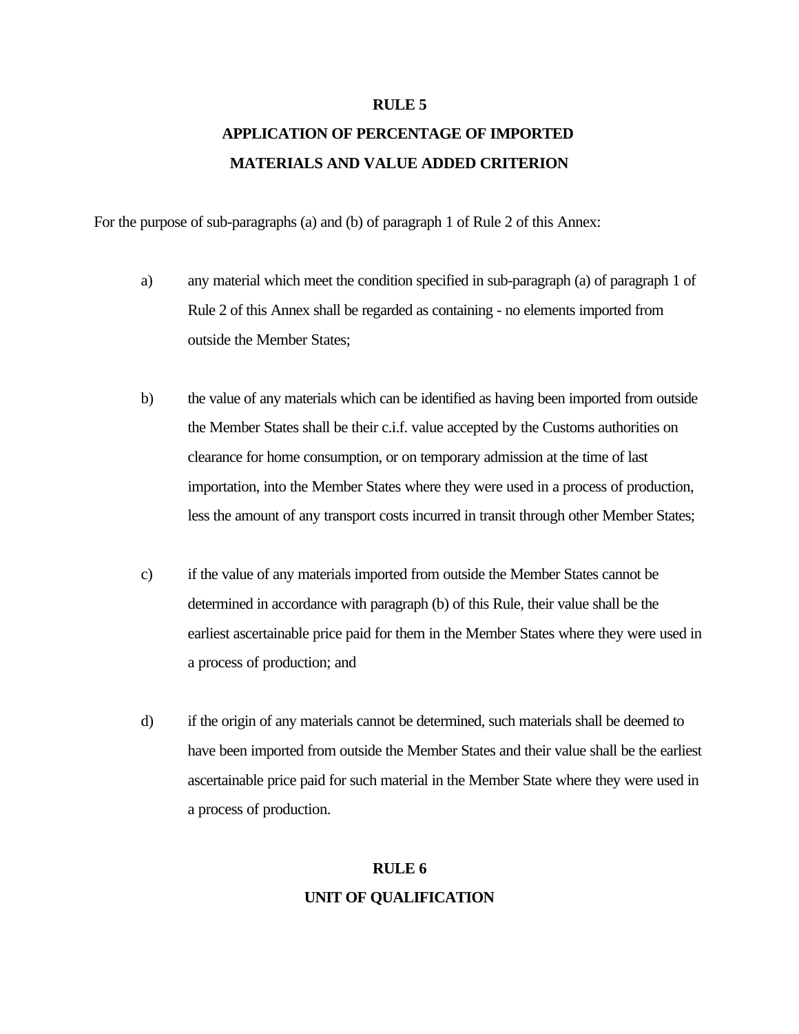## RULE 5

## APPLICATION OF PERCENTAGE OF IMPORTED MATERIALS AND VALUE ADDED CRITERION

For the purpose of sub-paragraphs (a) and (b) of paragraph 1 of Rule 2 of this Annex:

a) any material which meet the condition specified in sub-paragraph (a) of paragraph 1 of Rule 2 of this Annex shall be regarded as containing - no elements imported from outside the Member States;

b) the value of any materials which can be identified as having been imported from outside the Member States shall be their c.i.f. value accepted by the Customs authorities on clearance for home consumption, or on temporary admission at the time of last importation, into the Member States where they were used in a process of production, less the amount of any transport costs incurred in transit through other Member States;

c) if the value of any materials imported from outside the Member States cannot be determined in accordance with paragraph (b) of this Rule, their value shall be the earliest ascertainable price paid for them in the Member States where they were used in a process of production; and

d) if the origin of any materials cannot be determined, such materials shall be deemed to have been imported from outside the Member States and their value shall be the earliest ascertainable price paid for such material in the Member State where they were used in a process of production.

## RULE 6

## UNIT OF QUALIFICATION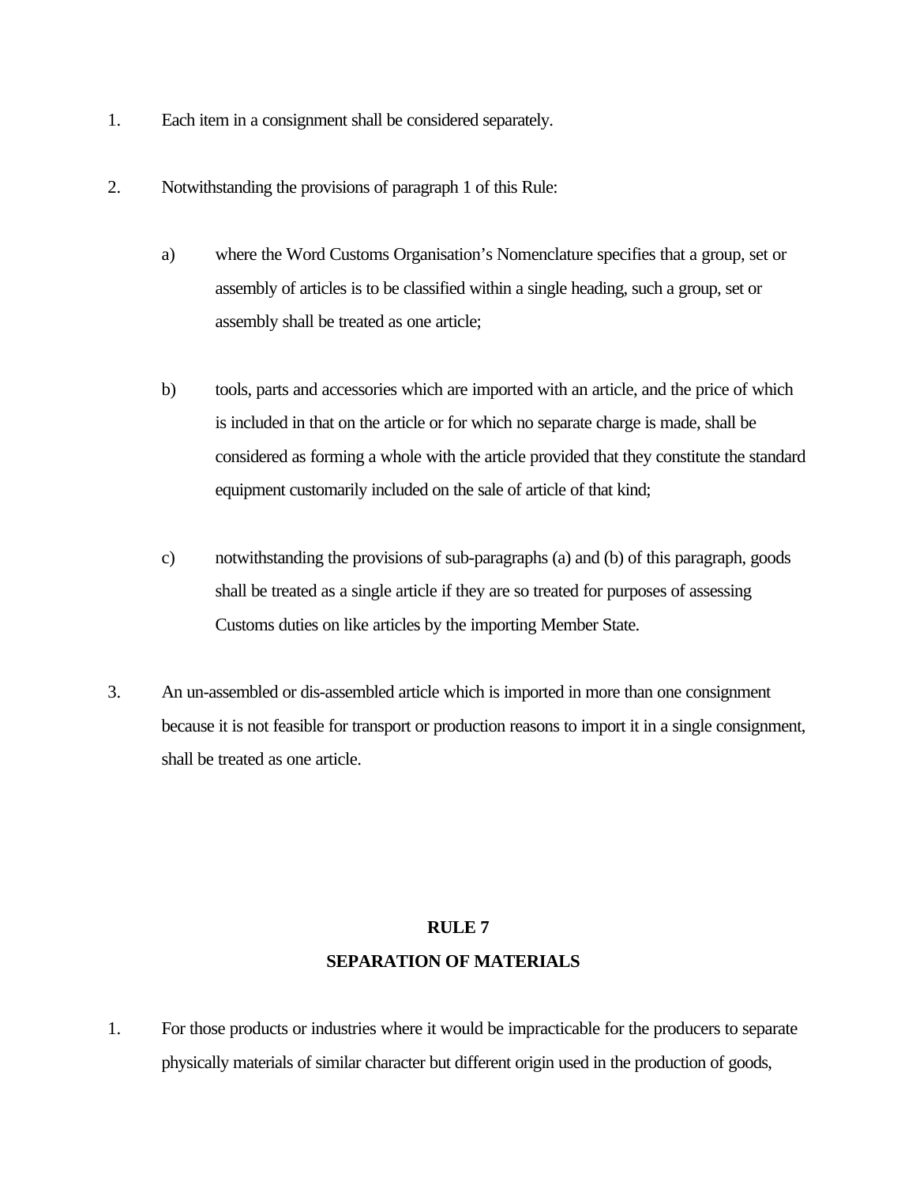1. Each item in a consignment shall be considered separately.

2. Notwithstanding the provisions of paragraph 1 of this Rule:

   a) where the Word Customs Organisation's Nomenclature specifies that a group, set or assembly of articles is to be classified within a single heading, such a group, set or assembly shall be treated as one article;

   b) tools, parts and accessories which are imported with an article, and the price of which is included in that on the article or for which no separate charge is made, shall be considered as forming a whole with the article provided that they constitute the standard equipment customarily included on the sale of article of that kind;

   c) notwithstanding the provisions of sub-paragraphs (a) and (b) of this paragraph, goods shall be treated as a single article if they are so treated for purposes of assessing Customs duties on like articles by the importing Member State.

3. An un-assembled or dis-assembled article which is imported in more than one consignment because it is not feasible for transport or production reasons to import it in a single consignment, shall be treated as one article.

## RULE 7
## SEPARATION OF MATERIALS

1. For those products or industries where it would be impracticable for the producers to separate physically materials of similar character but different origin used in the production of goods,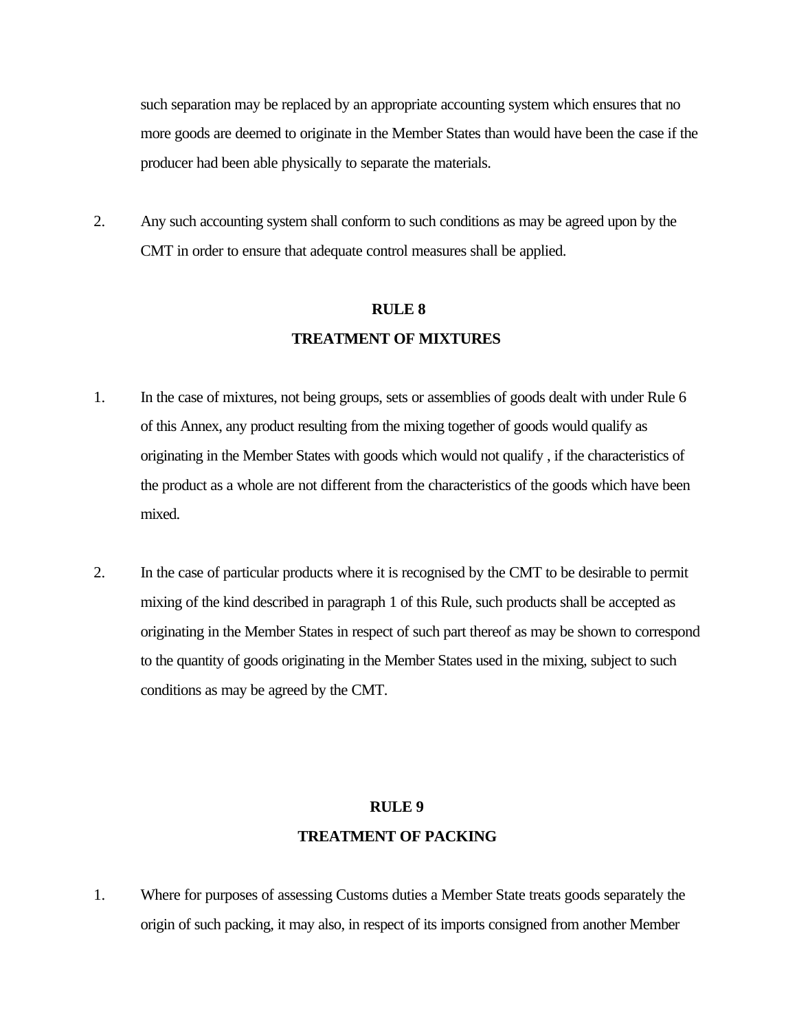such separation may be replaced by an appropriate accounting system which ensures that no more goods are deemed to originate in the Member States than would have been the case if the producer had been able physically to separate the materials.

2. Any such accounting system shall conform to such conditions as may be agreed upon by the CMT in order to ensure that adequate control measures shall be applied.

**RULE 8**

**TREATMENT OF MIXTURES**

1. In the case of mixtures, not being groups, sets or assemblies of goods dealt with under Rule 6 of this Annex, any product resulting from the mixing together of goods would qualify as originating in the Member States with goods which would not qualify , if the characteristics of the product as a whole are not different from the characteristics of the goods which have been mixed.

2. In the case of particular products where it is recognised by the CMT to be desirable to permit mixing of the kind described in paragraph 1 of this Rule, such products shall be accepted as originating in the Member States in respect of such part thereof as may be shown to correspond to the quantity of goods originating in the Member States used in the mixing, subject to such conditions as may be agreed by the CMT.

**RULE 9**

**TREATMENT OF PACKING**

1. Where for purposes of assessing Customs duties a Member State treats goods separately the origin of such packing, it may also, in respect of its imports consigned from another Member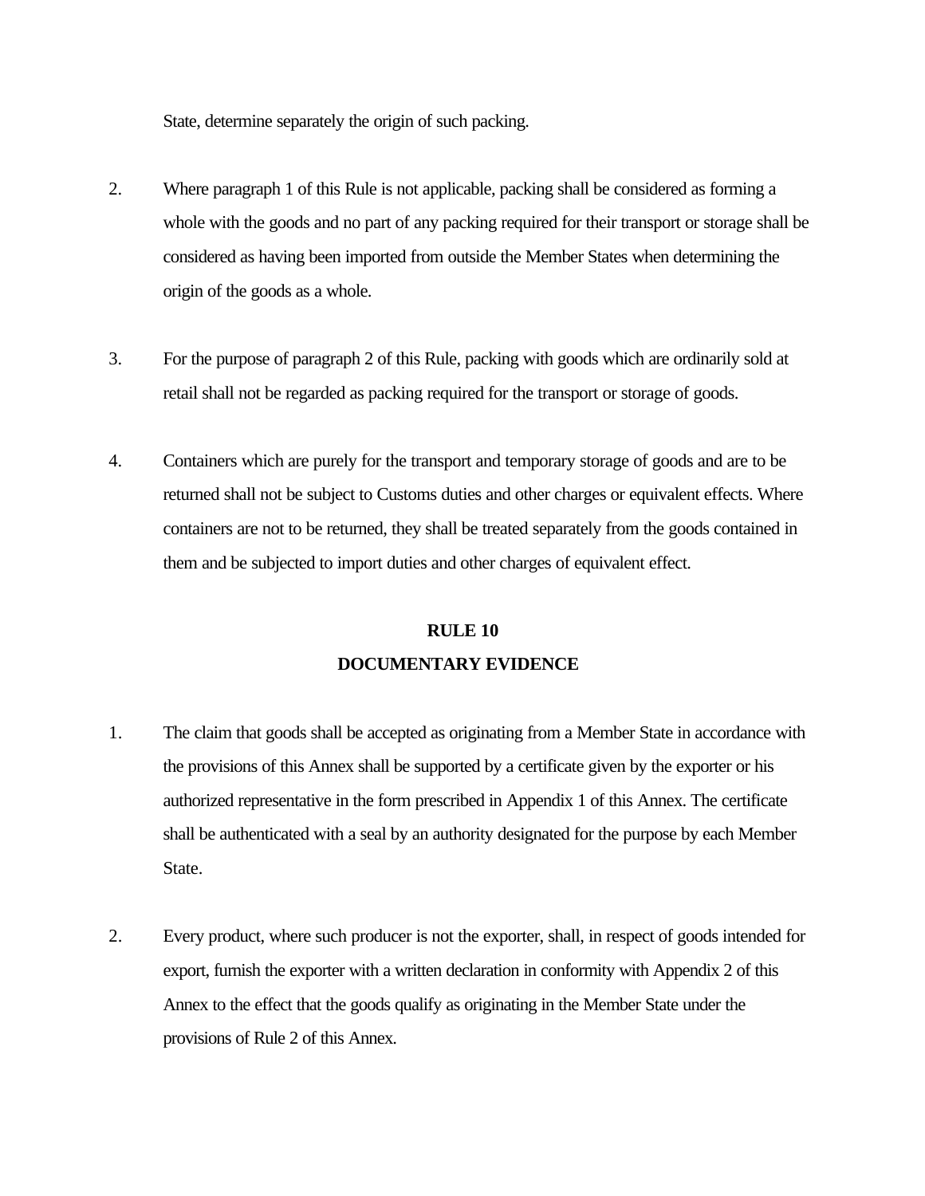State, determine separately the origin of such packing.

2. Where paragraph 1 of this Rule is not applicable, packing shall be considered as forming a whole with the goods and no part of any packing required for their transport or storage shall be considered as having been imported from outside the Member States when determining the origin of the goods as a whole.

3. For the purpose of paragraph 2 of this Rule, packing with goods which are ordinarily sold at retail shall not be regarded as packing required for the transport or storage of goods.

4. Containers which are purely for the transport and temporary storage of goods and are to be returned shall not be subject to Customs duties and other charges or equivalent effects. Where containers are not to be returned, they shall be treated separately from the goods contained in them and be subjected to import duties and other charges of equivalent effect.

## RULE 10
## DOCUMENTARY EVIDENCE

1. The claim that goods shall be accepted as originating from a Member State in accordance with the provisions of this Annex shall be supported by a certificate given by the exporter or his authorized representative in the form prescribed in Appendix 1 of this Annex. The certificate shall be authenticated with a seal by an authority designated for the purpose by each Member State.

2. Every product, where such producer is not the exporter, shall, in respect of goods intended for export, furnish the exporter with a written declaration in conformity with Appendix 2 of this Annex to the effect that the goods qualify as originating in the Member State under the provisions of Rule 2 of this Annex.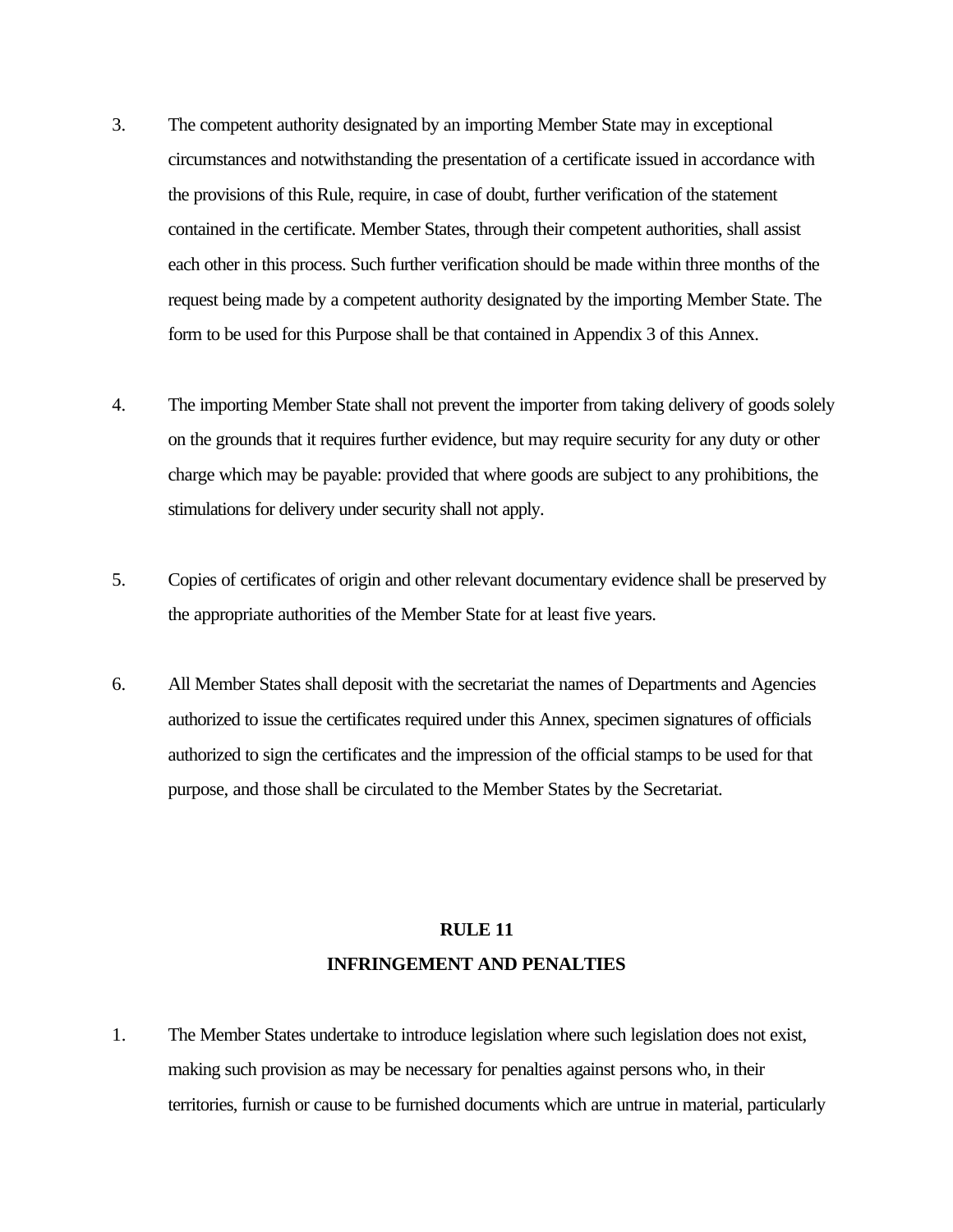3. The competent authority designated by an importing Member State may in exceptional circumstances and notwithstanding the presentation of a certificate issued in accordance with the provisions of this Rule, require, in case of doubt, further verification of the statement contained in the certificate. Member States, through their competent authorities, shall assist each other in this process. Such further verification should be made within three months of the request being made by a competent authority designated by the importing Member State. The form to be used for this Purpose shall be that contained in Appendix 3 of this Annex.

4. The importing Member State shall not prevent the importer from taking delivery of goods solely on the grounds that it requires further evidence, but may require security for any duty or other charge which may be payable: provided that where goods are subject to any prohibitions, the stimulations for delivery under security shall not apply.

5. Copies of certificates of origin and other relevant documentary evidence shall be preserved by the appropriate authorities of the Member State for at least five years.

6. All Member States shall deposit with the secretariat the names of Departments and Agencies authorized to issue the certificates required under this Annex, specimen signatures of officials authorized to sign the certificates and the impression of the official stamps to be used for that purpose, and those shall be circulated to the Member States by the Secretariat.

## RULE 11
## INFRINGEMENT AND PENALTIES

1. The Member States undertake to introduce legislation where such legislation does not exist, making such provision as may be necessary for penalties against persons who, in their territories, furnish or cause to be furnished documents which are untrue in material, particularly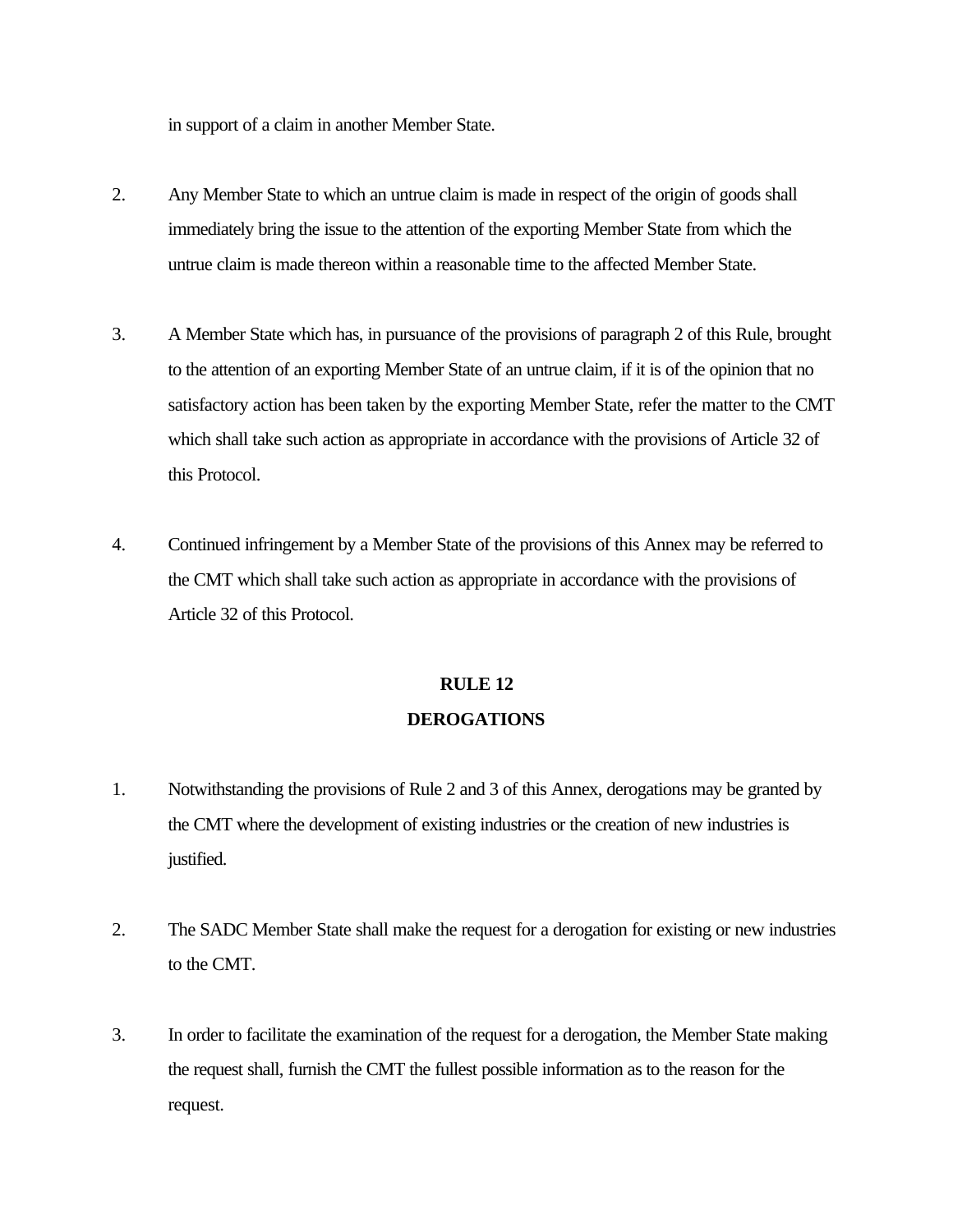in support of a claim in another Member State.

2. Any Member State to which an untrue claim is made in respect of the origin of goods shall immediately bring the issue to the attention of the exporting Member State from which the untrue claim is made thereon within a reasonable time to the affected Member State.

3. A Member State which has, in pursuance of the provisions of paragraph 2 of this Rule, brought to the attention of an exporting Member State of an untrue claim, if it is of the opinion that no satisfactory action has been taken by the exporting Member State, refer the matter to the CMT which shall take such action as appropriate in accordance with the provisions of Article 32 of this Protocol.

4. Continued infringement by a Member State of the provisions of this Annex may be referred to the CMT which shall take such action as appropriate in accordance with the provisions of Article 32 of this Protocol.

## RULE 12
## DEROGATIONS

1. Notwithstanding the provisions of Rule 2 and 3 of this Annex, derogations may be granted by the CMT where the development of existing industries or the creation of new industries is justified.

2. The SADC Member State shall make the request for a derogation for existing or new industries to the CMT.

3. In order to facilitate the examination of the request for a derogation, the Member State making the request shall, furnish the CMT the fullest possible information as to the reason for the request.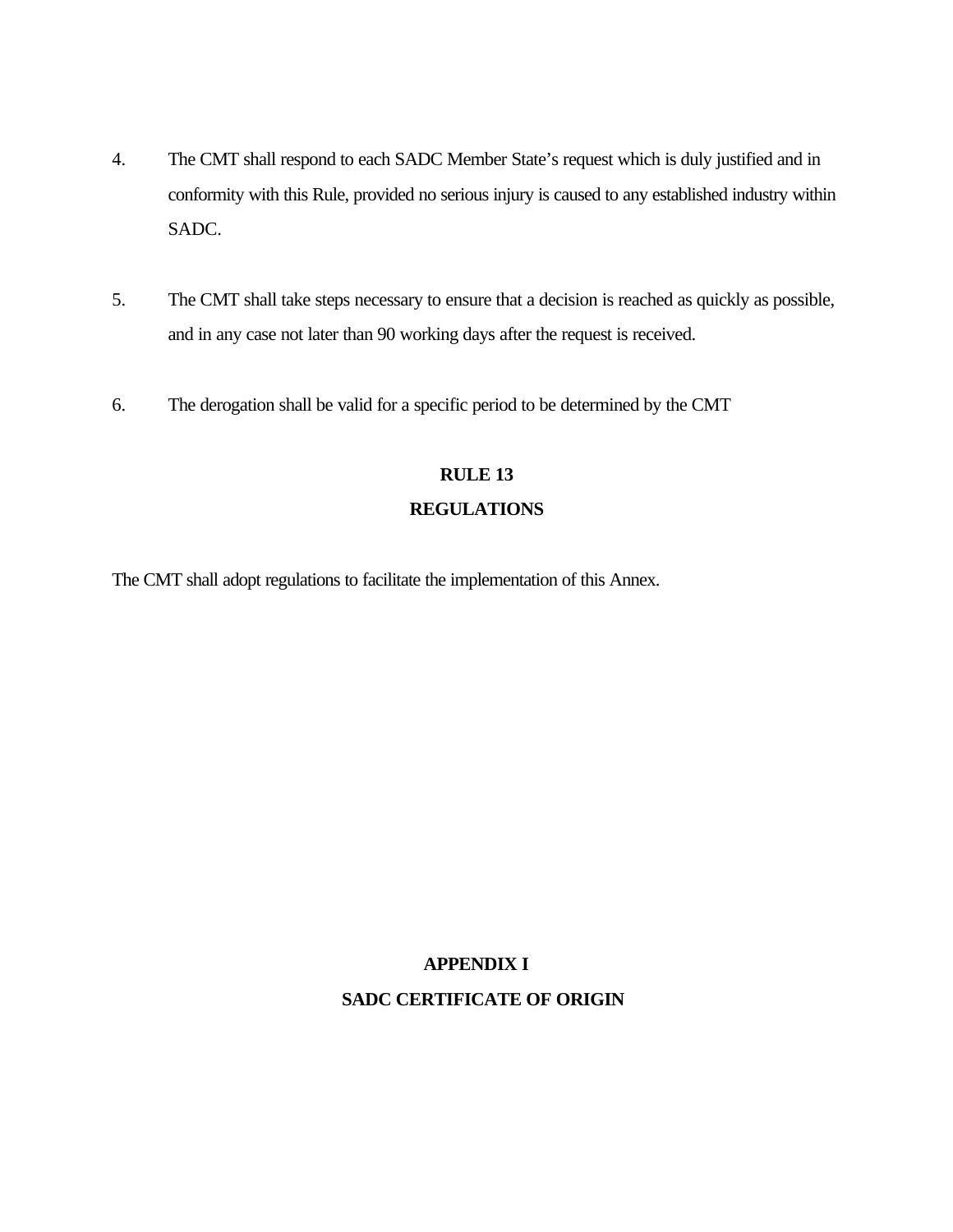4. The CMT shall respond to each SADC Member State's request which is duly justified and in conformity with this Rule, provided no serious injury is caused to any established industry within SADC.

5. The CMT shall take steps necessary to ensure that a decision is reached as quickly as possible, and in any case not later than 90 working days after the request is received.

6. The derogation shall be valid for a specific period to be determined by the CMT

## RULE 13
## REGULATIONS

The CMT shall adopt regulations to facilitate the implementation of this Annex.

## APPENDIX I
## SADC CERTIFICATE OF ORIGIN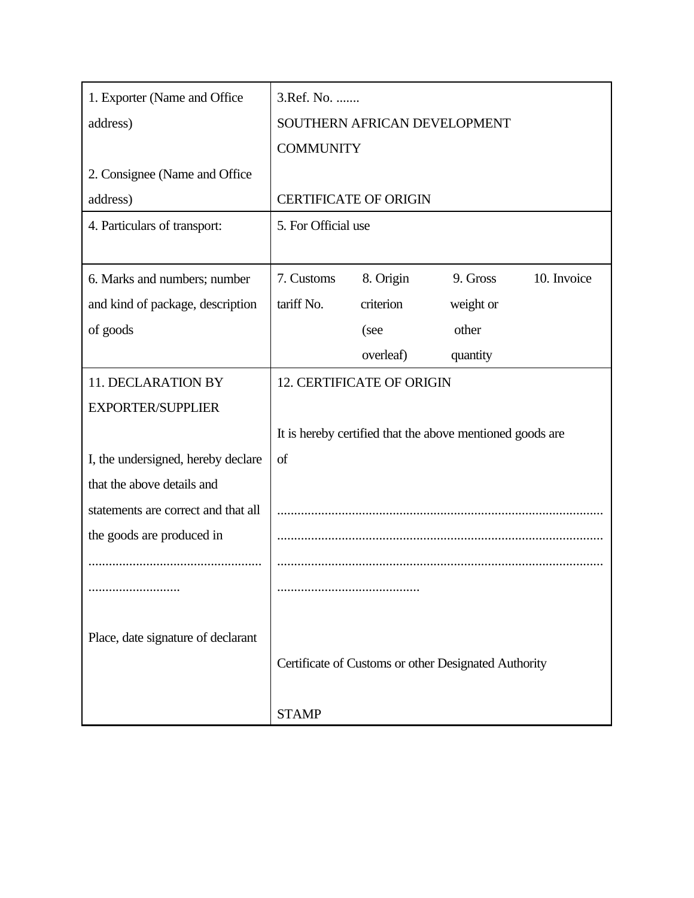| 1. Exporter (Name and Office address)<br><br>2. Consignee (Name and Office address) | 3.Ref. No. .......<br>SOUTHERN AFRICAN DEVELOPMENT COMMUNITY<br><br>CERTIFICATE OF ORIGIN | | | |
|---|---|---|---|---|
| 4. Particulars of transport: | 5. For Official use | | | |
| 6. Marks and numbers; number and kind of package, description of goods | 7. Customs tariff No. | 8. Origin criterion (see overleaf) | 9. Gross weight or other quantity | 10. Invoice |
| 11. DECLARATION BY EXPORTER/SUPPLIER<br><br>I, the undersigned, hereby declare that the above details and statements are correct and that all the goods are produced in<br>..................................................<br>...........................<br><br>Place, date signature of declarant | 12. CERTIFICATE OF ORIGIN<br><br>It is hereby certified that the above mentioned goods are of<br><br>..............................................................................................<br>..............................................................................................<br>..............................................................................................<br>..........................................<br><br>Certificate of Customs or other Designated Authority<br><br>STAMP | | | |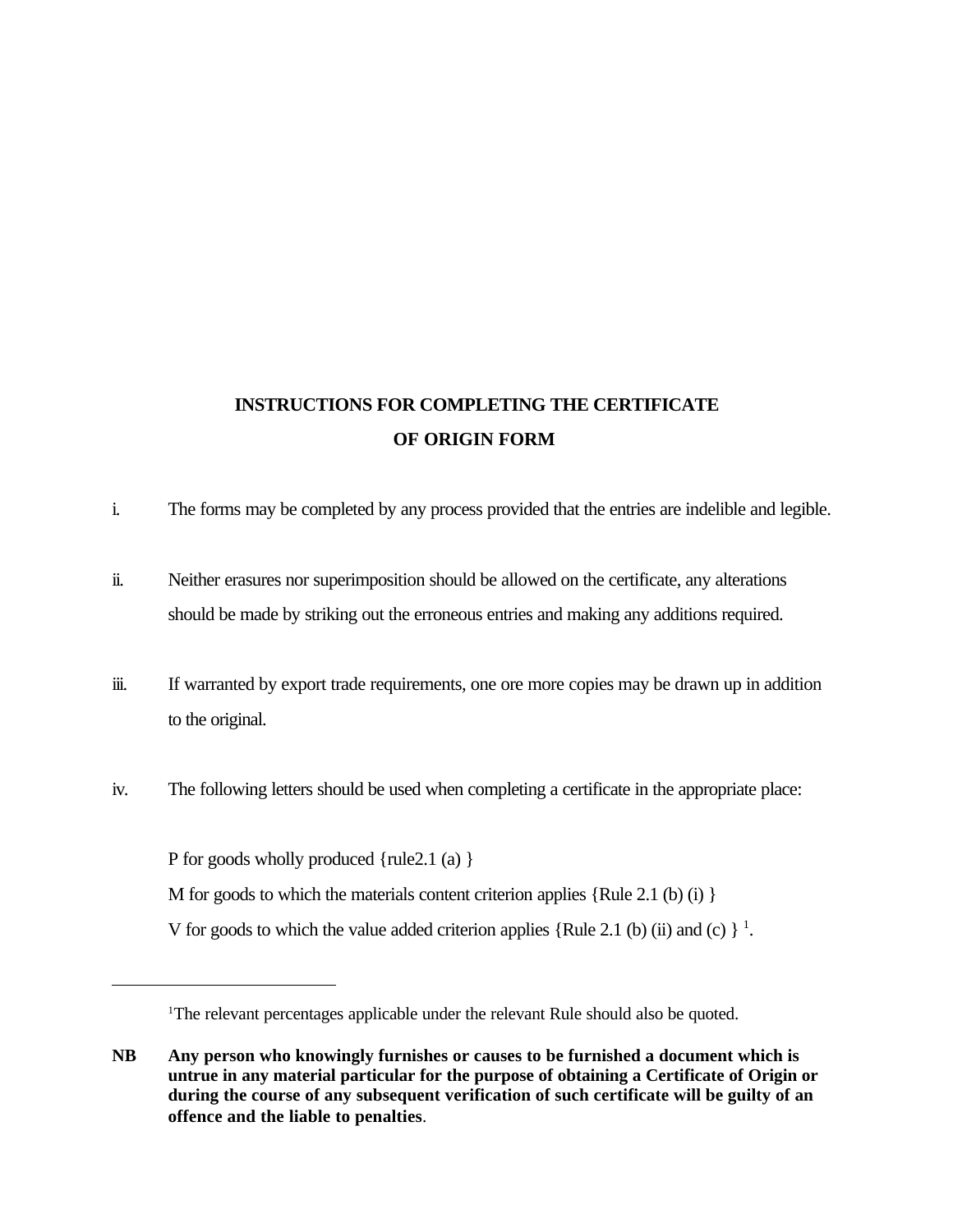## INSTRUCTIONS FOR COMPLETING THE CERTIFICATE OF ORIGIN FORM

i. The forms may be completed by any process provided that the entries are indelible and legible.

ii. Neither erasures nor superimposition should be allowed on the certificate, any alterations should be made by striking out the erroneous entries and making any additions required.

iii. If warranted by export trade requirements, one ore more copies may be drawn up in addition to the original.

iv. The following letters should be used when completing a certificate in the appropriate place:

P for goods wholly produced {rule2.1 (a) }

M for goods to which the materials content criterion applies {Rule 2.1 (b) (i) }

V for goods to which the value added criterion applies {Rule 2.1 (b) (ii) and (c) } [1].

---

[1]The relevant percentages applicable under the relevant Rule should also be quoted.

**NB Any person who knowingly furnishes or causes to be furnished a document which is untrue in any material particular for the purpose of obtaining a Certificate of Origin or during the course of any subsequent verification of such certificate will be guilty of an offence and the liable to penalties**.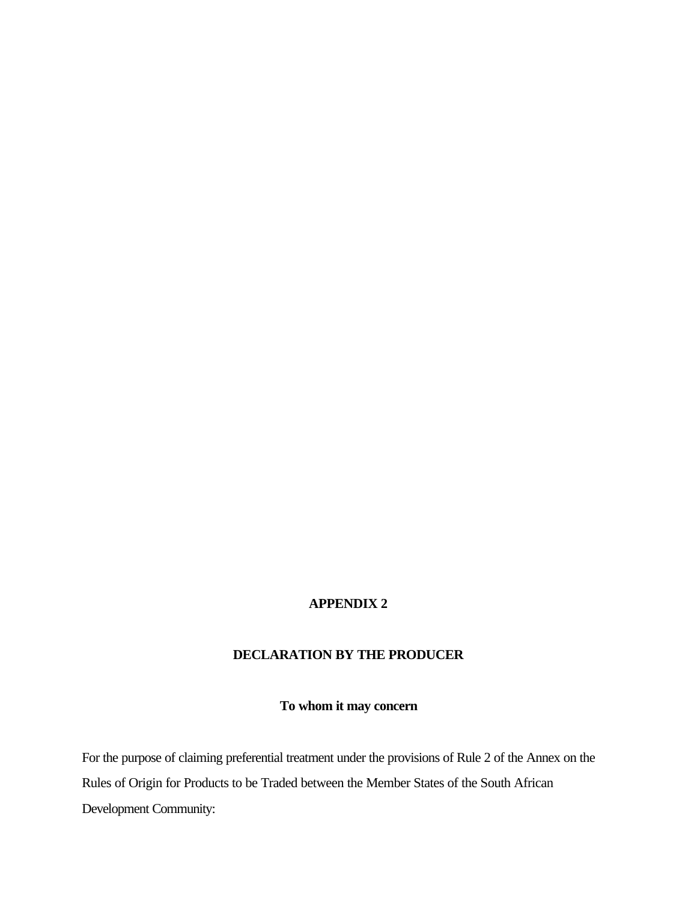# APPENDIX 2

## DECLARATION BY THE PRODUCER

### To whom it may concern

For the purpose of claiming preferential treatment under the provisions of Rule 2 of the Annex on the Rules of Origin for Products to be Traded between the Member States of the South African Development Community: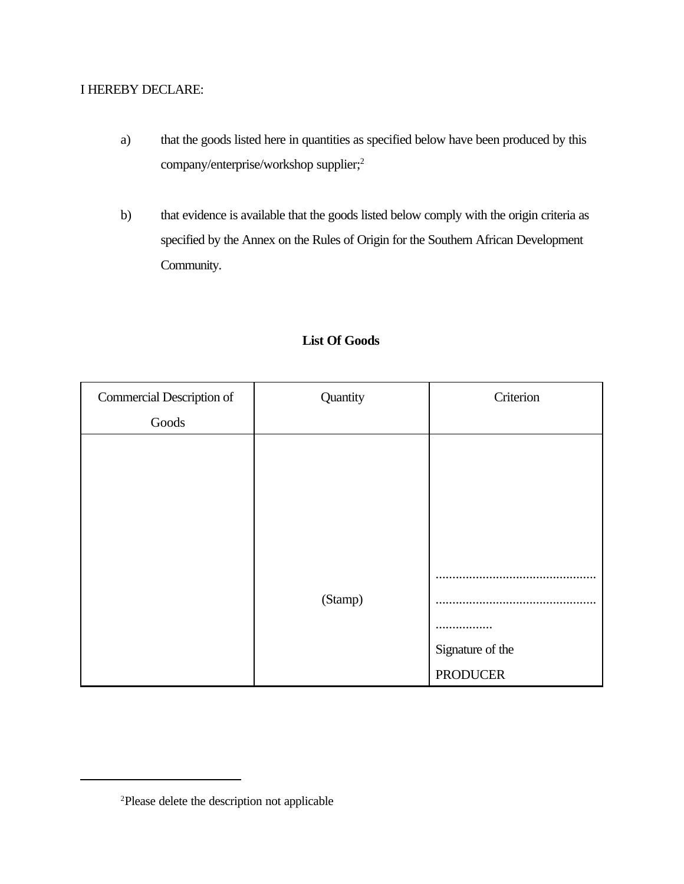I HEREBY DECLARE:

a) that the goods listed here in quantities as specified below have been produced by this company/enterprise/workshop supplier;[2]

b) that evidence is available that the goods listed below comply with the origin criteria as specified by the Annex on the Rules of Origin for the Southern African Development Community.

**List Of Goods**

| Commercial Description of Goods | Quantity | Criterion |
|---|---|---|
| | (Stamp) | ............................................... ............................................... ................. Signature of the PRODUCER |

[2]Please delete the description not applicable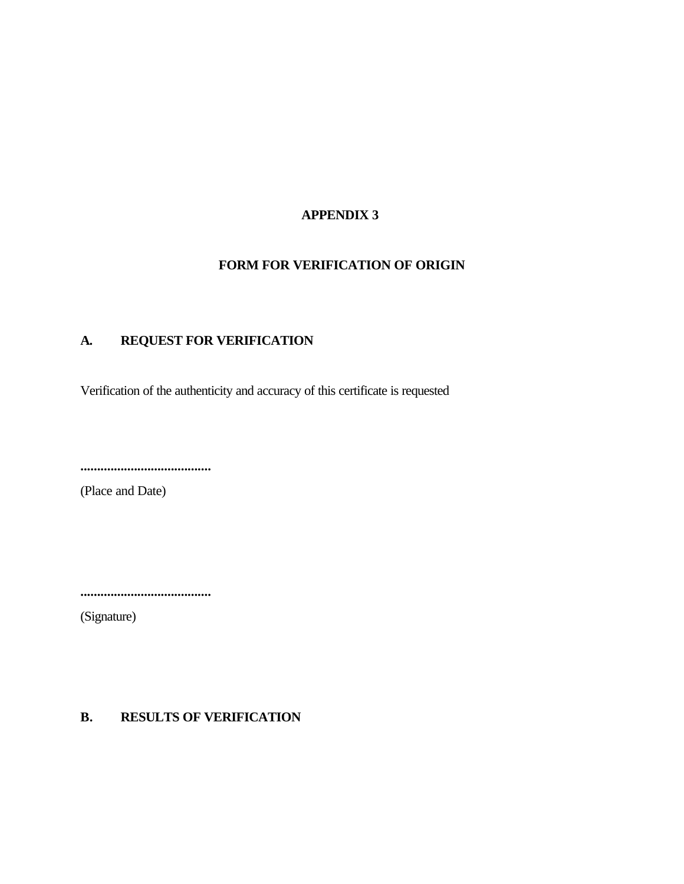# APPENDIX 3

## FORM FOR VERIFICATION OF ORIGIN

### A. REQUEST FOR VERIFICATION

Verification of the authenticity and accuracy of this certificate is requested

........................................
(Place and Date)

........................................
(Signature)

### B. RESULTS OF VERIFICATION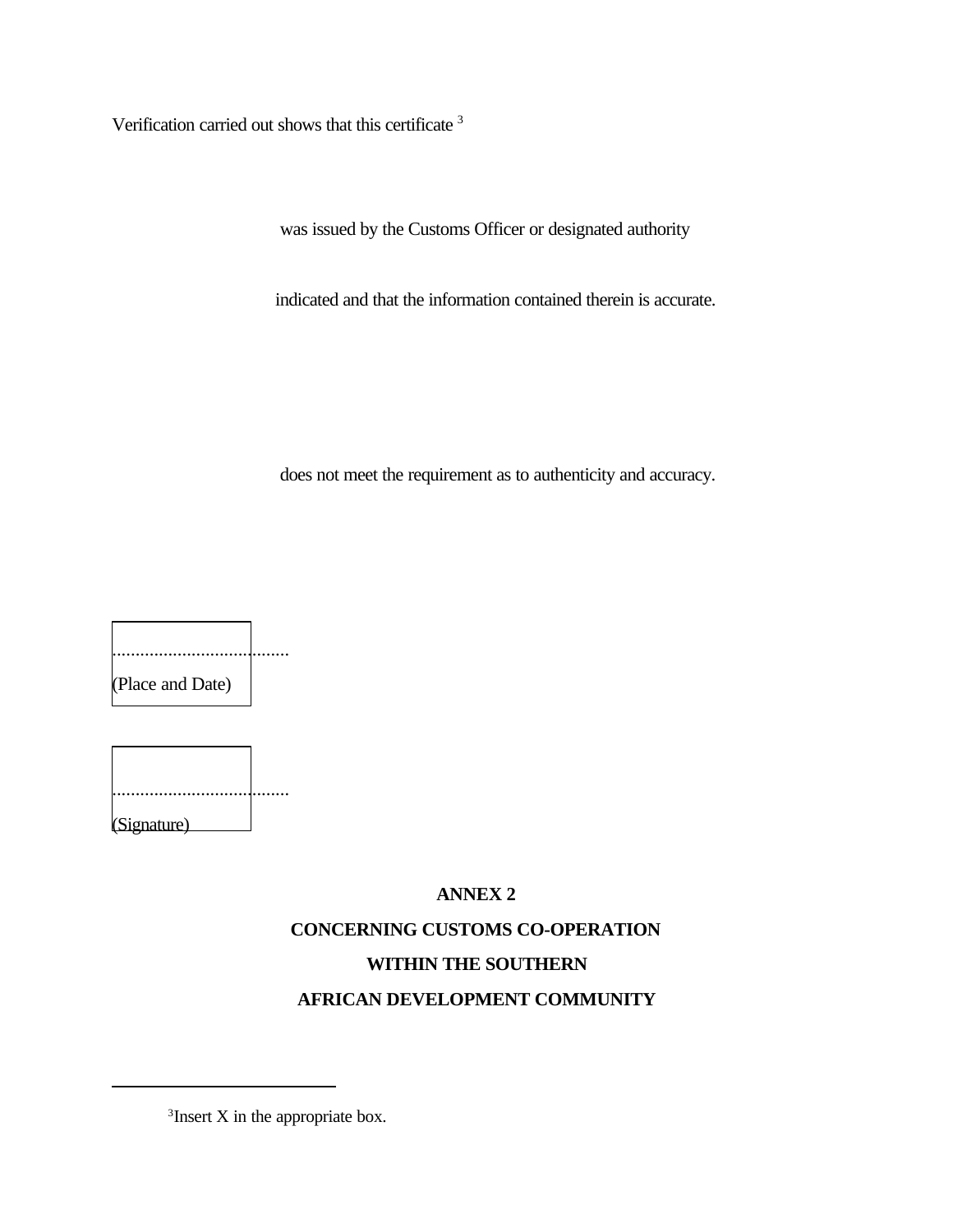Verification carried out shows that this certificate [3]

was issued by the Customs Officer or designated authority

indicated and that the information contained therein is accurate.

does not meet the requirement as to authenticity and accuracy.

.......................................
(Place and Date)

.......................................
(Signature)

**ANNEX 2**

**CONCERNING CUSTOMS CO-OPERATION**

**WITHIN THE SOUTHERN**

**AFRICAN DEVELOPMENT COMMUNITY**

---

[3]Insert X in the appropriate box.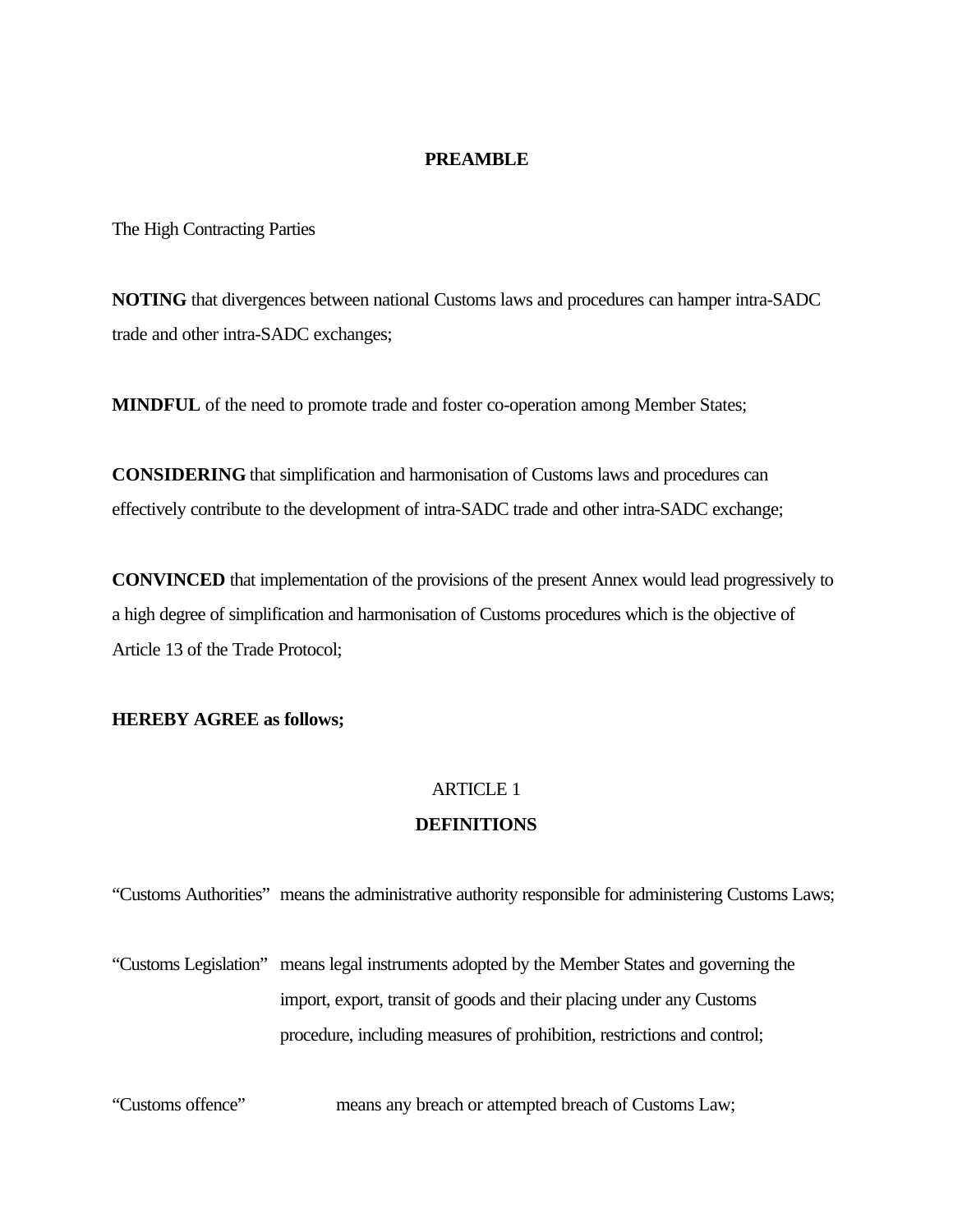## PREAMBLE

The High Contracting Parties

**NOTING** that divergences between national Customs laws and procedures can hamper intra-SADC trade and other intra-SADC exchanges;

**MINDFUL** of the need to promote trade and foster co-operation among Member States;

**CONSIDERING** that simplification and harmonisation of Customs laws and procedures can effectively contribute to the development of intra-SADC trade and other intra-SADC exchange;

**CONVINCED** that implementation of the provisions of the present Annex would lead progressively to a high degree of simplification and harmonisation of Customs procedures which is the objective of Article 13 of the Trade Protocol;

**HEREBY AGREE as follows;**

ARTICLE 1

### DEFINITIONS

"Customs Authorities" means the administrative authority responsible for administering Customs Laws;

"Customs Legislation" means legal instruments adopted by the Member States and governing the import, export, transit of goods and their placing under any Customs procedure, including measures of prohibition, restrictions and control;

"Customs offence" means any breach or attempted breach of Customs Law;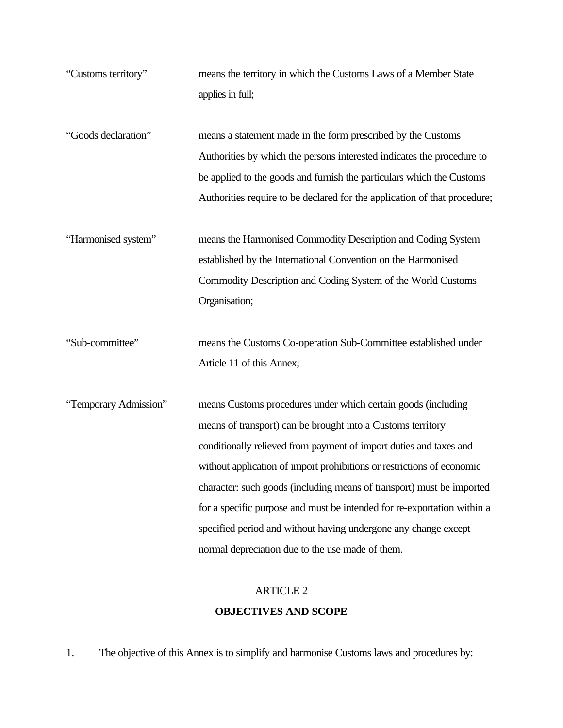"Customs territory" means the territory in which the Customs Laws of a Member State applies in full;

"Goods declaration" means a statement made in the form prescribed by the Customs Authorities by which the persons interested indicates the procedure to be applied to the goods and furnish the particulars which the Customs Authorities require to be declared for the application of that procedure;

"Harmonised system" means the Harmonised Commodity Description and Coding System established by the International Convention on the Harmonised Commodity Description and Coding System of the World Customs Organisation;

"Sub-committee" means the Customs Co-operation Sub-Committee established under Article 11 of this Annex;

"Temporary Admission" means Customs procedures under which certain goods (including means of transport) can be brought into a Customs territory conditionally relieved from payment of import duties and taxes and without application of import prohibitions or restrictions of economic character: such goods (including means of transport) must be imported for a specific purpose and must be intended for re-exportation within a specified period and without having undergone any change except normal depreciation due to the use made of them.

ARTICLE 2

**OBJECTIVES AND SCOPE**

1. The objective of this Annex is to simplify and harmonise Customs laws and procedures by: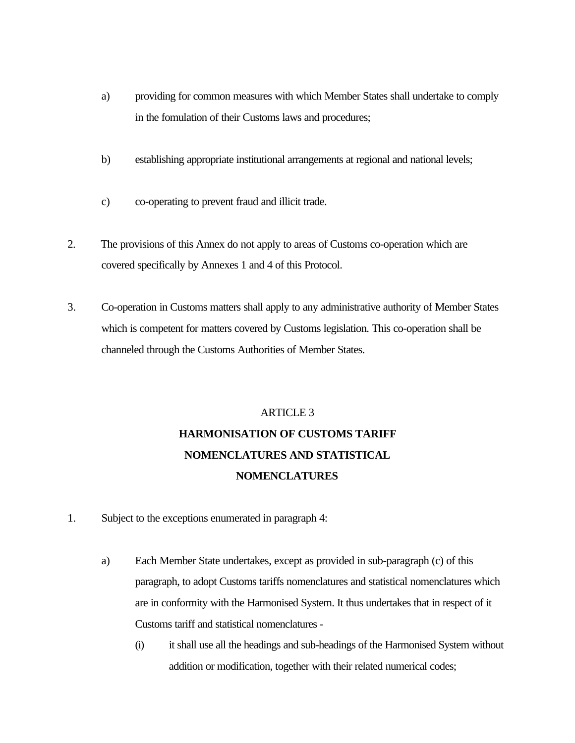a) providing for common measures with which Member States shall undertake to comply in the fomulation of their Customs laws and procedures;

b) establishing appropriate institutional arrangements at regional and national levels;

c) co-operating to prevent fraud and illicit trade.

2. The provisions of this Annex do not apply to areas of Customs co-operation which are covered specifically by Annexes 1 and 4 of this Protocol.

3. Co-operation in Customs matters shall apply to any administrative authority of Member States which is competent for matters covered by Customs legislation. This co-operation shall be channeled through the Customs Authorities of Member States.

## ARTICLE 3

## HARMONISATION OF CUSTOMS TARIFF NOMENCLATURES AND STATISTICAL NOMENCLATURES

1. Subject to the exceptions enumerated in paragraph 4:

   a) Each Member State undertakes, except as provided in sub-paragraph (c) of this paragraph, to adopt Customs tariffs nomenclatures and statistical nomenclatures which are in conformity with the Harmonised System. It thus undertakes that in respect of it Customs tariff and statistical nomenclatures -

      (i) it shall use all the headings and sub-headings of the Harmonised System without addition or modification, together with their related numerical codes;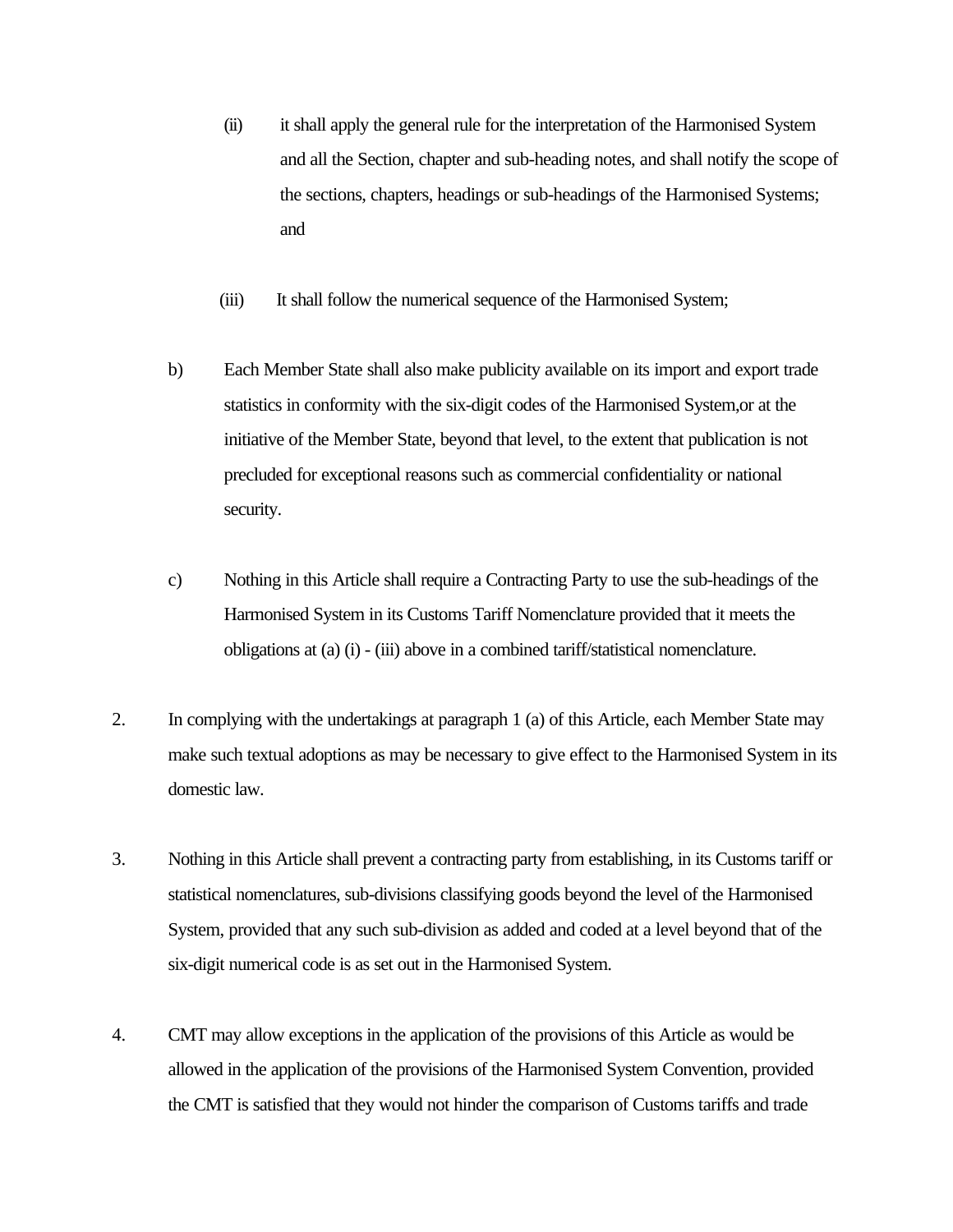(ii) it shall apply the general rule for the interpretation of the Harmonised System and all the Section, chapter and sub-heading notes, and shall notify the scope of the sections, chapters, headings or sub-headings of the Harmonised Systems; and

(iii) It shall follow the numerical sequence of the Harmonised System;

b) Each Member State shall also make publicity available on its import and export trade statistics in conformity with the six-digit codes of the Harmonised System,or at the initiative of the Member State, beyond that level, to the extent that publication is not precluded for exceptional reasons such as commercial confidentiality or national security.

c) Nothing in this Article shall require a Contracting Party to use the sub-headings of the Harmonised System in its Customs Tariff Nomenclature provided that it meets the obligations at (a) (i) - (iii) above in a combined tariff/statistical nomenclature.

2. In complying with the undertakings at paragraph 1 (a) of this Article, each Member State may make such textual adoptions as may be necessary to give effect to the Harmonised System in its domestic law.

3. Nothing in this Article shall prevent a contracting party from establishing, in its Customs tariff or statistical nomenclatures, sub-divisions classifying goods beyond the level of the Harmonised System, provided that any such sub-division as added and coded at a level beyond that of the six-digit numerical code is as set out in the Harmonised System.

4. CMT may allow exceptions in the application of the provisions of this Article as would be allowed in the application of the provisions of the Harmonised System Convention, provided the CMT is satisfied that they would not hinder the comparison of Customs tariffs and trade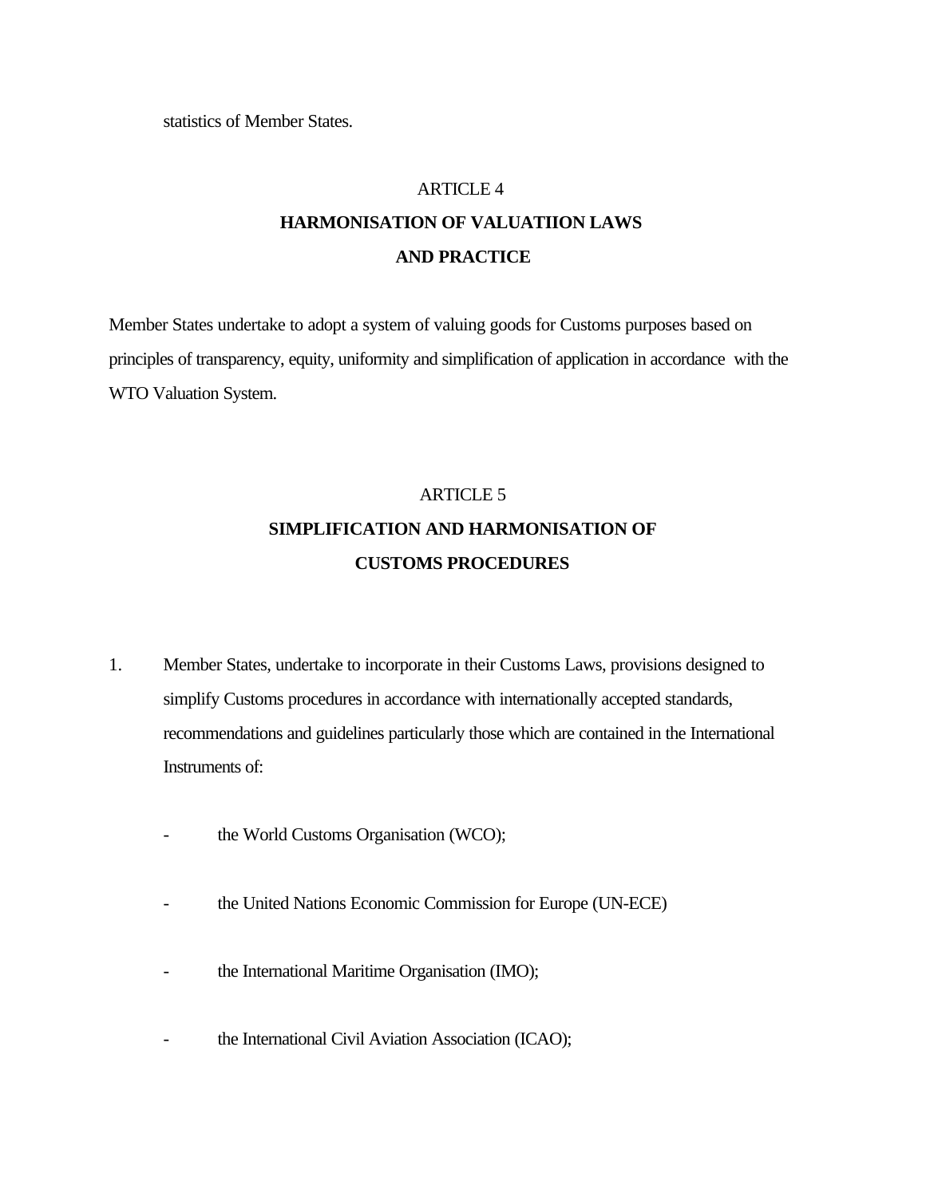statistics of Member States.

## ARTICLE 4

## HARMONISATION OF VALUATIION LAWS AND PRACTICE

Member States undertake to adopt a system of valuing goods for Customs purposes based on principles of transparency, equity, uniformity and simplification of application in accordance with the WTO Valuation System.

## ARTICLE 5

## SIMPLIFICATION AND HARMONISATION OF CUSTOMS PROCEDURES

1. Member States, undertake to incorporate in their Customs Laws, provisions designed to simplify Customs procedures in accordance with internationally accepted standards, recommendations and guidelines particularly those which are contained in the International Instruments of:

   - the World Customs Organisation (WCO);

   - the United Nations Economic Commission for Europe (UN-ECE)

   - the International Maritime Organisation (IMO);

   - the International Civil Aviation Association (ICAO);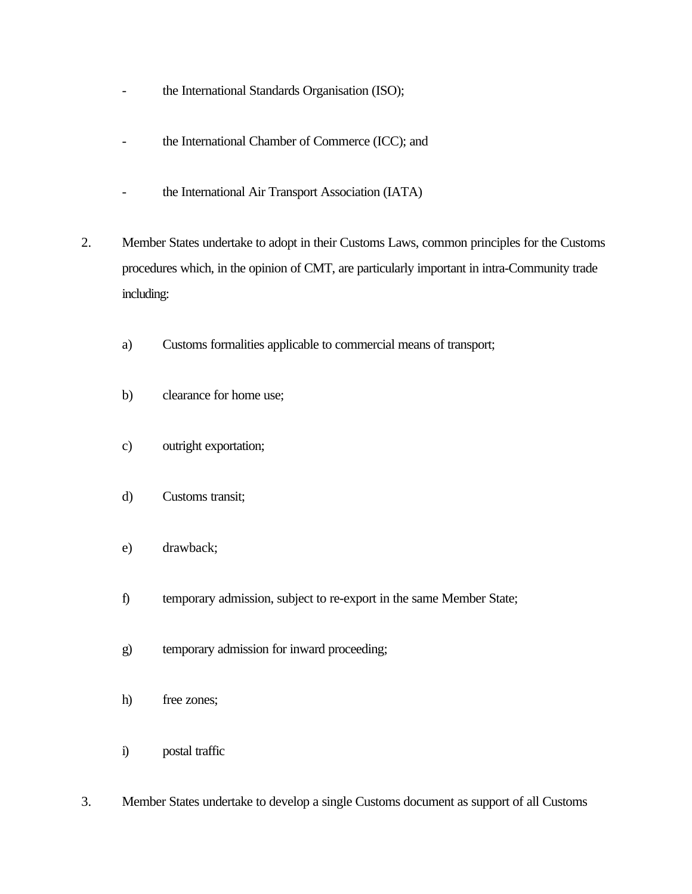- the International Standards Organisation (ISO);

- the International Chamber of Commerce (ICC); and

- the International Air Transport Association (IATA)

2. Member States undertake to adopt in their Customs Laws, common principles for the Customs procedures which, in the opinion of CMT, are particularly important in intra-Community trade including:

   a) Customs formalities applicable to commercial means of transport;

   b) clearance for home use;

   c) outright exportation;

   d) Customs transit;

   e) drawback;

   f) temporary admission, subject to re-export in the same Member State;

   g) temporary admission for inward proceeding;

   h) free zones;

   i) postal traffic

3. Member States undertake to develop a single Customs document as support of all Customs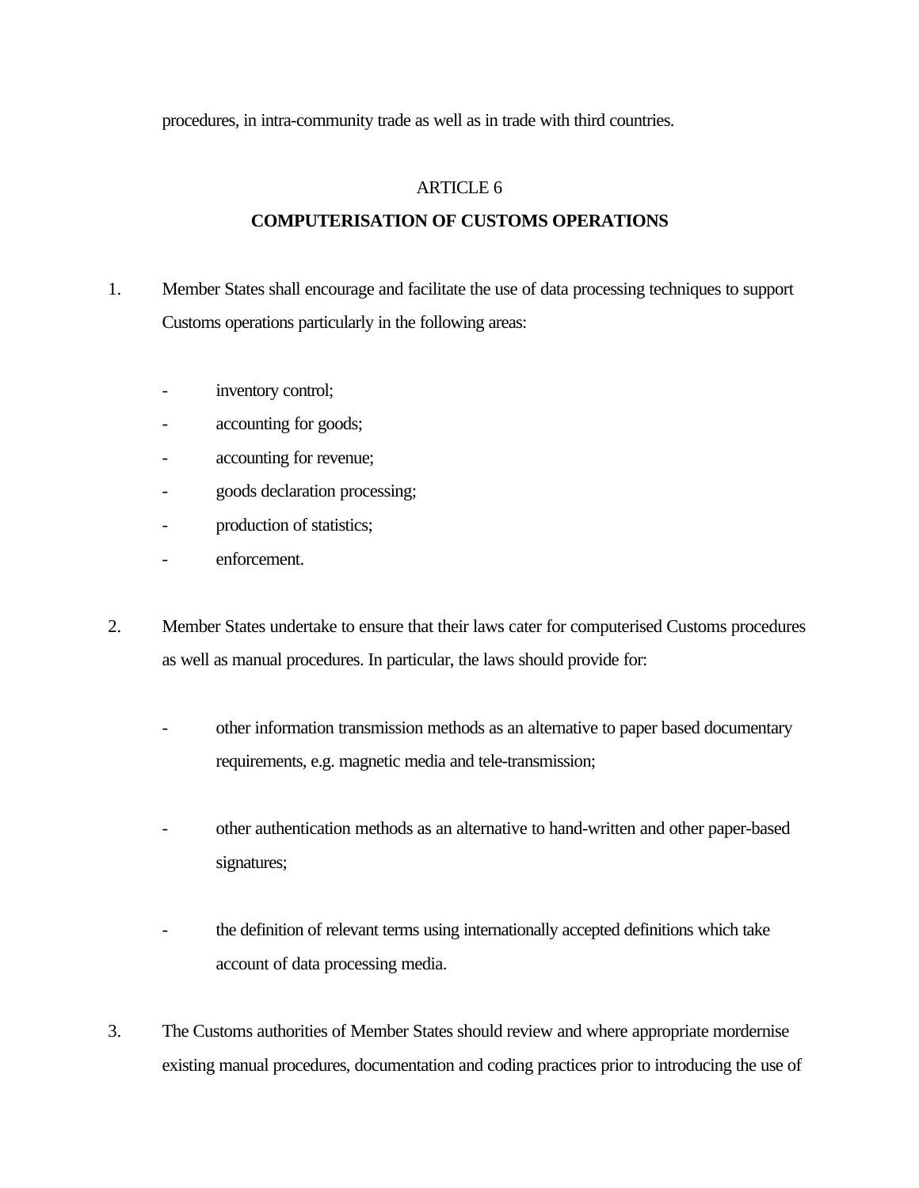procedures, in intra-community trade as well as in trade with third countries.

ARTICLE 6

**COMPUTERISATION OF CUSTOMS OPERATIONS**

1. Member States shall encourage and facilitate the use of data processing techniques to support Customs operations particularly in the following areas:

   - inventory control;
   - accounting for goods;
   - accounting for revenue;
   - goods declaration processing;
   - production of statistics;
   - enforcement.

2. Member States undertake to ensure that their laws cater for computerised Customs procedures as well as manual procedures. In particular, the laws should provide for:

   - other information transmission methods as an alternative to paper based documentary requirements, e.g. magnetic media and tele-transmission;

   - other authentication methods as an alternative to hand-written and other paper-based signatures;

   - the definition of relevant terms using internationally accepted definitions which take account of data processing media.

3. The Customs authorities of Member States should review and where appropriate mordernise existing manual procedures, documentation and coding practices prior to introducing the use of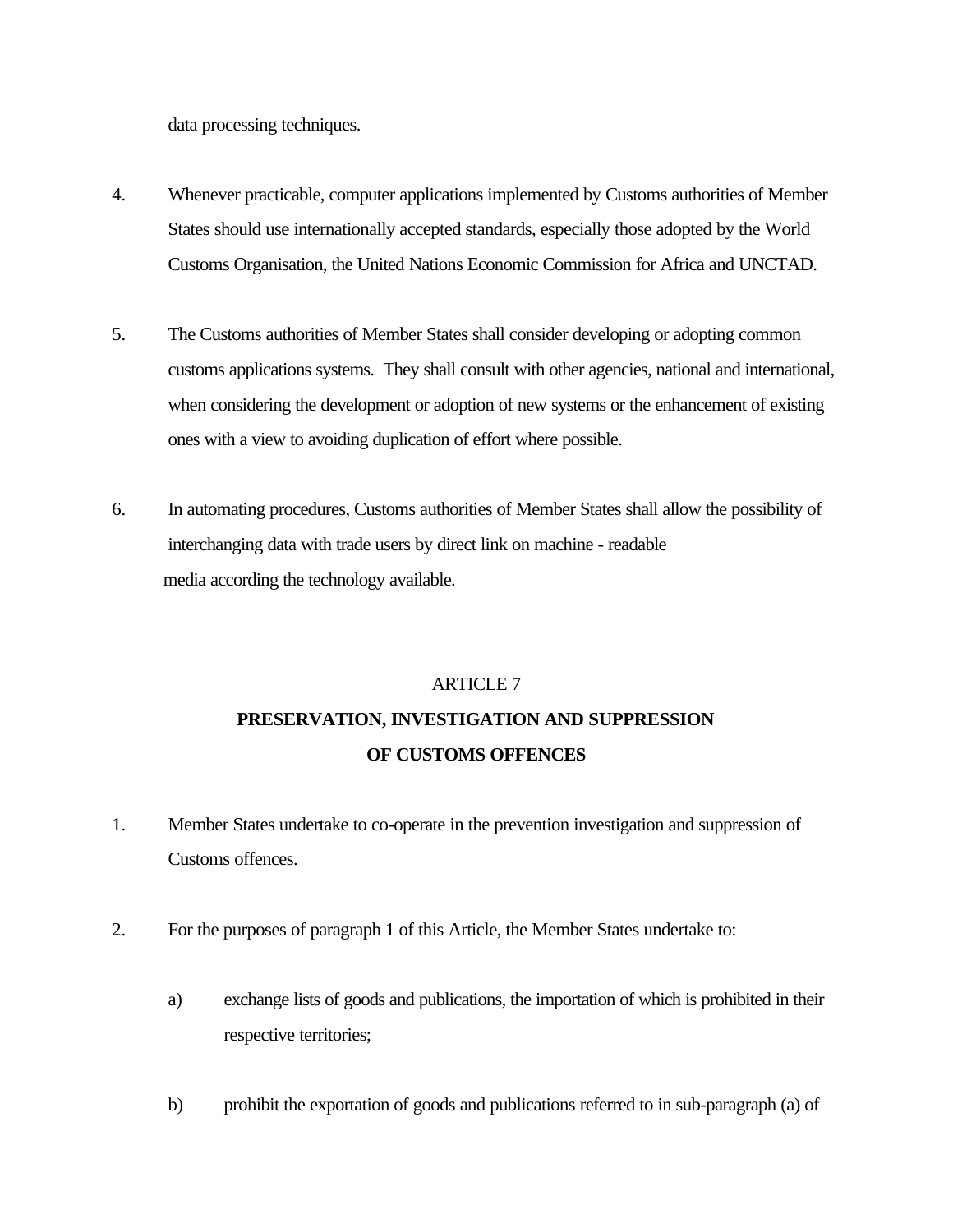data processing techniques.

4. Whenever practicable, computer applications implemented by Customs authorities of Member States should use internationally accepted standards, especially those adopted by the World Customs Organisation, the United Nations Economic Commission for Africa and UNCTAD.

5. The Customs authorities of Member States shall consider developing or adopting common customs applications systems. They shall consult with other agencies, national and international, when considering the development or adoption of new systems or the enhancement of existing ones with a view to avoiding duplication of effort where possible.

6. In automating procedures, Customs authorities of Member States shall allow the possibility of interchanging data with trade users by direct link on machine - readable media according the technology available.

ARTICLE 7

**PRESERVATION, INVESTIGATION AND SUPPRESSION OF CUSTOMS OFFENCES**

1. Member States undertake to co-operate in the prevention investigation and suppression of Customs offences.

2. For the purposes of paragraph 1 of this Article, the Member States undertake to:

   a) exchange lists of goods and publications, the importation of which is prohibited in their respective territories;

   b) prohibit the exportation of goods and publications referred to in sub-paragraph (a) of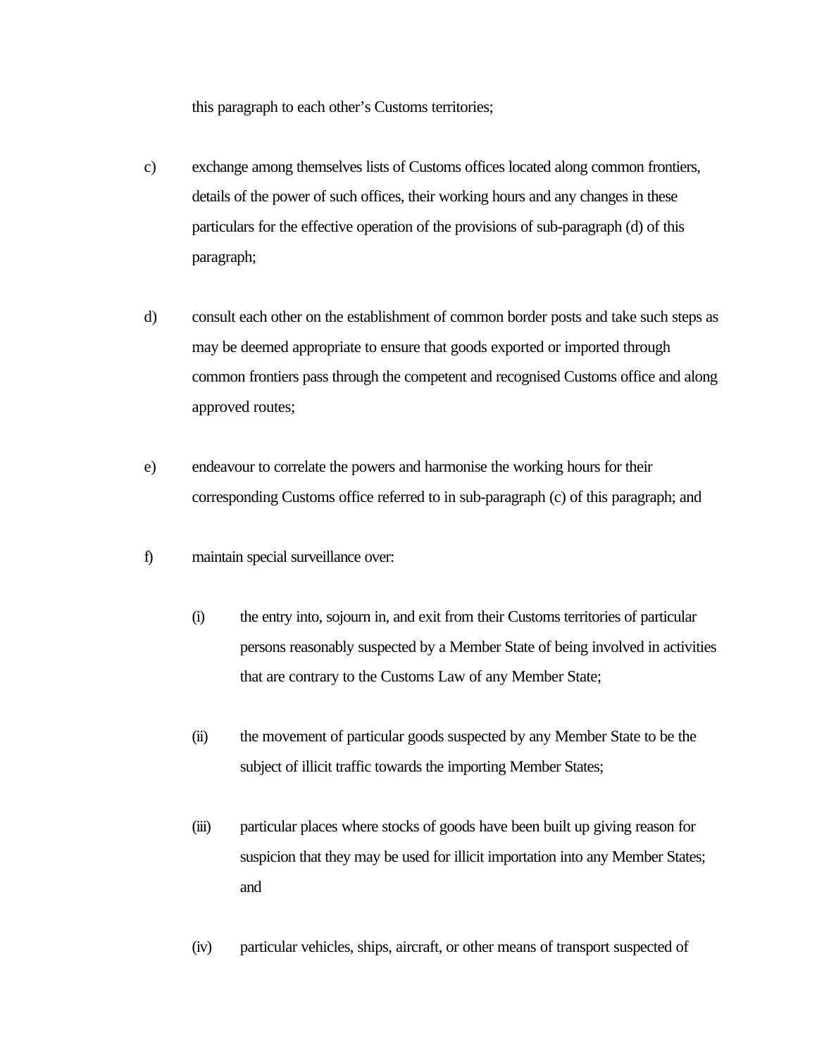this paragraph to each other's Customs territories;

c) exchange among themselves lists of Customs offices located along common frontiers, details of the power of such offices, their working hours and any changes in these particulars for the effective operation of the provisions of sub-paragraph (d) of this paragraph;

d) consult each other on the establishment of common border posts and take such steps as may be deemed appropriate to ensure that goods exported or imported through common frontiers pass through the competent and recognised Customs office and along approved routes;

e) endeavour to correlate the powers and harmonise the working hours for their corresponding Customs office referred to in sub-paragraph (c) of this paragraph; and

f) maintain special surveillance over:

    (i) the entry into, sojourn in, and exit from their Customs territories of particular persons reasonably suspected by a Member State of being involved in activities that are contrary to the Customs Law of any Member State;

    (ii) the movement of particular goods suspected by any Member State to be the subject of illicit traffic towards the importing Member States;

    (iii) particular places where stocks of goods have been built up giving reason for suspicion that they may be used for illicit importation into any Member States; and

    (iv) particular vehicles, ships, aircraft, or other means of transport suspected of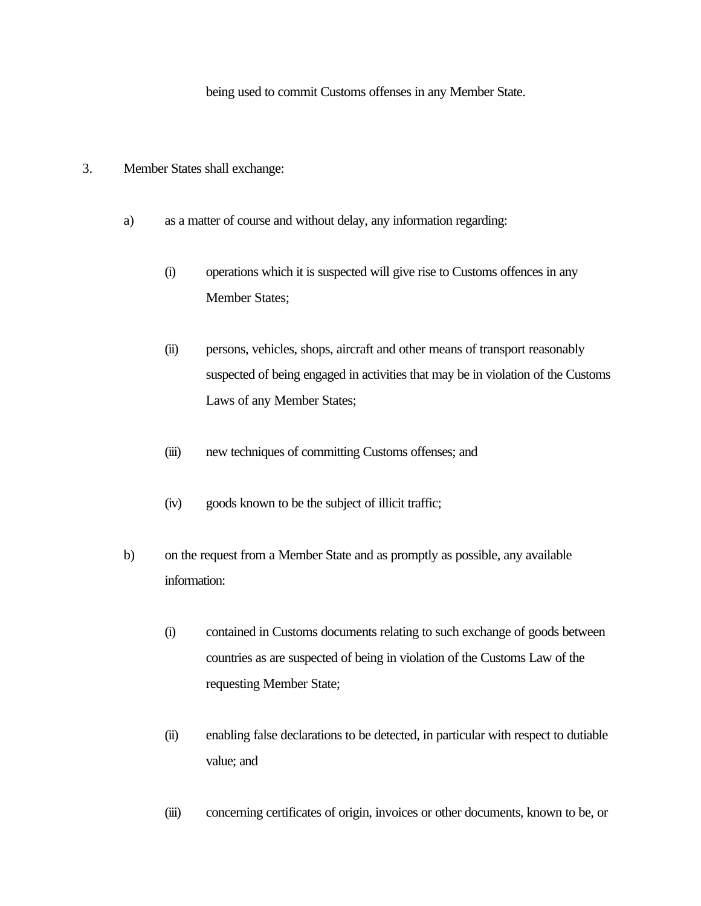being used to commit Customs offenses in any Member State.

3. Member States shall exchange:

   a) as a matter of course and without delay, any information regarding:

      (i) operations which it is suspected will give rise to Customs offences in any Member States;

      (ii) persons, vehicles, shops, aircraft and other means of transport reasonably suspected of being engaged in activities that may be in violation of the Customs Laws of any Member States;

      (iii) new techniques of committing Customs offenses; and

      (iv) goods known to be the subject of illicit traffic;

   b) on the request from a Member State and as promptly as possible, any available information:

      (i) contained in Customs documents relating to such exchange of goods between countries as are suspected of being in violation of the Customs Law of the requesting Member State;

      (ii) enabling false declarations to be detected, in particular with respect to dutiable value; and

      (iii) concerning certificates of origin, invoices or other documents, known to be, or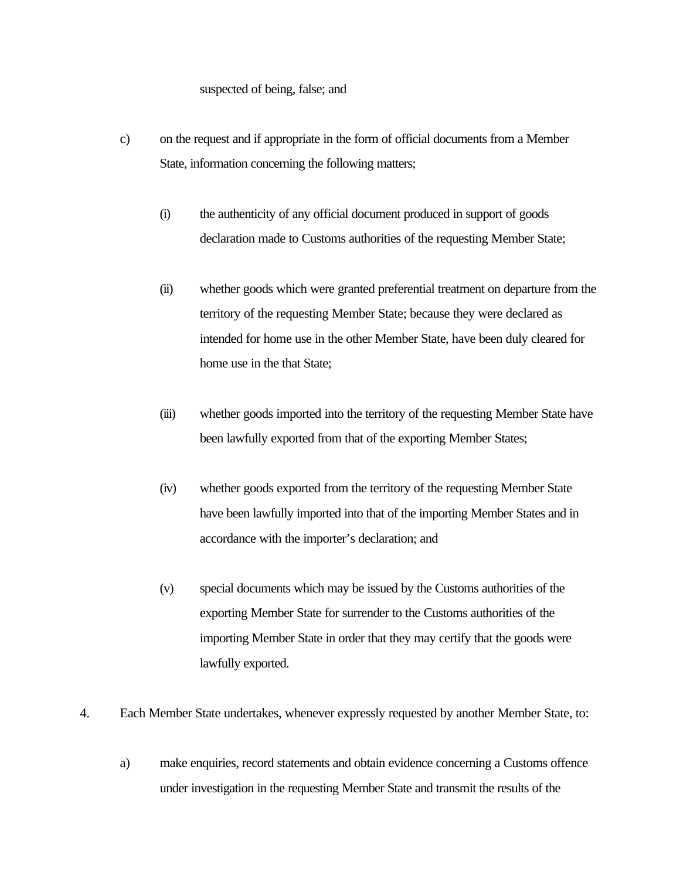suspected of being, false; and

c) on the request and if appropriate in the form of official documents from a Member State, information concerning the following matters;

   (i) the authenticity of any official document produced in support of goods declaration made to Customs authorities of the requesting Member State;

   (ii) whether goods which were granted preferential treatment on departure from the territory of the requesting Member State; because they were declared as intended for home use in the other Member State, have been duly cleared for home use in the that State;

   (iii) whether goods imported into the territory of the requesting Member State have been lawfully exported from that of the exporting Member States;

   (iv) whether goods exported from the territory of the requesting Member State have been lawfully imported into that of the importing Member States and in accordance with the importer's declaration; and

   (v) special documents which may be issued by the Customs authorities of the exporting Member State for surrender to the Customs authorities of the importing Member State in order that they may certify that the goods were lawfully exported.

4. Each Member State undertakes, whenever expressly requested by another Member State, to:

   a) make enquiries, record statements and obtain evidence concerning a Customs offence under investigation in the requesting Member State and transmit the results of the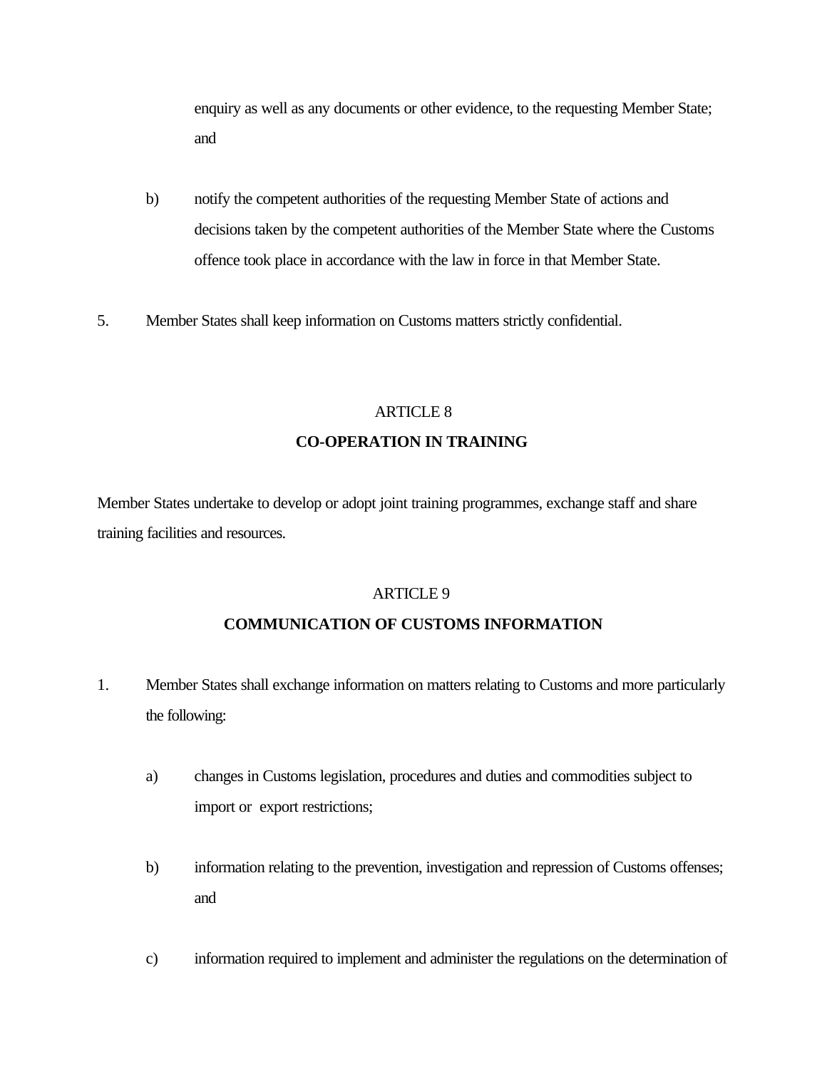enquiry as well as any documents or other evidence, to the requesting Member State; and

b) notify the competent authorities of the requesting Member State of actions and decisions taken by the competent authorities of the Member State where the Customs offence took place in accordance with the law in force in that Member State.

5. Member States shall keep information on Customs matters strictly confidential.

## ARTICLE 8

## CO-OPERATION IN TRAINING

Member States undertake to develop or adopt joint training programmes, exchange staff and share training facilities and resources.

## ARTICLE 9

## COMMUNICATION OF CUSTOMS INFORMATION

1. Member States shall exchange information on matters relating to Customs and more particularly the following:

   a) changes in Customs legislation, procedures and duties and commodities subject to import or export restrictions;

   b) information relating to the prevention, investigation and repression of Customs offenses; and

   c) information required to implement and administer the regulations on the determination of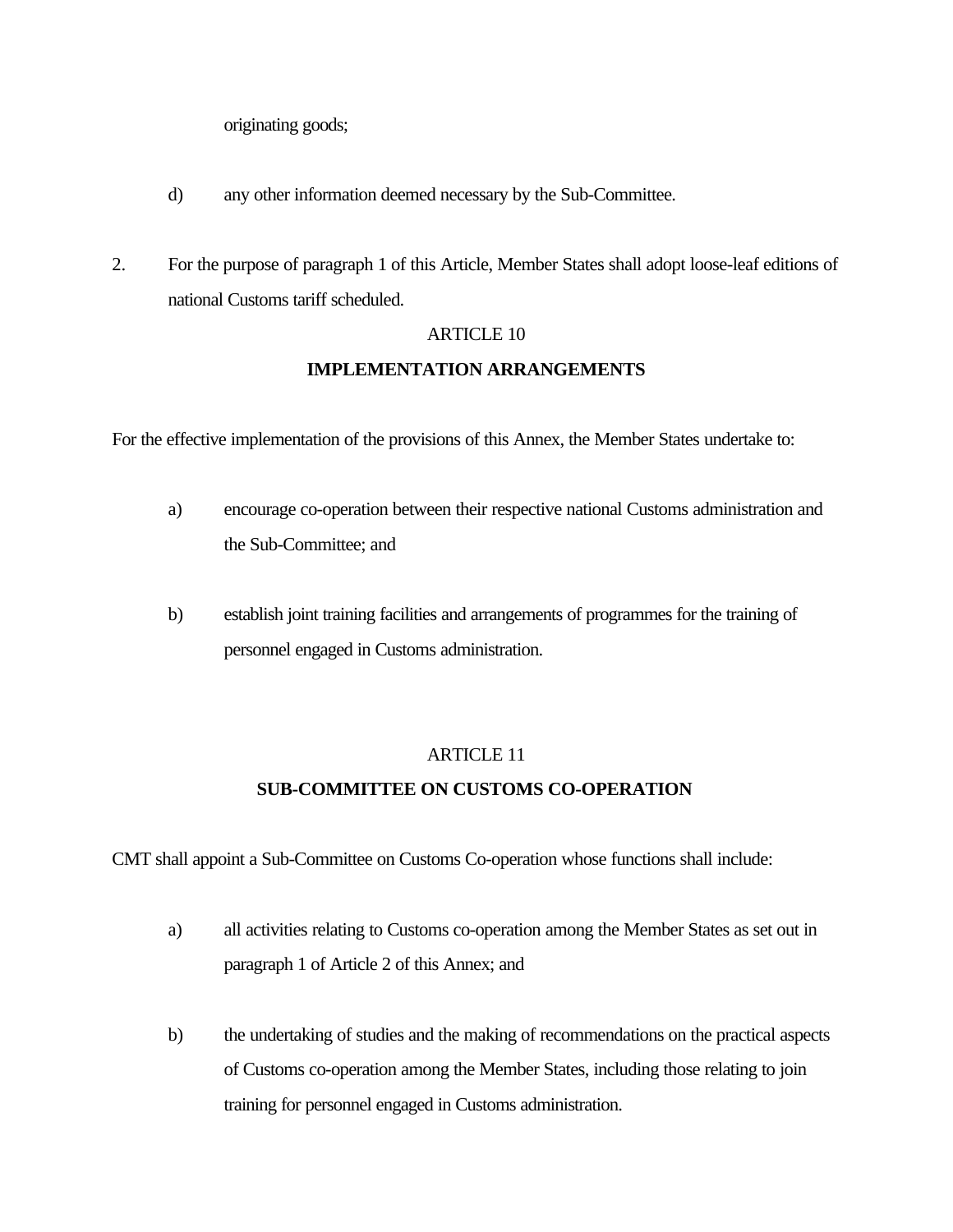originating goods;

d) any other information deemed necessary by the Sub-Committee.

2. For the purpose of paragraph 1 of this Article, Member States shall adopt loose-leaf editions of national Customs tariff scheduled.

## ARTICLE 10

## IMPLEMENTATION ARRANGEMENTS

For the effective implementation of the provisions of this Annex, the Member States undertake to:

a) encourage co-operation between their respective national Customs administration and the Sub-Committee; and

b) establish joint training facilities and arrangements of programmes for the training of personnel engaged in Customs administration.

## ARTICLE 11

## SUB-COMMITTEE ON CUSTOMS CO-OPERATION

CMT shall appoint a Sub-Committee on Customs Co-operation whose functions shall include:

a) all activities relating to Customs co-operation among the Member States as set out in paragraph 1 of Article 2 of this Annex; and

b) the undertaking of studies and the making of recommendations on the practical aspects of Customs co-operation among the Member States, including those relating to join training for personnel engaged in Customs administration.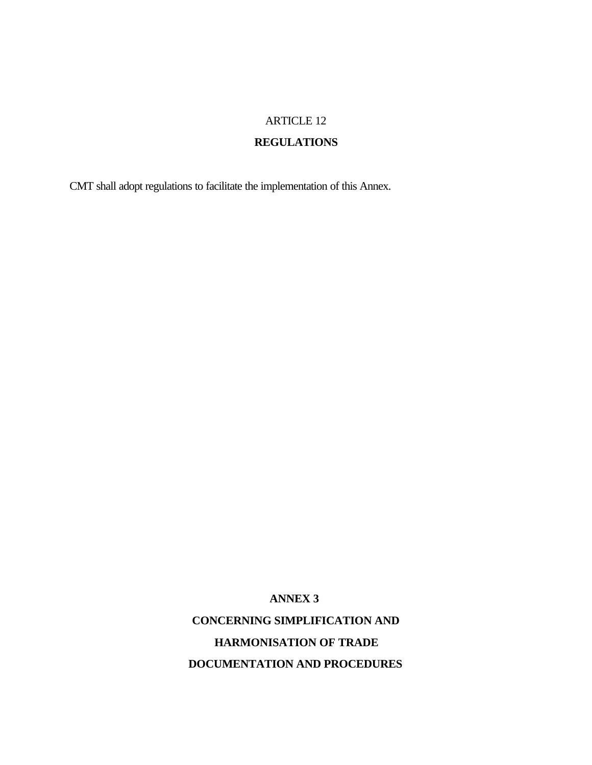ARTICLE 12

**REGULATIONS**

CMT shall adopt regulations to facilitate the implementation of this Annex.

# ANNEX 3

# CONCERNING SIMPLIFICATION AND HARMONISATION OF TRADE DOCUMENTATION AND PROCEDURES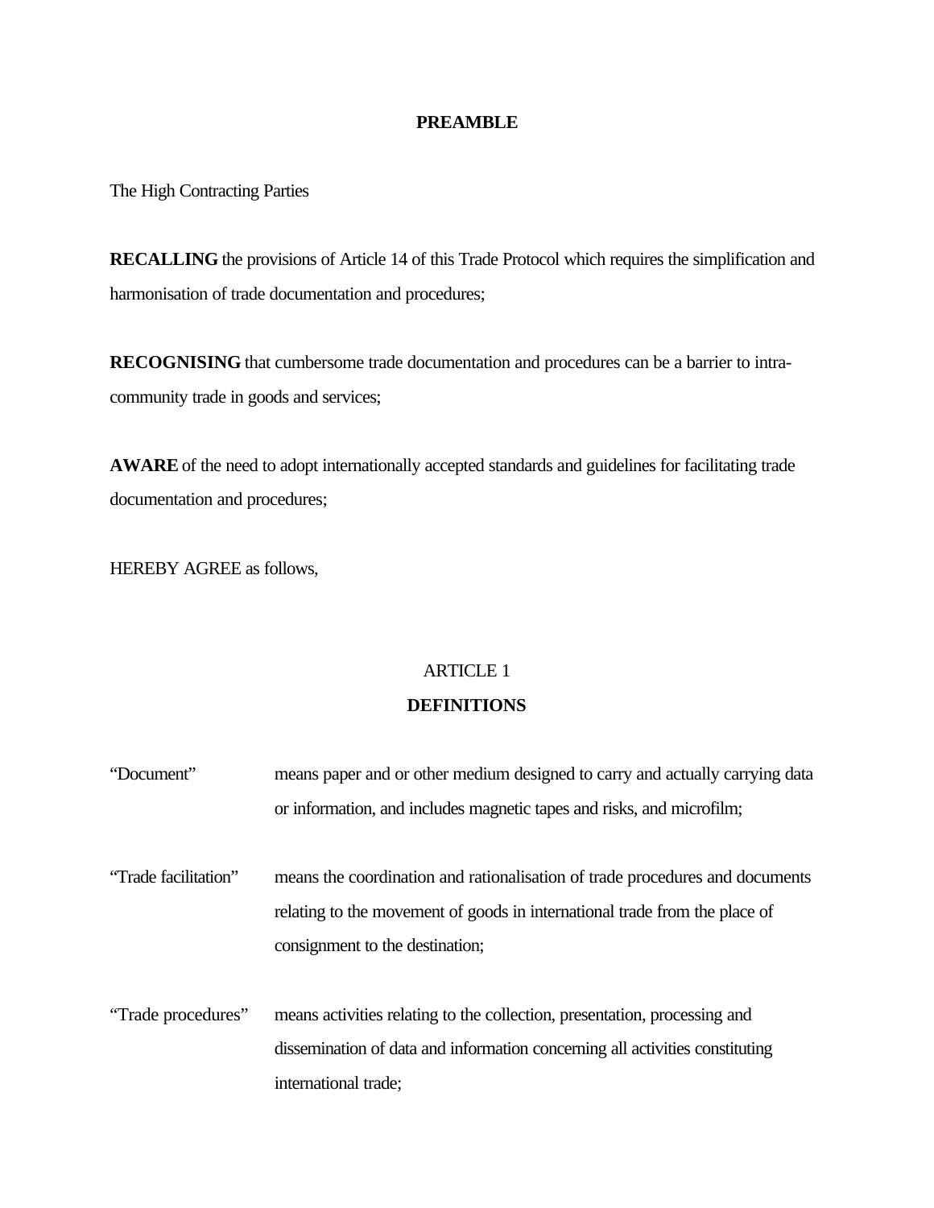## PREAMBLE

The High Contracting Parties

**RECALLING** the provisions of Article 14 of this Trade Protocol which requires the simplification and harmonisation of trade documentation and procedures;

**RECOGNISING** that cumbersome trade documentation and procedures can be a barrier to intra-community trade in goods and services;

**AWARE** of the need to adopt internationally accepted standards and guidelines for facilitating trade documentation and procedures;

HEREBY AGREE as follows,

ARTICLE 1

### DEFINITIONS

“Document” means paper and or other medium designed to carry and actually carrying data or information, and includes magnetic tapes and risks, and microfilm;

“Trade facilitation” means the coordination and rationalisation of trade procedures and documents relating to the movement of goods in international trade from the place of consignment to the destination;

“Trade procedures” means activities relating to the collection, presentation, processing and dissemination of data and information concerning all activities constituting international trade;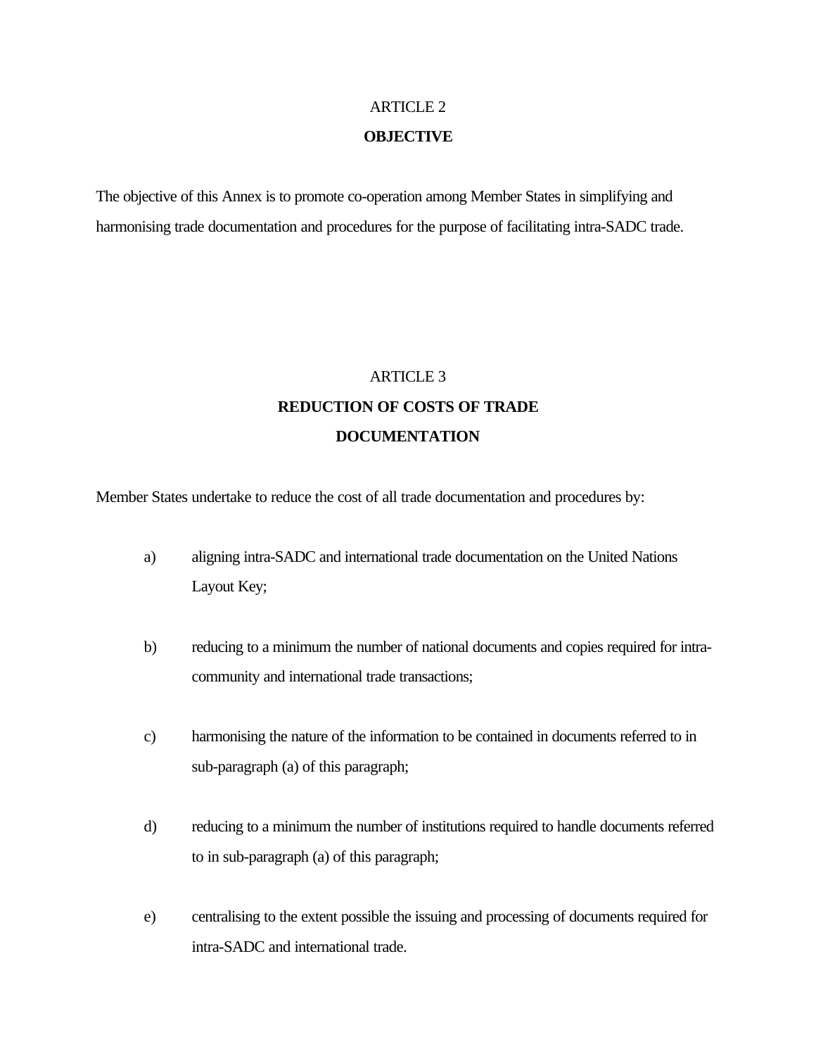## ARTICLE 2

## OBJECTIVE

The objective of this Annex is to promote co-operation among Member States in simplifying and harmonising trade documentation and procedures for the purpose of facilitating intra-SADC trade.

## ARTICLE 3

## REDUCTION OF COSTS OF TRADE DOCUMENTATION

Member States undertake to reduce the cost of all trade documentation and procedures by:

a) aligning intra-SADC and international trade documentation on the United Nations Layout Key;

b) reducing to a minimum the number of national documents and copies required for intra-community and international trade transactions;

c) harmonising the nature of the information to be contained in documents referred to in sub-paragraph (a) of this paragraph;

d) reducing to a minimum the number of institutions required to handle documents referred to in sub-paragraph (a) of this paragraph;

e) centralising to the extent possible the issuing and processing of documents required for intra-SADC and international trade.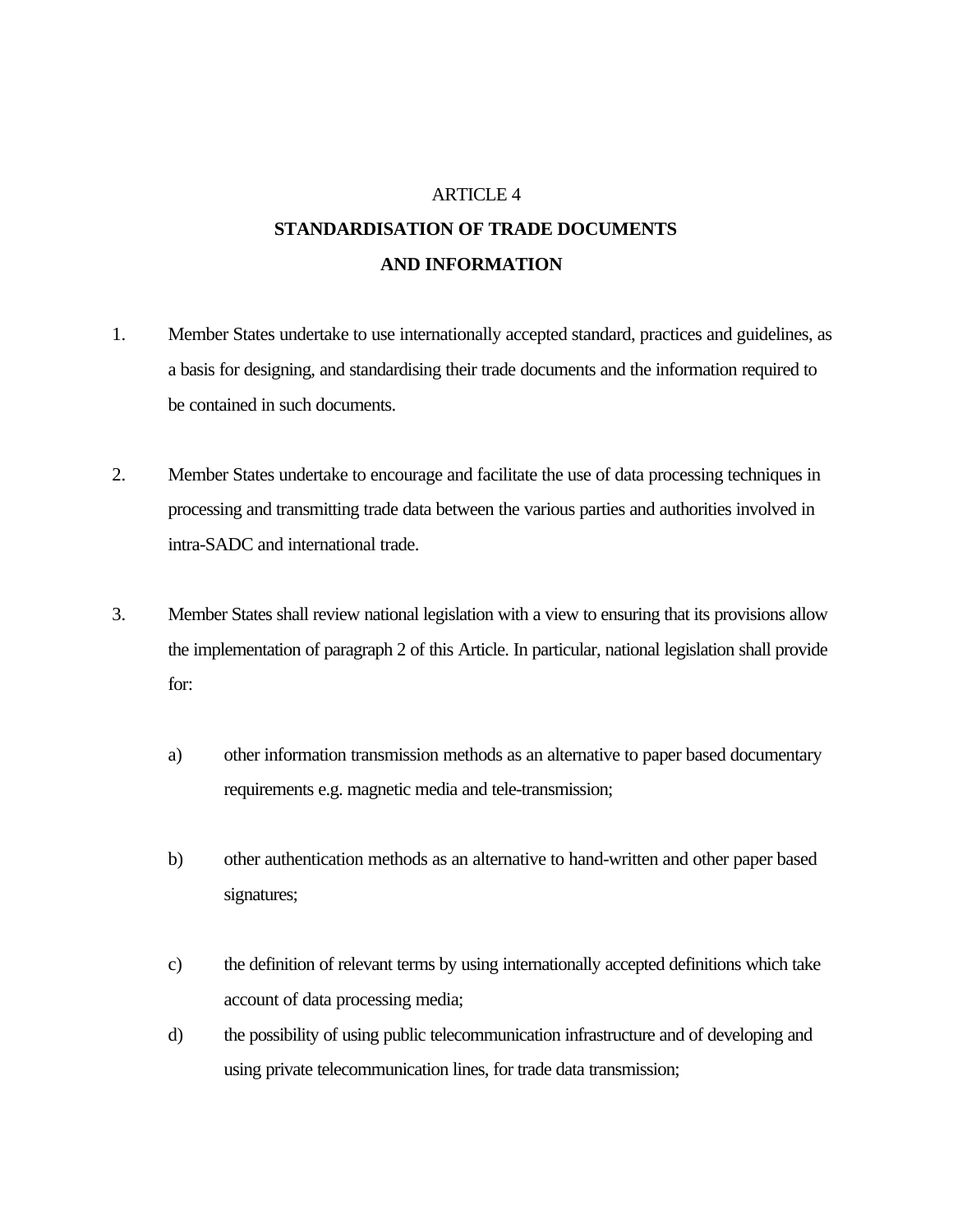ARTICLE 4

## STANDARDISATION OF TRADE DOCUMENTS AND INFORMATION

1. Member States undertake to use internationally accepted standard, practices and guidelines, as a basis for designing, and standardising their trade documents and the information required to be contained in such documents.

2. Member States undertake to encourage and facilitate the use of data processing techniques in processing and transmitting trade data between the various parties and authorities involved in intra-SADC and international trade.

3. Member States shall review national legislation with a view to ensuring that its provisions allow the implementation of paragraph 2 of this Article. In particular, national legislation shall provide for:

   a) other information transmission methods as an alternative to paper based documentary requirements e.g. magnetic media and tele-transmission;

   b) other authentication methods as an alternative to hand-written and other paper based signatures;

   c) the definition of relevant terms by using internationally accepted definitions which take account of data processing media;

   d) the possibility of using public telecommunication infrastructure and of developing and using private telecommunication lines, for trade data transmission;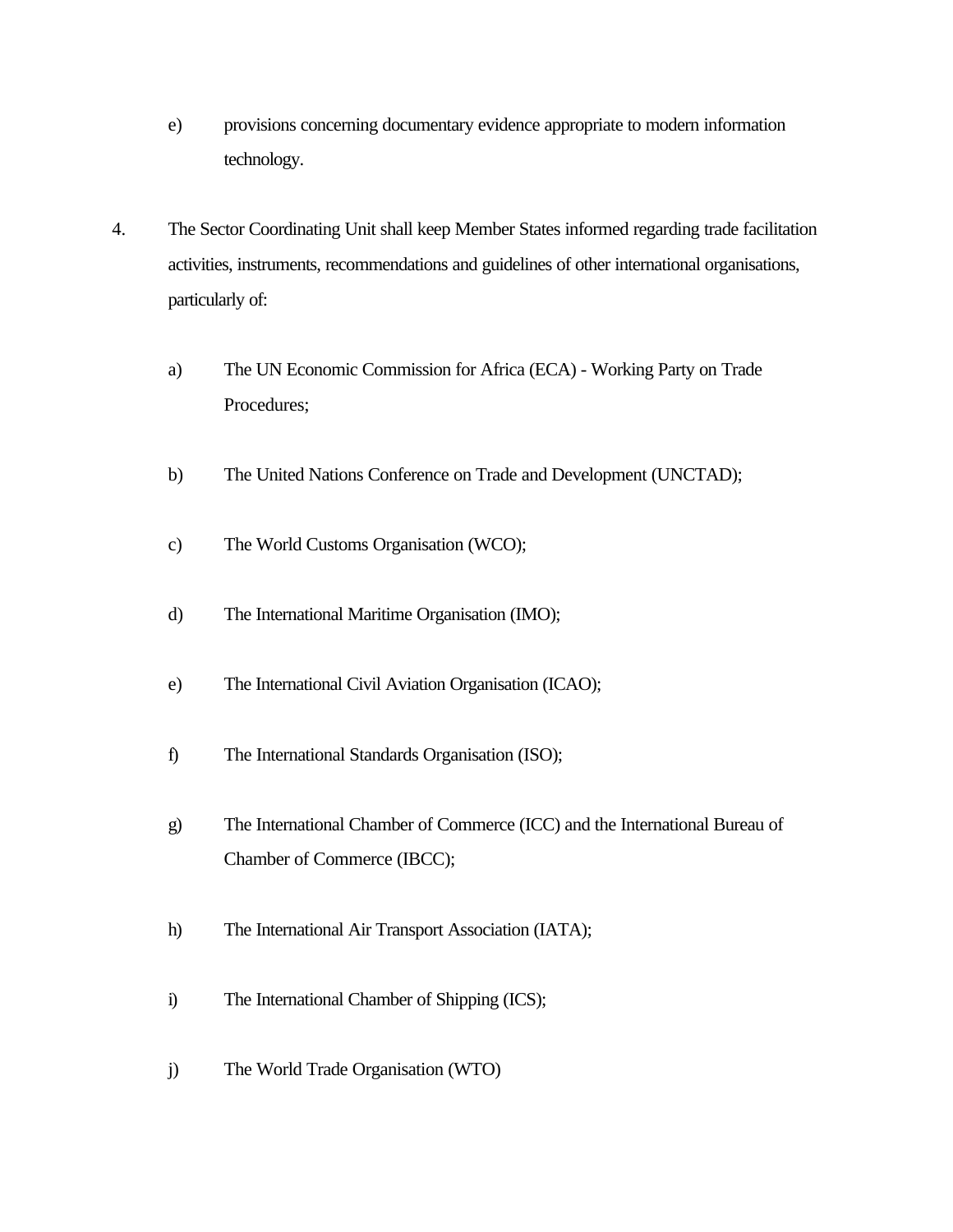e) provisions concerning documentary evidence appropriate to modern information technology.

4. The Sector Coordinating Unit shall keep Member States informed regarding trade facilitation activities, instruments, recommendations and guidelines of other international organisations, particularly of:

   a) The UN Economic Commission for Africa (ECA) - Working Party on Trade Procedures;

   b) The United Nations Conference on Trade and Development (UNCTAD);

   c) The World Customs Organisation (WCO);

   d) The International Maritime Organisation (IMO);

   e) The International Civil Aviation Organisation (ICAO);

   f) The International Standards Organisation (ISO);

   g) The International Chamber of Commerce (ICC) and the International Bureau of Chamber of Commerce (IBCC);

   h) The International Air Transport Association (IATA);

   i) The International Chamber of Shipping (ICS);

   j) The World Trade Organisation (WTO)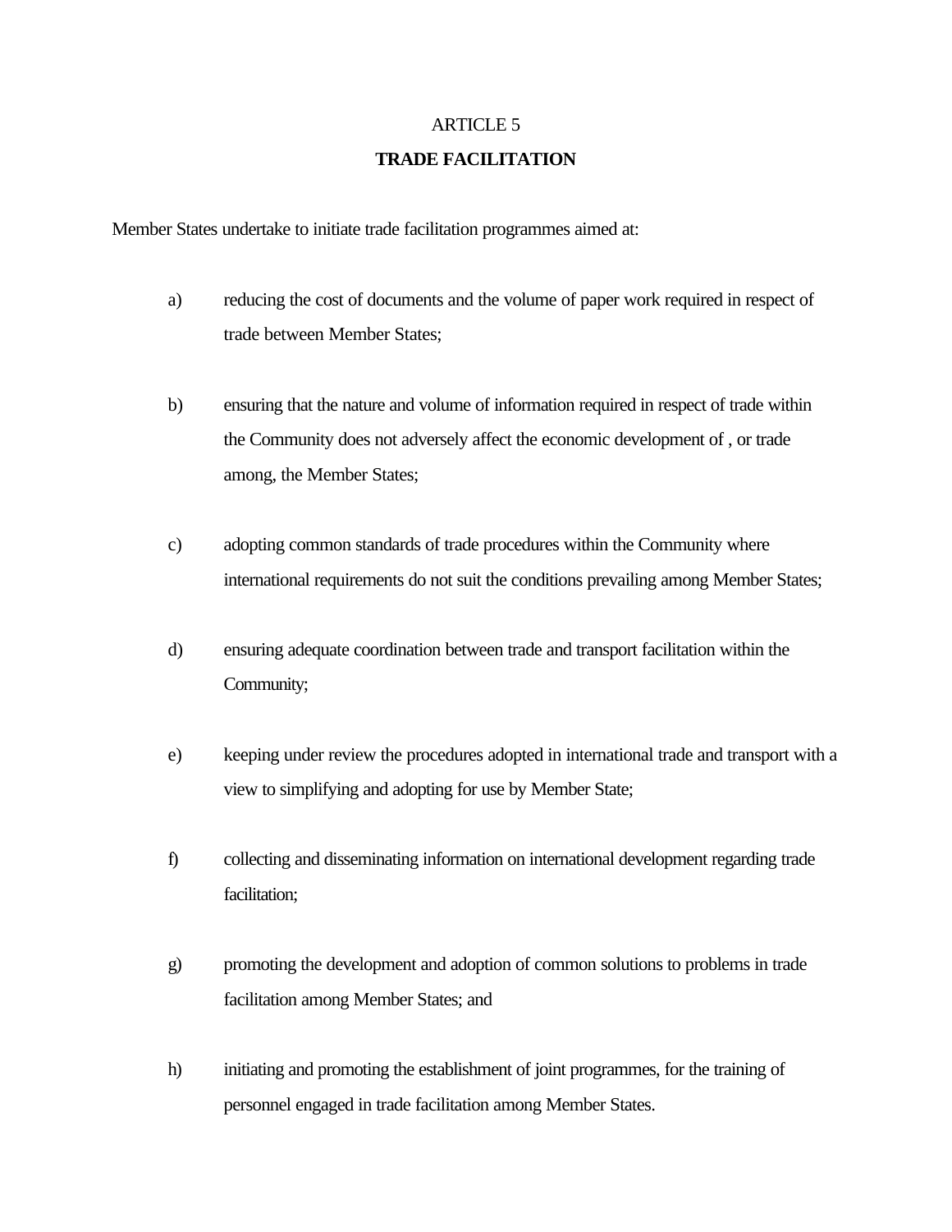## ARTICLE 5

## TRADE FACILITATION

Member States undertake to initiate trade facilitation programmes aimed at:

a) reducing the cost of documents and the volume of paper work required in respect of trade between Member States;

b) ensuring that the nature and volume of information required in respect of trade within the Community does not adversely affect the economic development of , or trade among, the Member States;

c) adopting common standards of trade procedures within the Community where international requirements do not suit the conditions prevailing among Member States;

d) ensuring adequate coordination between trade and transport facilitation within the Community;

e) keeping under review the procedures adopted in international trade and transport with a view to simplifying and adopting for use by Member State;

f) collecting and disseminating information on international development regarding trade facilitation;

g) promoting the development and adoption of common solutions to problems in trade facilitation among Member States; and

h) initiating and promoting the establishment of joint programmes, for the training of personnel engaged in trade facilitation among Member States.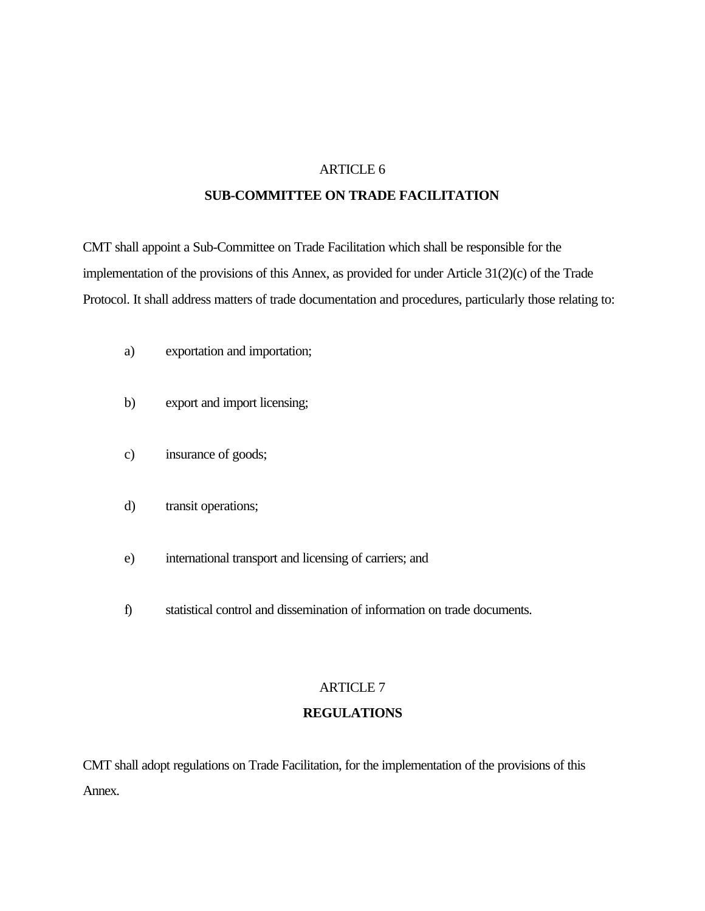## ARTICLE 6

## SUB-COMMITTEE ON TRADE FACILITATION

CMT shall appoint a Sub-Committee on Trade Facilitation which shall be responsible for the implementation of the provisions of this Annex, as provided for under Article 31(2)(c) of the Trade Protocol. It shall address matters of trade documentation and procedures, particularly those relating to:

a) exportation and importation;

b) export and import licensing;

c) insurance of goods;

d) transit operations;

e) international transport and licensing of carriers; and

f) statistical control and dissemination of information on trade documents.

## ARTICLE 7

## REGULATIONS

CMT shall adopt regulations on Trade Facilitation, for the implementation of the provisions of this Annex.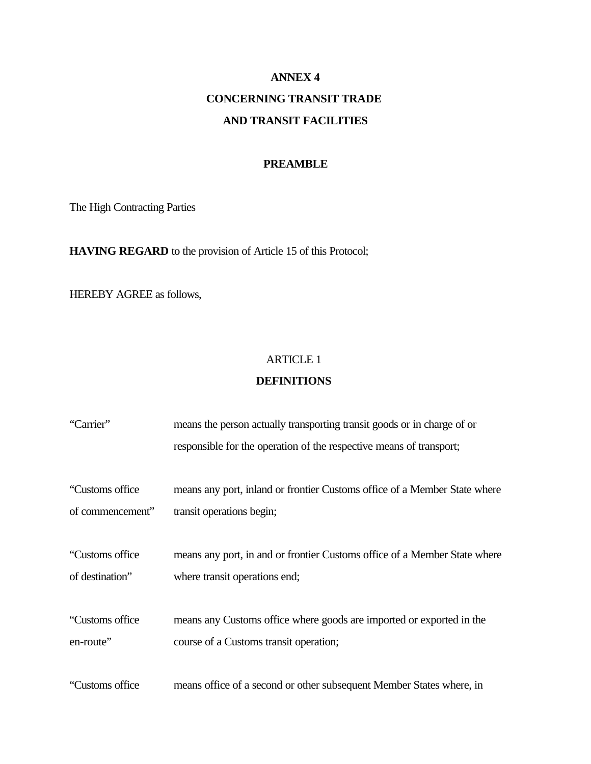# ANNEX 4

# CONCERNING TRANSIT TRADE AND TRANSIT FACILITIES

## PREAMBLE

The High Contracting Parties

**HAVING REGARD** to the provision of Article 15 of this Protocol;

HEREBY AGREE as follows,

ARTICLE 1

## DEFINITIONS

| | |
|---|---|
| "Carrier" | means the person actually transporting transit goods or in charge of or responsible for the operation of the respective means of transport; |
| "Customs office of commencement" | means any port, inland or frontier Customs office of a Member State where transit operations begin; |
| "Customs office of destination" | means any port, in and or frontier Customs office of a Member State where where transit operations end; |
| "Customs office en-route" | means any Customs office where goods are imported or exported in the course of a Customs transit operation; |
| "Customs office | means office of a second or other subsequent Member States where, in |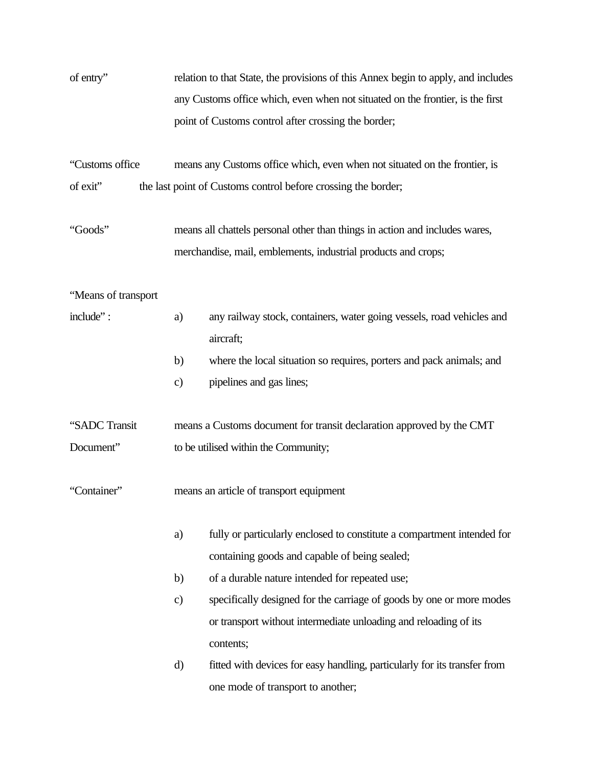of entry" relation to that State, the provisions of this Annex begin to apply, and includes any Customs office which, even when not situated on the frontier, is the first point of Customs control after crossing the border;

"Customs office of exit" means any Customs office which, even when not situated on the frontier, is the last point of Customs control before crossing the border;

"Goods" means all chattels personal other than things in action and includes wares, merchandise, mail, emblements, industrial products and crops;

"Means of transport include" :

a) any railway stock, containers, water going vessels, road vehicles and aircraft;
b) where the local situation so requires, porters and pack animals; and
c) pipelines and gas lines;

"SADC Transit Document" means a Customs document for transit declaration approved by the CMT to be utilised within the Community;

"Container" means an article of transport equipment

a) fully or particularly enclosed to constitute a compartment intended for containing goods and capable of being sealed;
b) of a durable nature intended for repeated use;
c) specifically designed for the carriage of goods by one or more modes or transport without intermediate unloading and reloading of its contents;
d) fitted with devices for easy handling, particularly for its transfer from one mode of transport to another;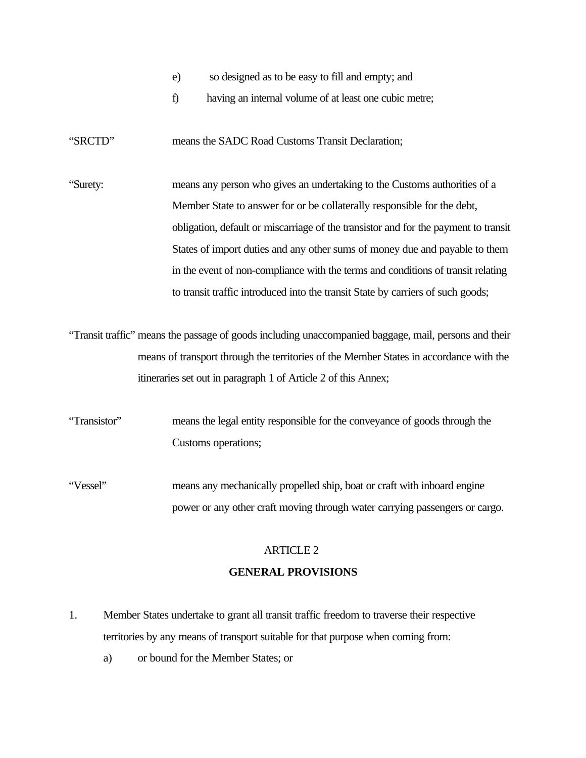e) so designed as to be easy to fill and empty; and

f) having an internal volume of at least one cubic metre;

"SRCTD" means the SADC Road Customs Transit Declaration;

"Surety: means any person who gives an undertaking to the Customs authorities of a Member State to answer for or be collaterally responsible for the debt, obligation, default or miscarriage of the transistor and for the payment to transit States of import duties and any other sums of money due and payable to them in the event of non-compliance with the terms and conditions of transit relating to transit traffic introduced into the transit State by carriers of such goods;

"Transit traffic" means the passage of goods including unaccompanied baggage, mail, persons and their means of transport through the territories of the Member States in accordance with the itineraries set out in paragraph 1 of Article 2 of this Annex;

"Transistor" means the legal entity responsible for the conveyance of goods through the Customs operations;

"Vessel" means any mechanically propelled ship, boat or craft with inboard engine power or any other craft moving through water carrying passengers or cargo.

ARTICLE 2

**GENERAL PROVISIONS**

1. Member States undertake to grant all transit traffic freedom to traverse their respective territories by any means of transport suitable for that purpose when coming from:

   a) or bound for the Member States; or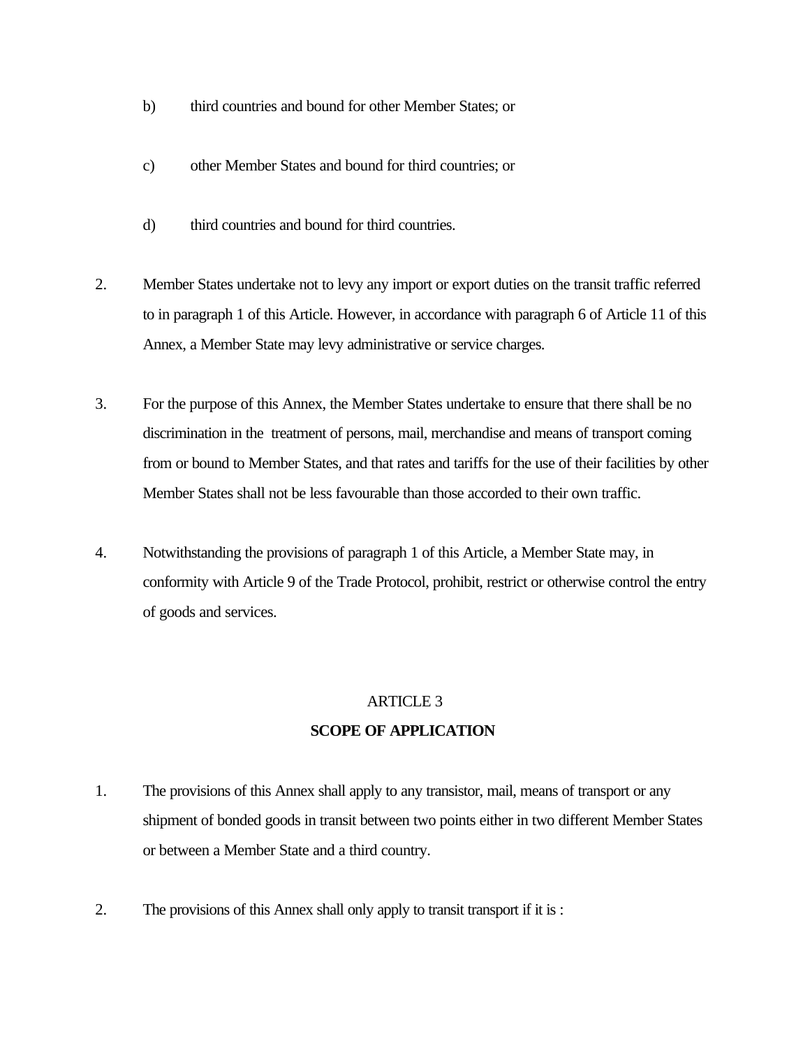b) third countries and bound for other Member States; or

c) other Member States and bound for third countries; or

d) third countries and bound for third countries.

2. Member States undertake not to levy any import or export duties on the transit traffic referred to in paragraph 1 of this Article. However, in accordance with paragraph 6 of Article 11 of this Annex, a Member State may levy administrative or service charges.

3. For the purpose of this Annex, the Member States undertake to ensure that there shall be no discrimination in the treatment of persons, mail, merchandise and means of transport coming from or bound to Member States, and that rates and tariffs for the use of their facilities by other Member States shall not be less favourable than those accorded to their own traffic.

4. Notwithstanding the provisions of paragraph 1 of this Article, a Member State may, in conformity with Article 9 of the Trade Protocol, prohibit, restrict or otherwise control the entry of goods and services.

ARTICLE 3

**SCOPE OF APPLICATION**

1. The provisions of this Annex shall apply to any transistor, mail, means of transport or any shipment of bonded goods in transit between two points either in two different Member States or between a Member State and a third country.

2. The provisions of this Annex shall only apply to transit transport if it is :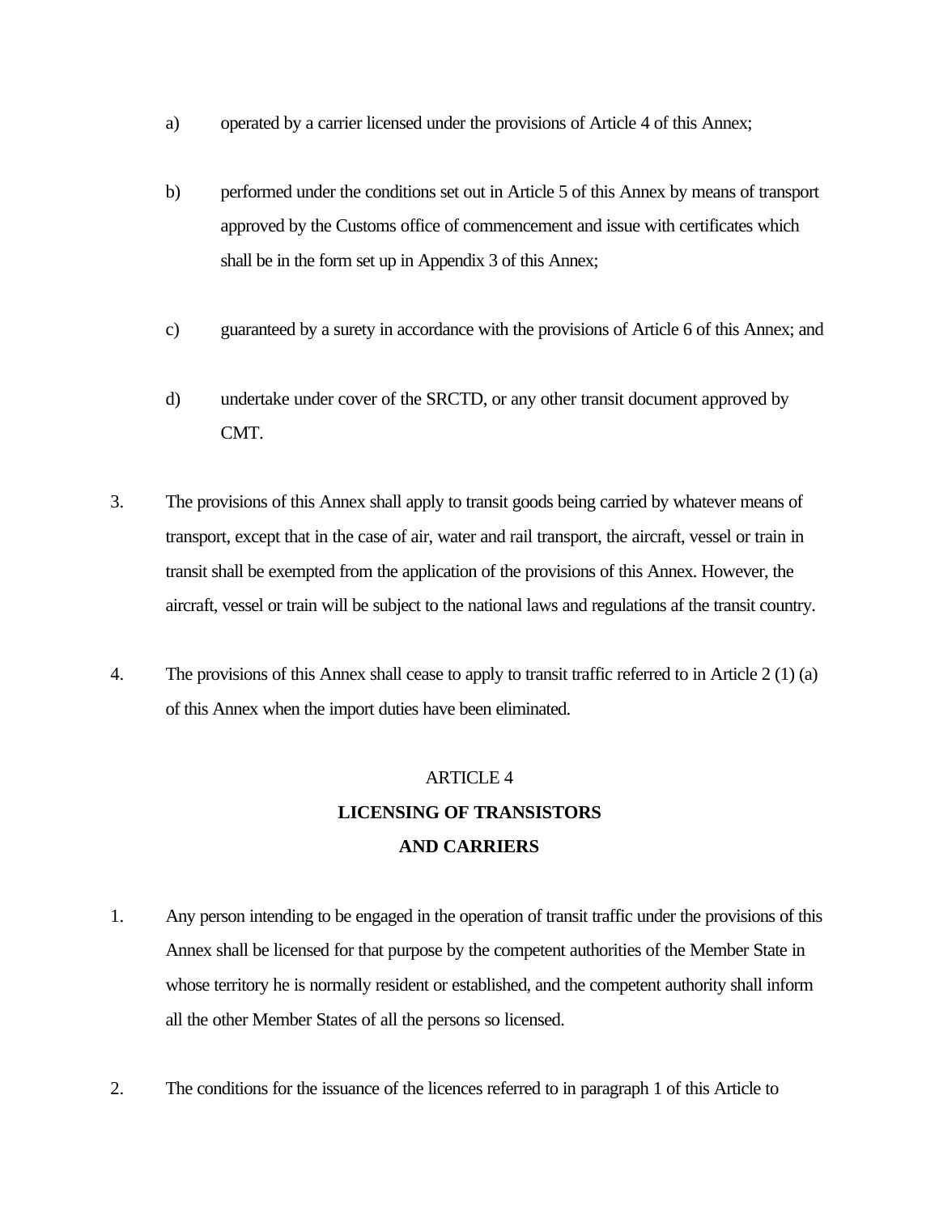a) operated by a carrier licensed under the provisions of Article 4 of this Annex;

b) performed under the conditions set out in Article 5 of this Annex by means of transport approved by the Customs office of commencement and issue with certificates which shall be in the form set up in Appendix 3 of this Annex;

c) guaranteed by a surety in accordance with the provisions of Article 6 of this Annex; and

d) undertake under cover of the SRCTD, or any other transit document approved by CMT.

3. The provisions of this Annex shall apply to transit goods being carried by whatever means of transport, except that in the case of air, water and rail transport, the aircraft, vessel or train in transit shall be exempted from the application of the provisions of this Annex. However, the aircraft, vessel or train will be subject to the national laws and regulations af the transit country.

4. The provisions of this Annex shall cease to apply to transit traffic referred to in Article 2 (1) (a) of this Annex when the import duties have been eliminated.

ARTICLE 4

**LICENSING OF TRANSISTORS AND CARRIERS**

1. Any person intending to be engaged in the operation of transit traffic under the provisions of this Annex shall be licensed for that purpose by the competent authorities of the Member State in whose territory he is normally resident or established, and the competent authority shall inform all the other Member States of all the persons so licensed.

2. The conditions for the issuance of the licences referred to in paragraph 1 of this Article to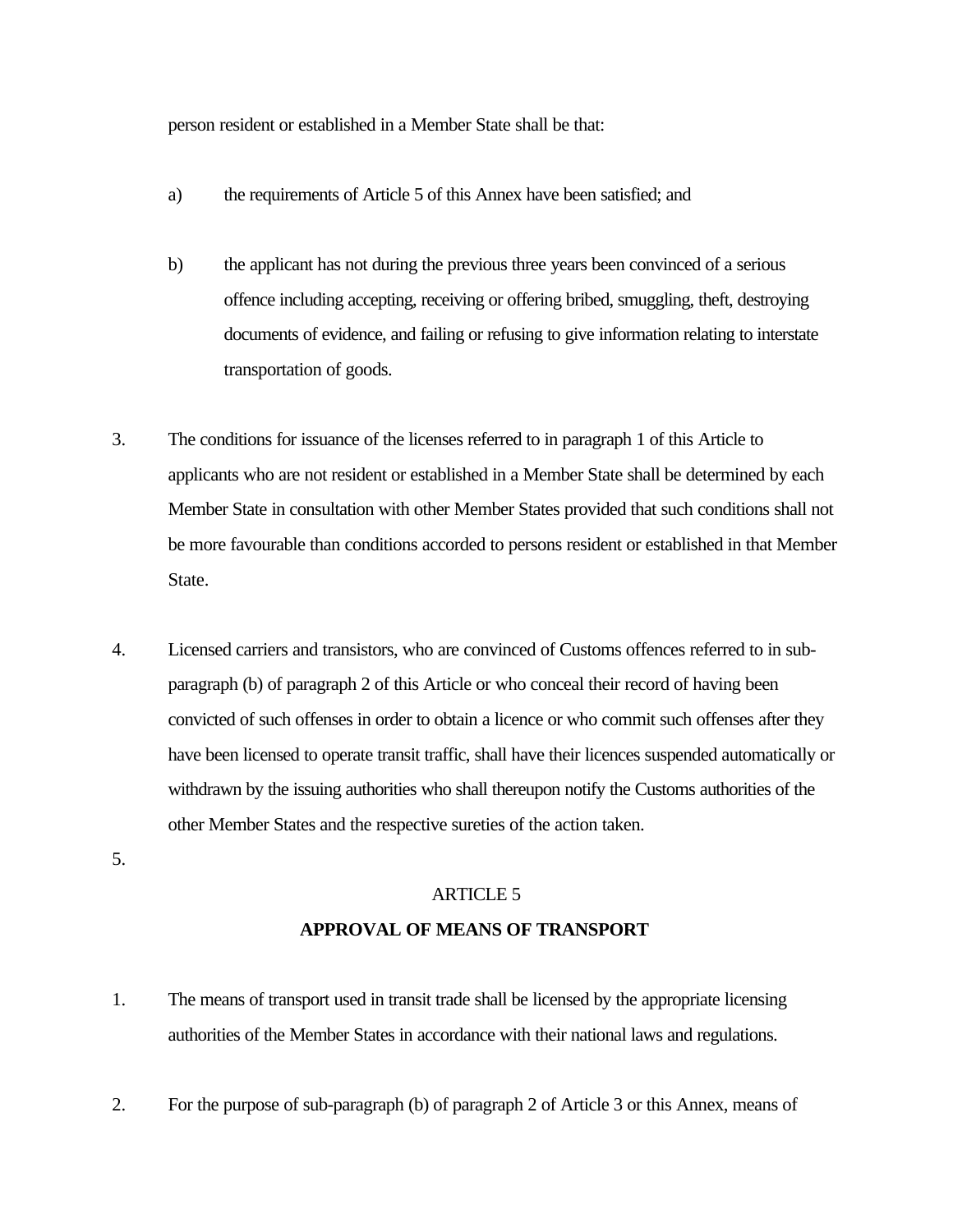person resident or established in a Member State shall be that:

a) the requirements of Article 5 of this Annex have been satisfied; and

b) the applicant has not during the previous three years been convinced of a serious offence including accepting, receiving or offering bribed, smuggling, theft, destroying documents of evidence, and failing or refusing to give information relating to interstate transportation of goods.

3. The conditions for issuance of the licenses referred to in paragraph 1 of this Article to applicants who are not resident or established in a Member State shall be determined by each Member State in consultation with other Member States provided that such conditions shall not be more favourable than conditions accorded to persons resident or established in that Member State.

4. Licensed carriers and transistors, who are convinced of Customs offences referred to in sub-paragraph (b) of paragraph 2 of this Article or who conceal their record of having been convicted of such offenses in order to obtain a licence or who commit such offenses after they have been licensed to operate transit traffic, shall have their licences suspended automatically or withdrawn by the issuing authorities who shall thereupon notify the Customs authorities of the other Member States and the respective sureties of the action taken.

5.

ARTICLE 5

**APPROVAL OF MEANS OF TRANSPORT**

1. The means of transport used in transit trade shall be licensed by the appropriate licensing authorities of the Member States in accordance with their national laws and regulations.

2. For the purpose of sub-paragraph (b) of paragraph 2 of Article 3 or this Annex, means of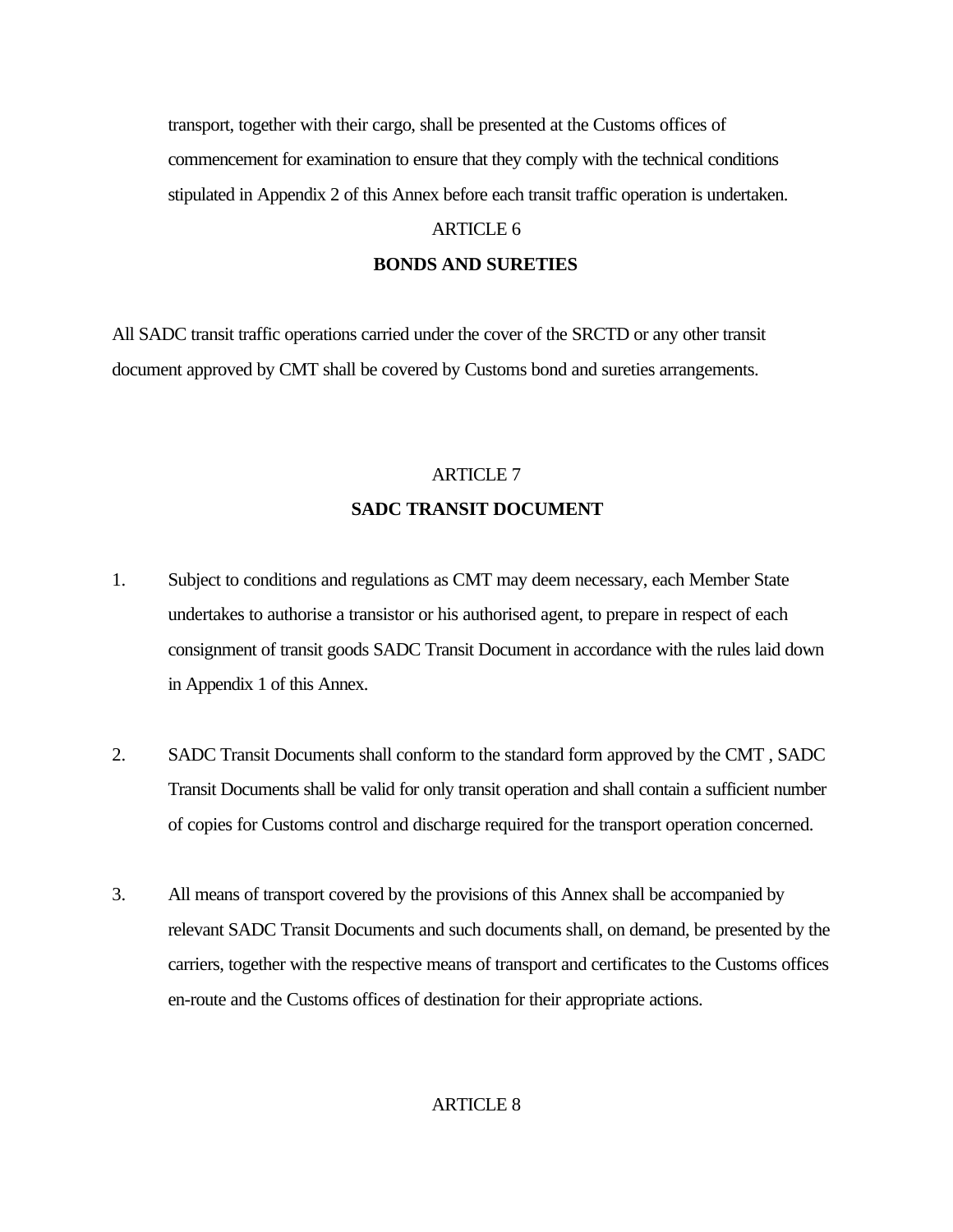transport, together with their cargo, shall be presented at the Customs offices of commencement for examination to ensure that they comply with the technical conditions stipulated in Appendix 2 of this Annex before each transit traffic operation is undertaken.

ARTICLE 6

**BONDS AND SURETIES**

All SADC transit traffic operations carried under the cover of the SRCTD or any other transit document approved by CMT shall be covered by Customs bond and sureties arrangements.

ARTICLE 7

**SADC TRANSIT DOCUMENT**

1. Subject to conditions and regulations as CMT may deem necessary, each Member State undertakes to authorise a transistor or his authorised agent, to prepare in respect of each consignment of transit goods SADC Transit Document in accordance with the rules laid down in Appendix 1 of this Annex.

2. SADC Transit Documents shall conform to the standard form approved by the CMT , SADC Transit Documents shall be valid for only transit operation and shall contain a sufficient number of copies for Customs control and discharge required for the transport operation concerned.

3. All means of transport covered by the provisions of this Annex shall be accompanied by relevant SADC Transit Documents and such documents shall, on demand, be presented by the carriers, together with the respective means of transport and certificates to the Customs offices en-route and the Customs offices of destination for their appropriate actions.

ARTICLE 8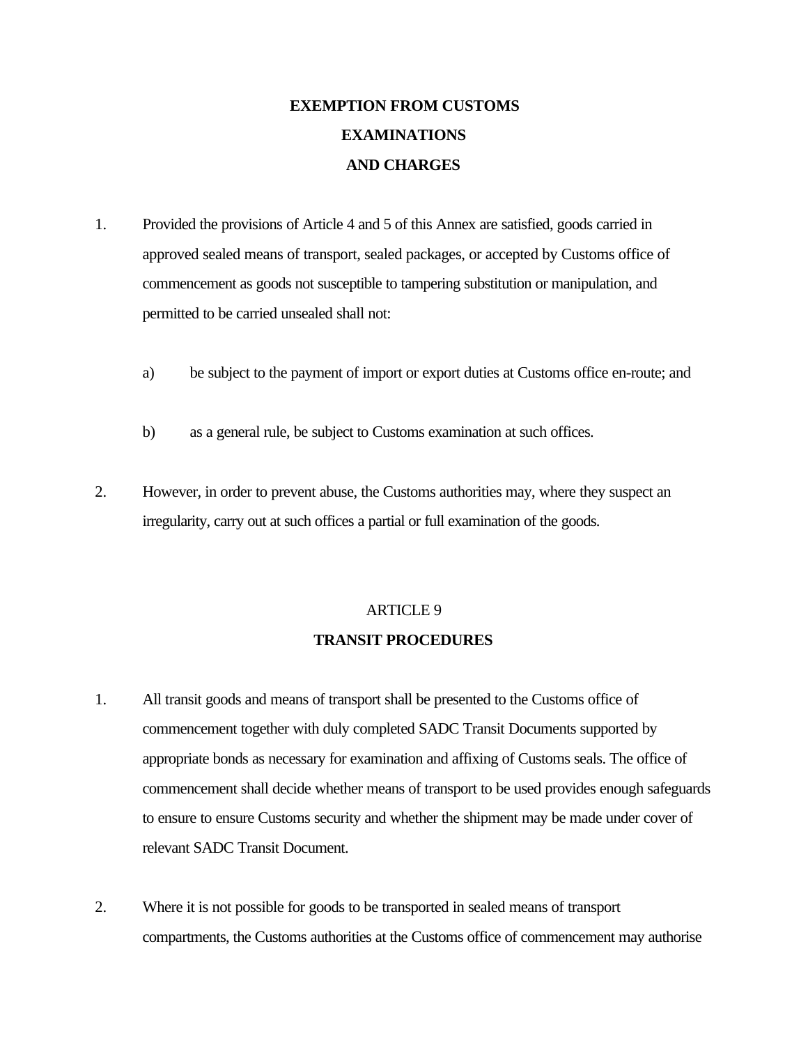## EXEMPTION FROM CUSTOMS EXAMINATIONS AND CHARGES

1. Provided the provisions of Article 4 and 5 of this Annex are satisfied, goods carried in approved sealed means of transport, sealed packages, or accepted by Customs office of commencement as goods not susceptible to tampering substitution or manipulation, and permitted to be carried unsealed shall not:

   a) be subject to the payment of import or export duties at Customs office en-route; and

   b) as a general rule, be subject to Customs examination at such offices.

2. However, in order to prevent abuse, the Customs authorities may, where they suspect an irregularity, carry out at such offices a partial or full examination of the goods.

ARTICLE 9

## TRANSIT PROCEDURES

1. All transit goods and means of transport shall be presented to the Customs office of commencement together with duly completed SADC Transit Documents supported by appropriate bonds as necessary for examination and affixing of Customs seals. The office of commencement shall decide whether means of transport to be used provides enough safeguards to ensure to ensure Customs security and whether the shipment may be made under cover of relevant SADC Transit Document.

2. Where it is not possible for goods to be transported in sealed means of transport compartments, the Customs authorities at the Customs office of commencement may authorise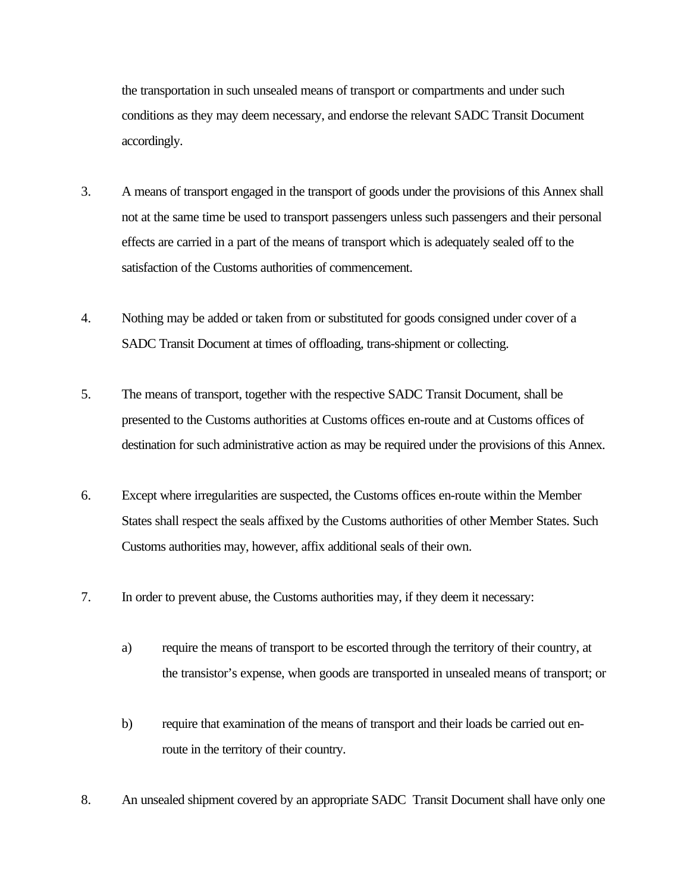the transportation in such unsealed means of transport or compartments and under such conditions as they may deem necessary, and endorse the relevant SADC Transit Document accordingly.

3. A means of transport engaged in the transport of goods under the provisions of this Annex shall not at the same time be used to transport passengers unless such passengers and their personal effects are carried in a part of the means of transport which is adequately sealed off to the satisfaction of the Customs authorities of commencement.

4. Nothing may be added or taken from or substituted for goods consigned under cover of a SADC Transit Document at times of offloading, trans-shipment or collecting.

5. The means of transport, together with the respective SADC Transit Document, shall be presented to the Customs authorities at Customs offices en-route and at Customs offices of destination for such administrative action as may be required under the provisions of this Annex.

6. Except where irregularities are suspected, the Customs offices en-route within the Member States shall respect the seals affixed by the Customs authorities of other Member States. Such Customs authorities may, however, affix additional seals of their own.

7. In order to prevent abuse, the Customs authorities may, if they deem it necessary:

   a) require the means of transport to be escorted through the territory of their country, at the transistor's expense, when goods are transported in unsealed means of transport; or

   b) require that examination of the means of transport and their loads be carried out en-route in the territory of their country.

8. An unsealed shipment covered by an appropriate SADC Transit Document shall have only one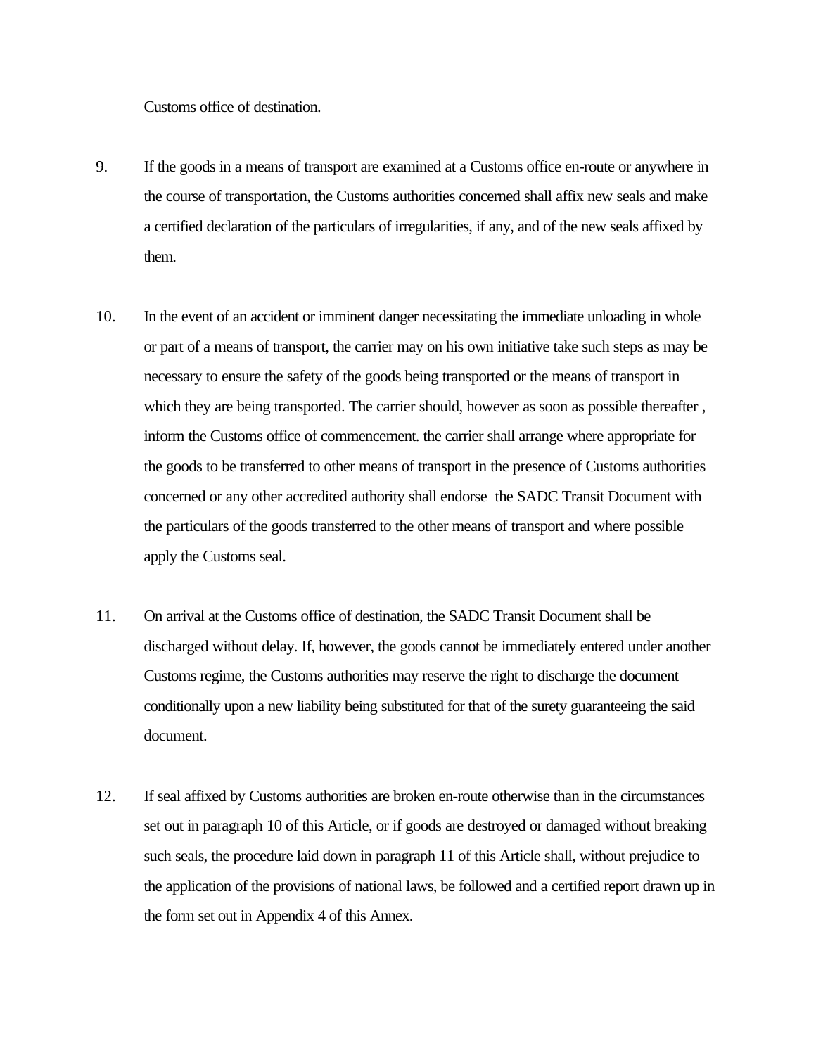Customs office of destination.

9. If the goods in a means of transport are examined at a Customs office en-route or anywhere in the course of transportation, the Customs authorities concerned shall affix new seals and make a certified declaration of the particulars of irregularities, if any, and of the new seals affixed by them.

10. In the event of an accident or imminent danger necessitating the immediate unloading in whole or part of a means of transport, the carrier may on his own initiative take such steps as may be necessary to ensure the safety of the goods being transported or the means of transport in which they are being transported. The carrier should, however as soon as possible thereafter , inform the Customs office of commencement. the carrier shall arrange where appropriate for the goods to be transferred to other means of transport in the presence of Customs authorities concerned or any other accredited authority shall endorse the SADC Transit Document with the particulars of the goods transferred to the other means of transport and where possible apply the Customs seal.

11. On arrival at the Customs office of destination, the SADC Transit Document shall be discharged without delay. If, however, the goods cannot be immediately entered under another Customs regime, the Customs authorities may reserve the right to discharge the document conditionally upon a new liability being substituted for that of the surety guaranteeing the said document.

12. If seal affixed by Customs authorities are broken en-route otherwise than in the circumstances set out in paragraph 10 of this Article, or if goods are destroyed or damaged without breaking such seals, the procedure laid down in paragraph 11 of this Article shall, without prejudice to the application of the provisions of national laws, be followed and a certified report drawn up in the form set out in Appendix 4 of this Annex.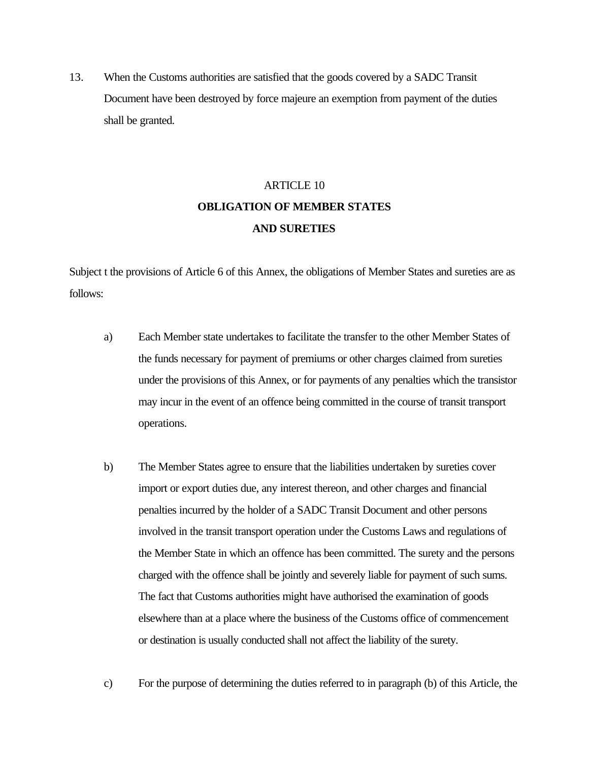13. When the Customs authorities are satisfied that the goods covered by a SADC Transit Document have been destroyed by force majeure an exemption from payment of the duties shall be granted.

## ARTICLE 10
## OBLIGATION OF MEMBER STATES AND SURETIES

Subject t the provisions of Article 6 of this Annex, the obligations of Member States and sureties are as follows:

a) Each Member state undertakes to facilitate the transfer to the other Member States of the funds necessary for payment of premiums or other charges claimed from sureties under the provisions of this Annex, or for payments of any penalties which the transistor may incur in the event of an offence being committed in the course of transit transport operations.

b) The Member States agree to ensure that the liabilities undertaken by sureties cover import or export duties due, any interest thereon, and other charges and financial penalties incurred by the holder of a SADC Transit Document and other persons involved in the transit transport operation under the Customs Laws and regulations of the Member State in which an offence has been committed. The surety and the persons charged with the offence shall be jointly and severely liable for payment of such sums. The fact that Customs authorities might have authorised the examination of goods elsewhere than at a place where the business of the Customs office of commencement or destination is usually conducted shall not affect the liability of the surety.

c) For the purpose of determining the duties referred to in paragraph (b) of this Article, the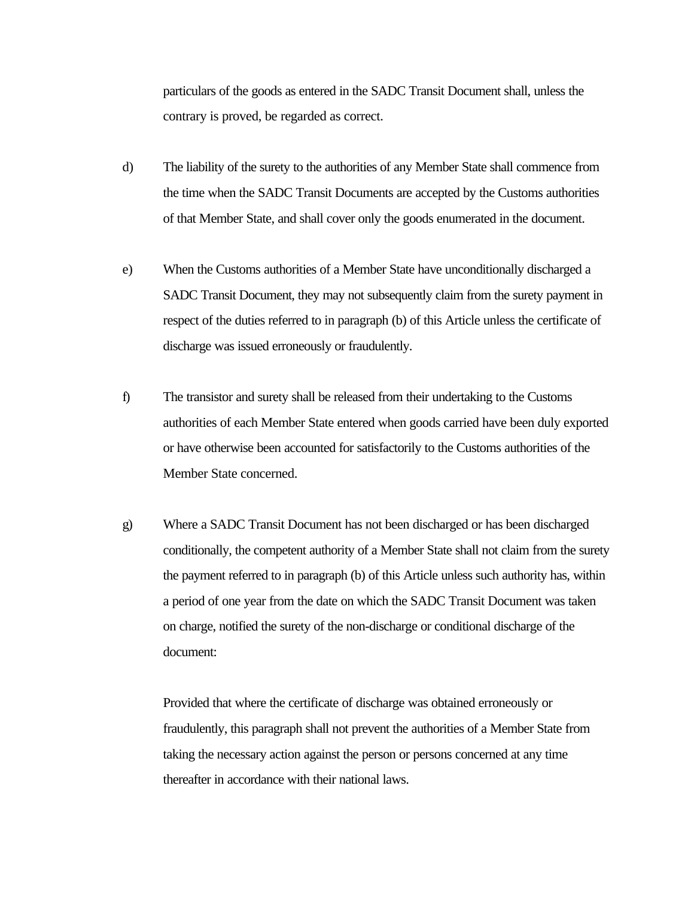particulars of the goods as entered in the SADC Transit Document shall, unless the contrary is proved, be regarded as correct.

d) The liability of the surety to the authorities of any Member State shall commence from the time when the SADC Transit Documents are accepted by the Customs authorities of that Member State, and shall cover only the goods enumerated in the document.

e) When the Customs authorities of a Member State have unconditionally discharged a SADC Transit Document, they may not subsequently claim from the surety payment in respect of the duties referred to in paragraph (b) of this Article unless the certificate of discharge was issued erroneously or fraudulently.

f) The transistor and surety shall be released from their undertaking to the Customs authorities of each Member State entered when goods carried have been duly exported or have otherwise been accounted for satisfactorily to the Customs authorities of the Member State concerned.

g) Where a SADC Transit Document has not been discharged or has been discharged conditionally, the competent authority of a Member State shall not claim from the surety the payment referred to in paragraph (b) of this Article unless such authority has, within a period of one year from the date on which the SADC Transit Document was taken on charge, notified the surety of the non-discharge or conditional discharge of the document:

Provided that where the certificate of discharge was obtained erroneously or fraudulently, this paragraph shall not prevent the authorities of a Member State from taking the necessary action against the person or persons concerned at any time thereafter in accordance with their national laws.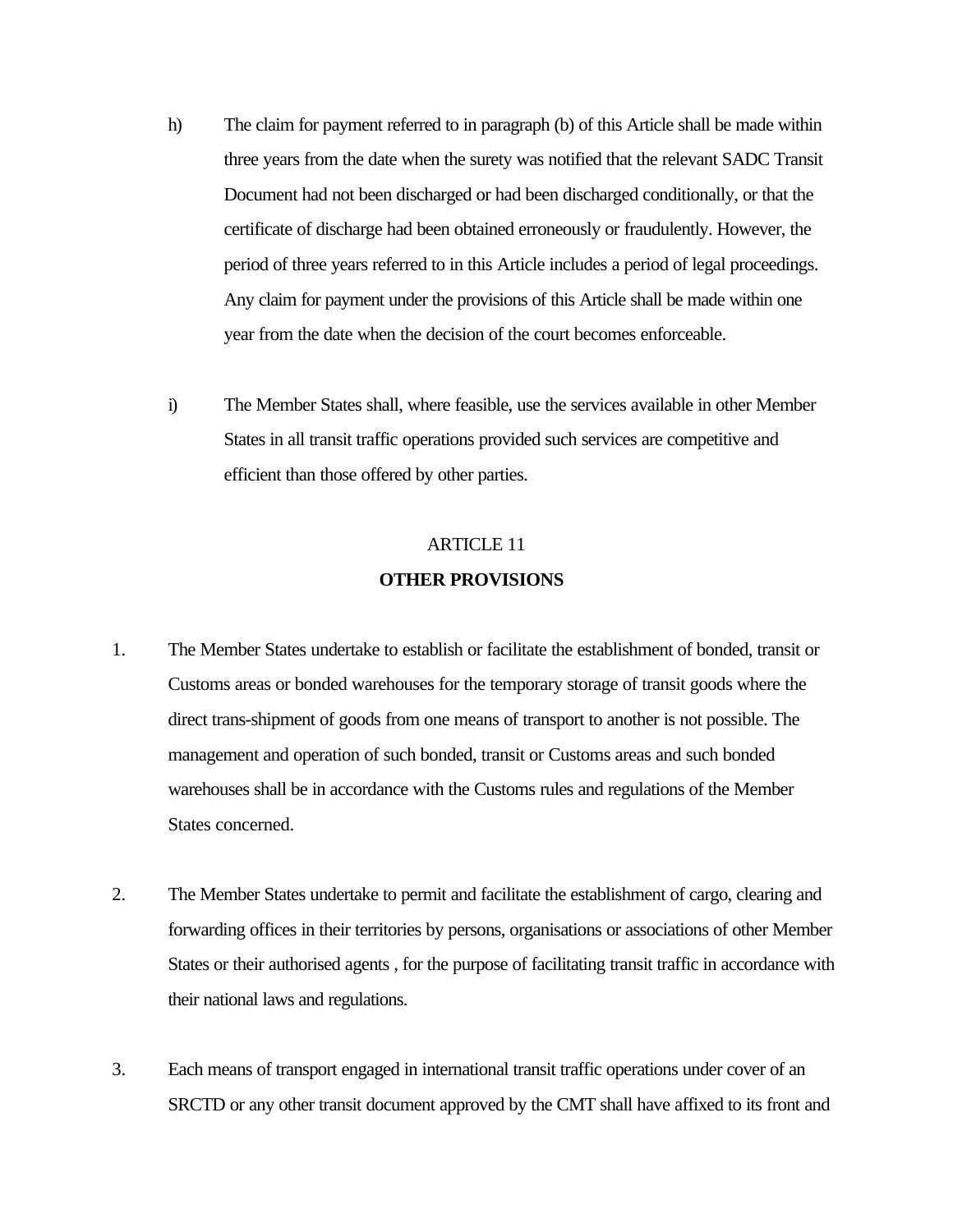h) The claim for payment referred to in paragraph (b) of this Article shall be made within three years from the date when the surety was notified that the relevant SADC Transit Document had not been discharged or had been discharged conditionally, or that the certificate of discharge had been obtained erroneously or fraudulently. However, the period of three years referred to in this Article includes a period of legal proceedings. Any claim for payment under the provisions of this Article shall be made within one year from the date when the decision of the court becomes enforceable.

i) The Member States shall, where feasible, use the services available in other Member States in all transit traffic operations provided such services are competitive and efficient than those offered by other parties.

ARTICLE 11

**OTHER PROVISIONS**

1. The Member States undertake to establish or facilitate the establishment of bonded, transit or Customs areas or bonded warehouses for the temporary storage of transit goods where the direct trans-shipment of goods from one means of transport to another is not possible. The management and operation of such bonded, transit or Customs areas and such bonded warehouses shall be in accordance with the Customs rules and regulations of the Member States concerned.

2. The Member States undertake to permit and facilitate the establishment of cargo, clearing and forwarding offices in their territories by persons, organisations or associations of other Member States or their authorised agents , for the purpose of facilitating transit traffic in accordance with their national laws and regulations.

3. Each means of transport engaged in international transit traffic operations under cover of an SRCTD or any other transit document approved by the CMT shall have affixed to its front and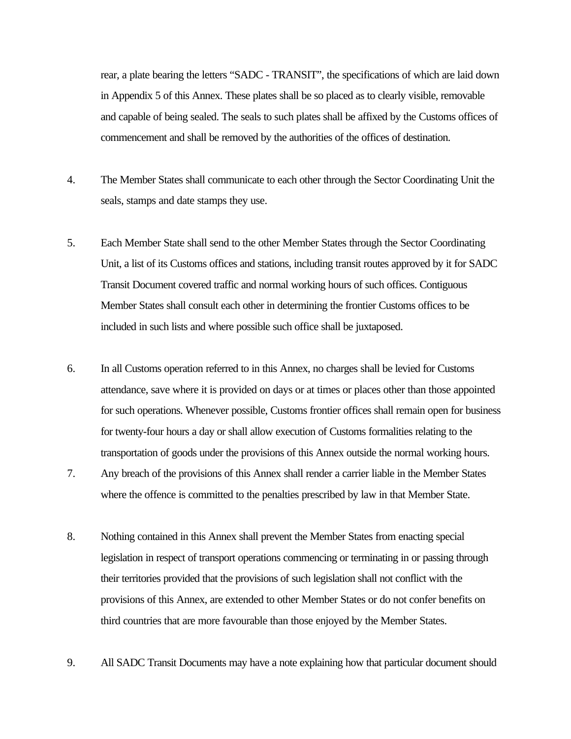rear, a plate bearing the letters “SADC - TRANSIT”, the specifications of which are laid down in Appendix 5 of this Annex. These plates shall be so placed as to clearly visible, removable and capable of being sealed. The seals to such plates shall be affixed by the Customs offices of commencement and shall be removed by the authorities of the offices of destination.

4. The Member States shall communicate to each other through the Sector Coordinating Unit the seals, stamps and date stamps they use.

5. Each Member State shall send to the other Member States through the Sector Coordinating Unit, a list of its Customs offices and stations, including transit routes approved by it for SADC Transit Document covered traffic and normal working hours of such offices. Contiguous Member States shall consult each other in determining the frontier Customs offices to be included in such lists and where possible such office shall be juxtaposed.

6. In all Customs operation referred to in this Annex, no charges shall be levied for Customs attendance, save where it is provided on days or at times or places other than those appointed for such operations. Whenever possible, Customs frontier offices shall remain open for business for twenty-four hours a day or shall allow execution of Customs formalities relating to the transportation of goods under the provisions of this Annex outside the normal working hours.

7. Any breach of the provisions of this Annex shall render a carrier liable in the Member States where the offence is committed to the penalties prescribed by law in that Member State.

8. Nothing contained in this Annex shall prevent the Member States from enacting special legislation in respect of transport operations commencing or terminating in or passing through their territories provided that the provisions of such legislation shall not conflict with the provisions of this Annex, are extended to other Member States or do not confer benefits on third countries that are more favourable than those enjoyed by the Member States.

9. All SADC Transit Documents may have a note explaining how that particular document should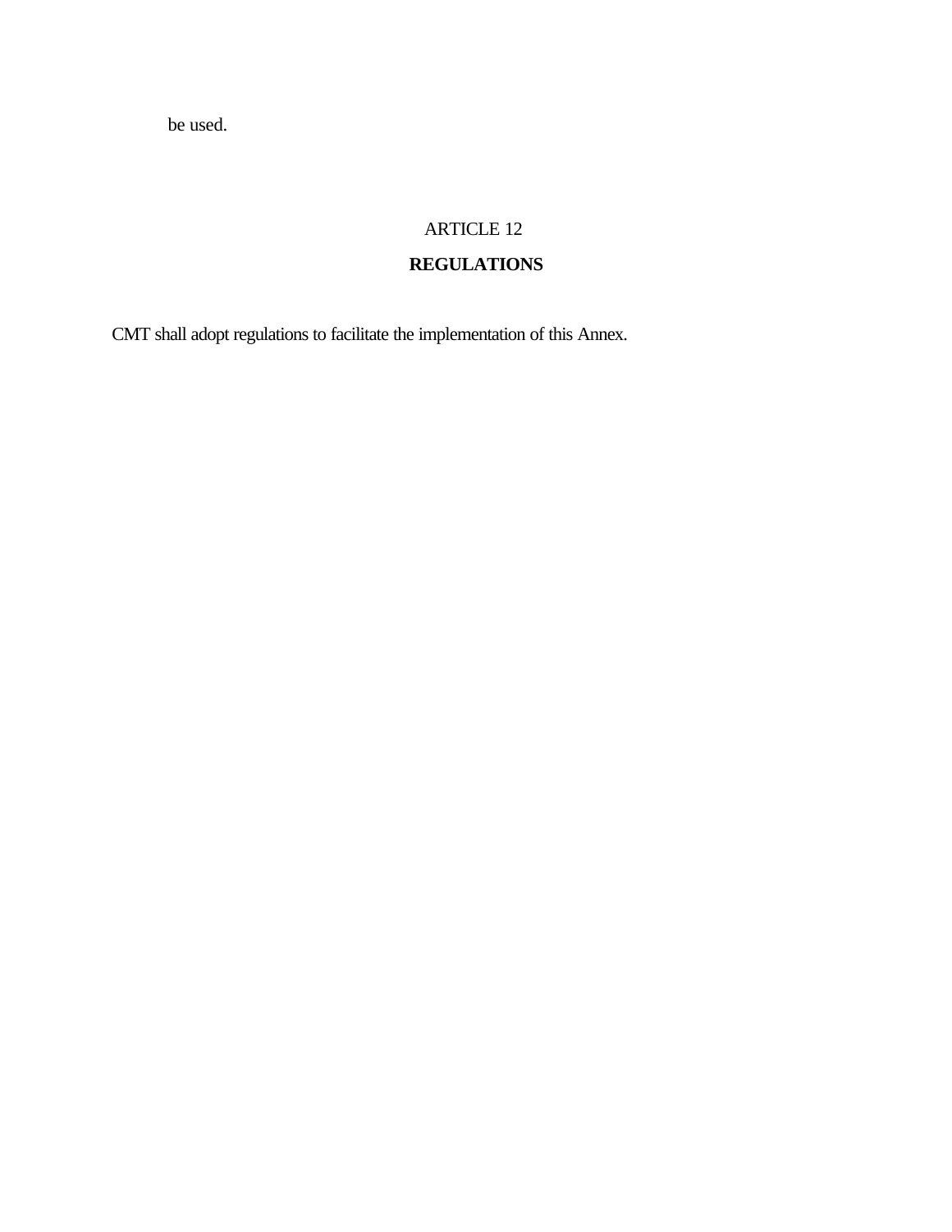be used.

## ARTICLE 12

## REGULATIONS

CMT shall adopt regulations to facilitate the implementation of this Annex.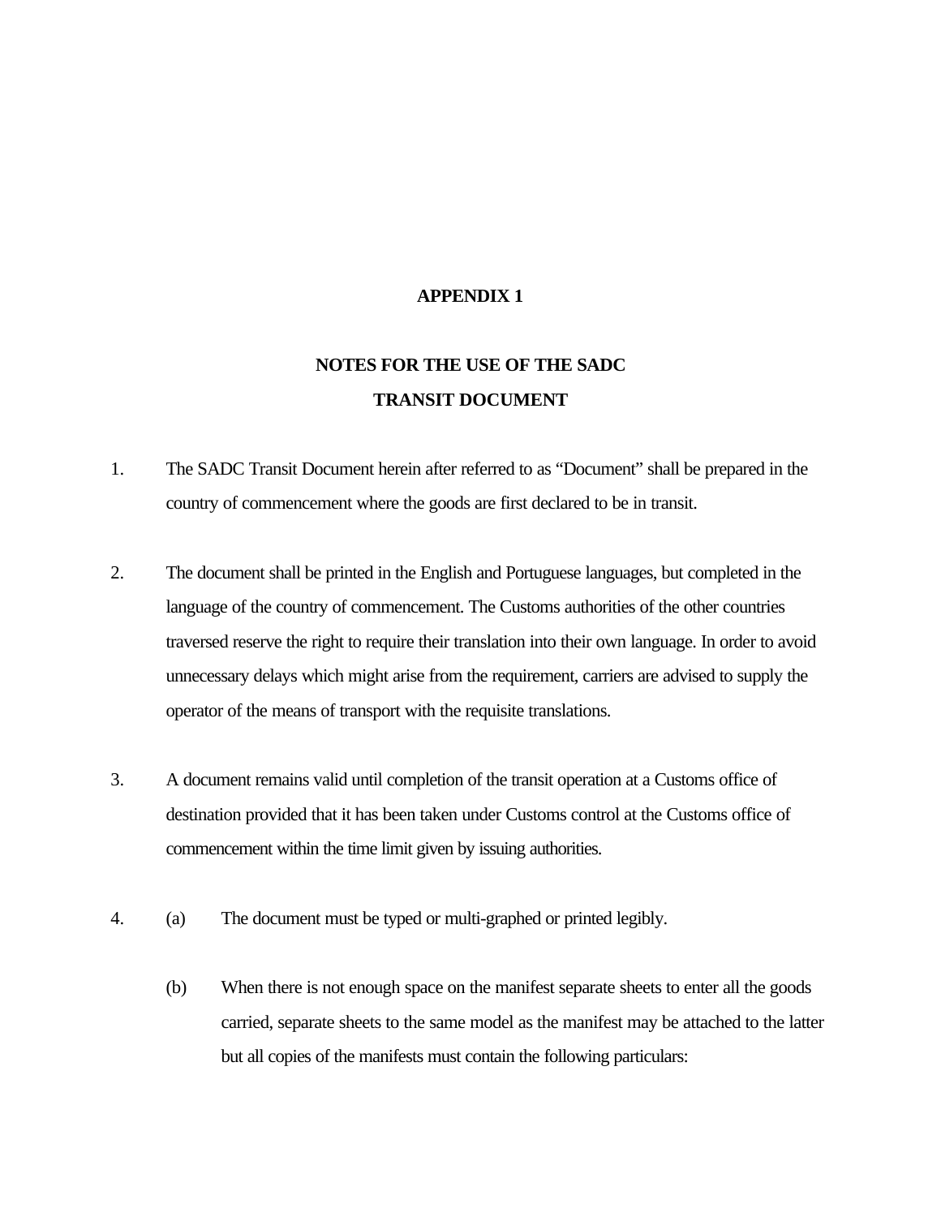# APPENDIX 1

## NOTES FOR THE USE OF THE SADC TRANSIT DOCUMENT

1. The SADC Transit Document herein after referred to as "Document" shall be prepared in the country of commencement where the goods are first declared to be in transit.

2. The document shall be printed in the English and Portuguese languages, but completed in the language of the country of commencement. The Customs authorities of the other countries traversed reserve the right to require their translation into their own language. In order to avoid unnecessary delays which might arise from the requirement, carriers are advised to supply the operator of the means of transport with the requisite translations.

3. A document remains valid until completion of the transit operation at a Customs office of destination provided that it has been taken under Customs control at the Customs office of commencement within the time limit given by issuing authorities.

4. (a) The document must be typed or multi-graphed or printed legibly.

   (b) When there is not enough space on the manifest separate sheets to enter all the goods carried, separate sheets to the same model as the manifest may be attached to the latter but all copies of the manifests must contain the following particulars: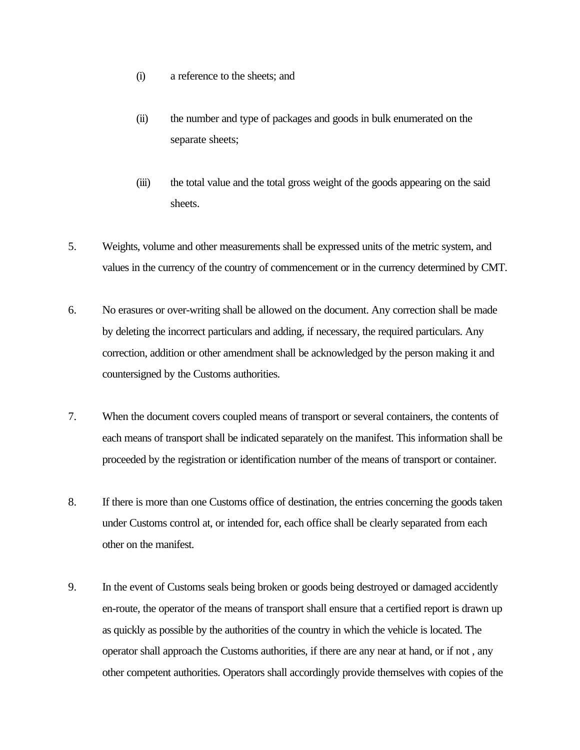(i) a reference to the sheets; and

(ii) the number and type of packages and goods in bulk enumerated on the separate sheets;

(iii) the total value and the total gross weight of the goods appearing on the said sheets.

5. Weights, volume and other measurements shall be expressed units of the metric system, and values in the currency of the country of commencement or in the currency determined by CMT.

6. No erasures or over-writing shall be allowed on the document. Any correction shall be made by deleting the incorrect particulars and adding, if necessary, the required particulars. Any correction, addition or other amendment shall be acknowledged by the person making it and countersigned by the Customs authorities.

7. When the document covers coupled means of transport or several containers, the contents of each means of transport shall be indicated separately on the manifest. This information shall be proceeded by the registration or identification number of the means of transport or container.

8. If there is more than one Customs office of destination, the entries concerning the goods taken under Customs control at, or intended for, each office shall be clearly separated from each other on the manifest.

9. In the event of Customs seals being broken or goods being destroyed or damaged accidently en-route, the operator of the means of transport shall ensure that a certified report is drawn up as quickly as possible by the authorities of the country in which the vehicle is located. The operator shall approach the Customs authorities, if there are any near at hand, or if not , any other competent authorities. Operators shall accordingly provide themselves with copies of the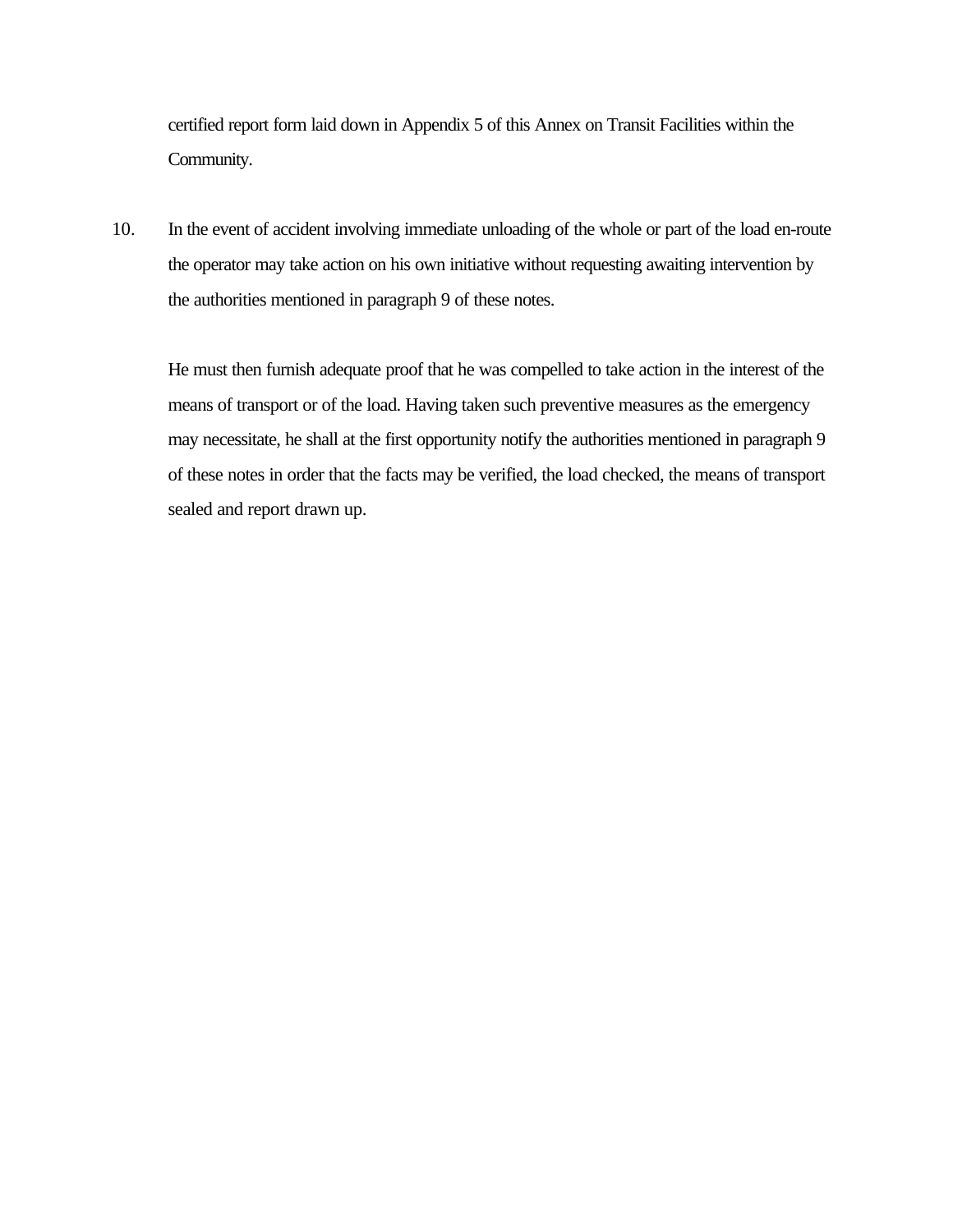certified report form laid down in Appendix 5 of this Annex on Transit Facilities within the Community.

10. In the event of accident involving immediate unloading of the whole or part of the load en-route the operator may take action on his own initiative without requesting awaiting intervention by the authorities mentioned in paragraph 9 of these notes.

   He must then furnish adequate proof that he was compelled to take action in the interest of the means of transport or of the load. Having taken such preventive measures as the emergency may necessitate, he shall at the first opportunity notify the authorities mentioned in paragraph 9 of these notes in order that the facts may be verified, the load checked, the means of transport sealed and report drawn up.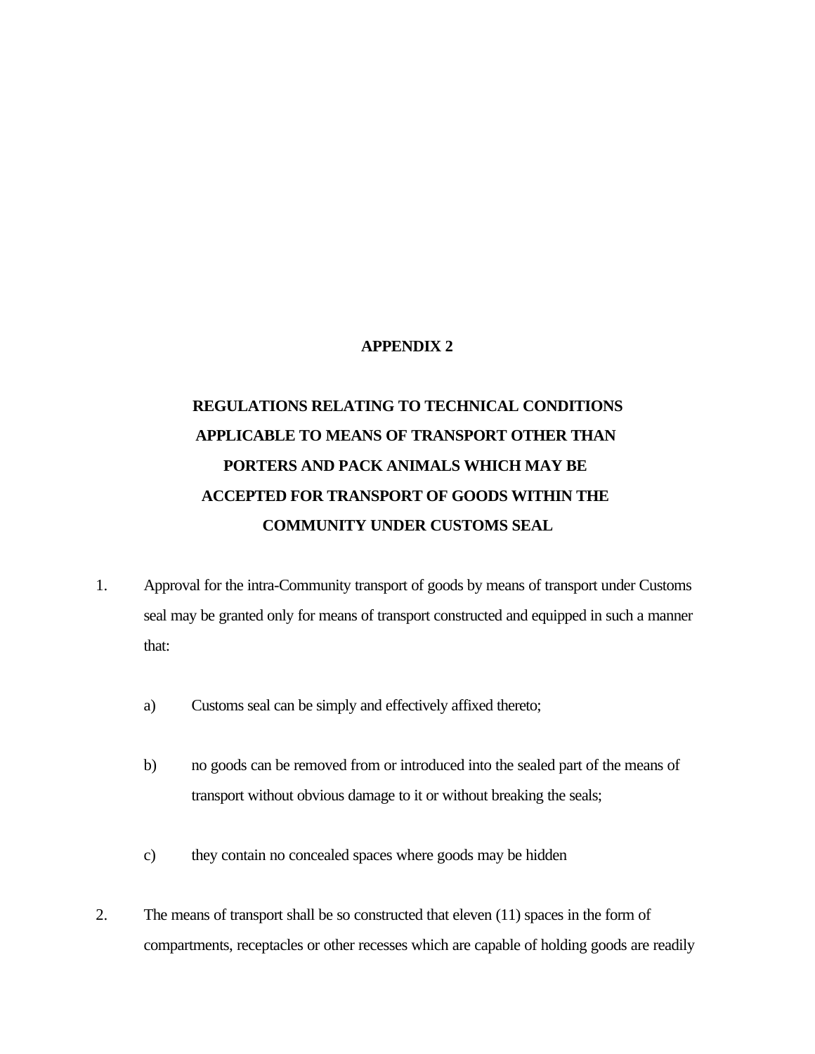## APPENDIX 2

## REGULATIONS RELATING TO TECHNICAL CONDITIONS APPLICABLE TO MEANS OF TRANSPORT OTHER THAN PORTERS AND PACK ANIMALS WHICH MAY BE ACCEPTED FOR TRANSPORT OF GOODS WITHIN THE COMMUNITY UNDER CUSTOMS SEAL

1. Approval for the intra-Community transport of goods by means of transport under Customs seal may be granted only for means of transport constructed and equipped in such a manner that:

   a) Customs seal can be simply and effectively affixed thereto;

   b) no goods can be removed from or introduced into the sealed part of the means of transport without obvious damage to it or without breaking the seals;

   c) they contain no concealed spaces where goods may be hidden

2. The means of transport shall be so constructed that eleven (11) spaces in the form of compartments, receptacles or other recesses which are capable of holding goods are readily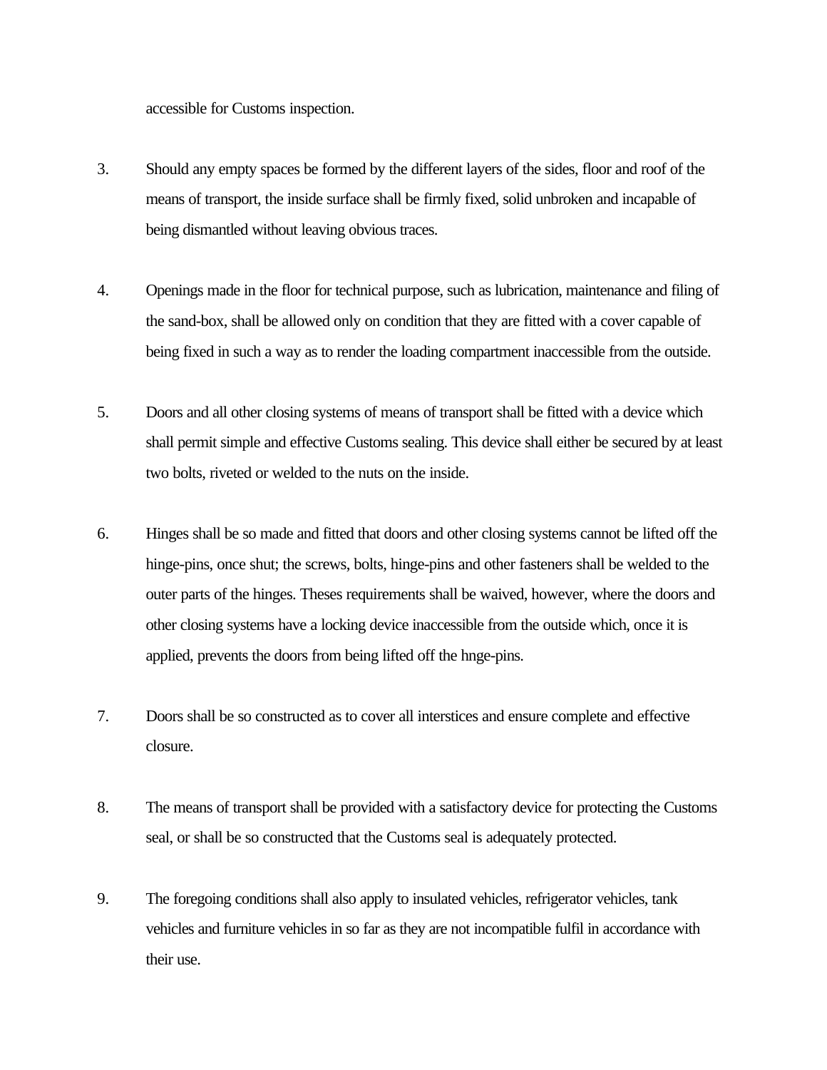accessible for Customs inspection.

3. Should any empty spaces be formed by the different layers of the sides, floor and roof of the means of transport, the inside surface shall be firmly fixed, solid unbroken and incapable of being dismantled without leaving obvious traces.

4. Openings made in the floor for technical purpose, such as lubrication, maintenance and filing of the sand-box, shall be allowed only on condition that they are fitted with a cover capable of being fixed in such a way as to render the loading compartment inaccessible from the outside.

5. Doors and all other closing systems of means of transport shall be fitted with a device which shall permit simple and effective Customs sealing. This device shall either be secured by at least two bolts, riveted or welded to the nuts on the inside.

6. Hinges shall be so made and fitted that doors and other closing systems cannot be lifted off the hinge-pins, once shut; the screws, bolts, hinge-pins and other fasteners shall be welded to the outer parts of the hinges. Theses requirements shall be waived, however, where the doors and other closing systems have a locking device inaccessible from the outside which, once it is applied, prevents the doors from being lifted off the hnge-pins.

7. Doors shall be so constructed as to cover all interstices and ensure complete and effective closure.

8. The means of transport shall be provided with a satisfactory device for protecting the Customs seal, or shall be so constructed that the Customs seal is adequately protected.

9. The foregoing conditions shall also apply to insulated vehicles, refrigerator vehicles, tank vehicles and furniture vehicles in so far as they are not incompatible fulfil in accordance with their use.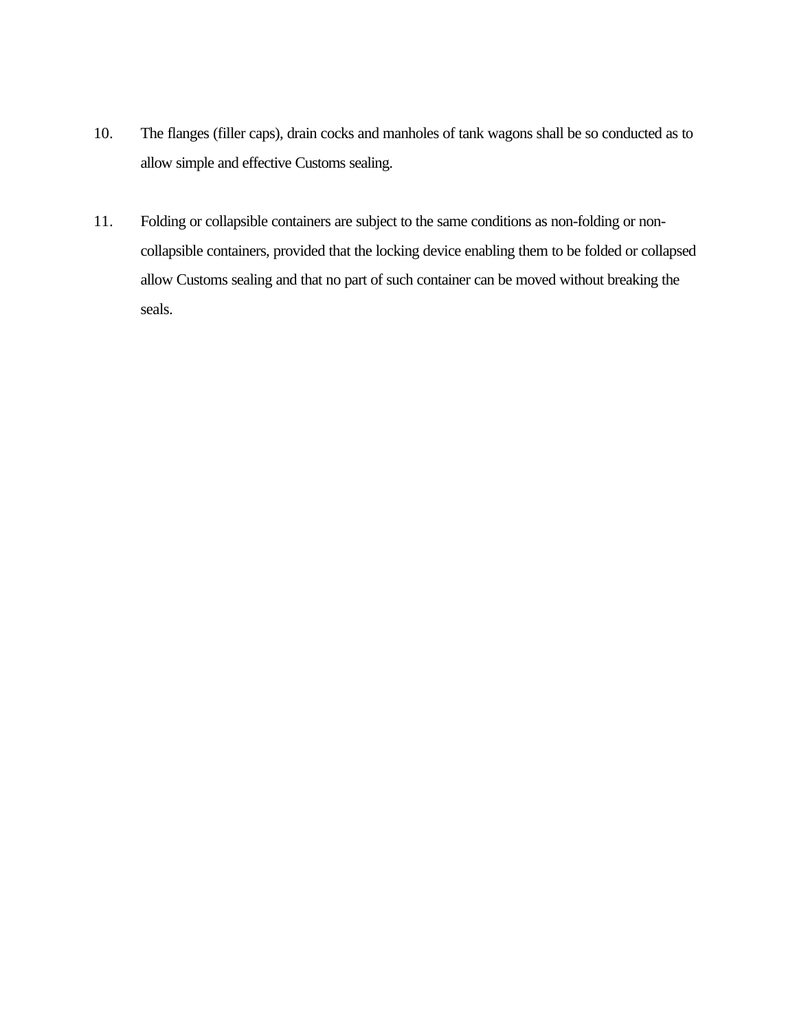10. The flanges (filler caps), drain cocks and manholes of tank wagons shall be so conducted as to allow simple and effective Customs sealing.

11. Folding or collapsible containers are subject to the same conditions as non-folding or non-collapsible containers, provided that the locking device enabling them to be folded or collapsed allow Customs sealing and that no part of such container can be moved without breaking the seals.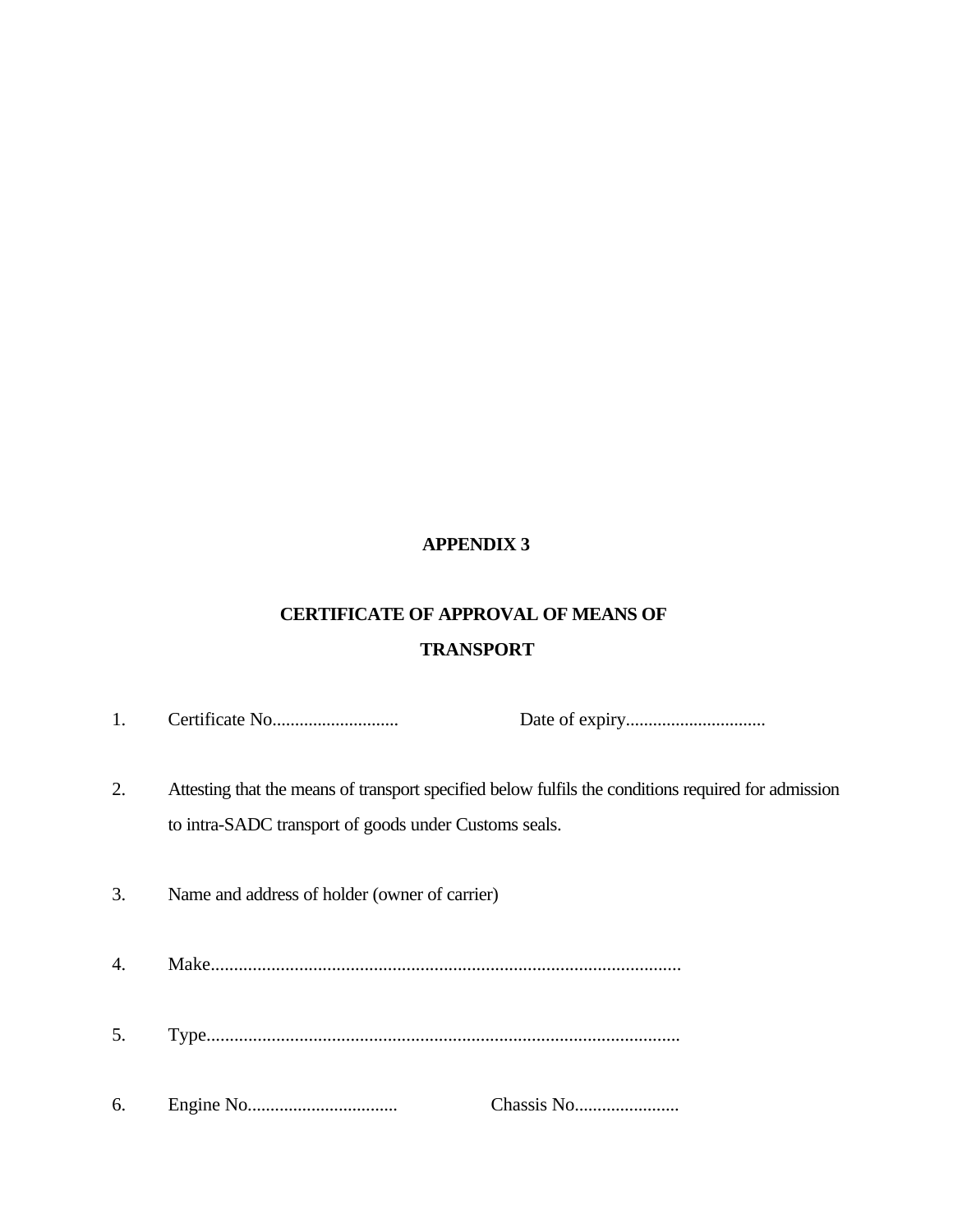# APPENDIX 3

## CERTIFICATE OF APPROVAL OF MEANS OF TRANSPORT

1. Certificate No............................ Date of expiry...............................

2. Attesting that the means of transport specified below fulfils the conditions required for admission to intra-SADC transport of goods under Customs seals.

3. Name and address of holder (owner of carrier)

4. Make.....................................................................................................

5. Type......................................................................................................

6. Engine No................................. Chassis No.......................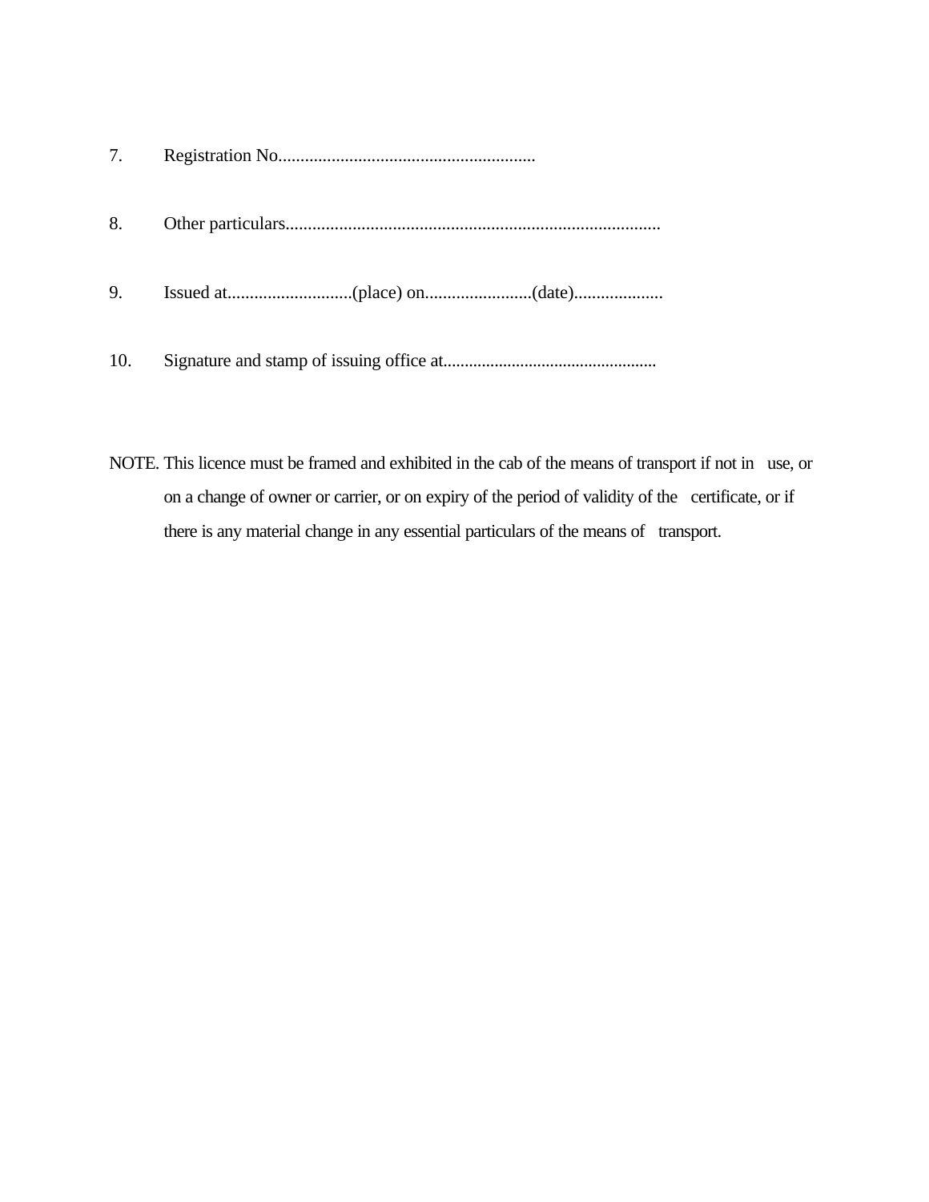7. Registration No..........................................................

8. Other particulars.....................................................................................

9. Issued at............................(place) on........................(date)....................

10. Signature and stamp of issuing office at.................................................

NOTE. This licence must be framed and exhibited in the cab of the means of transport if not in use, or on a change of owner or carrier, or on expiry of the period of validity of the certificate, or if there is any material change in any essential particulars of the means of transport.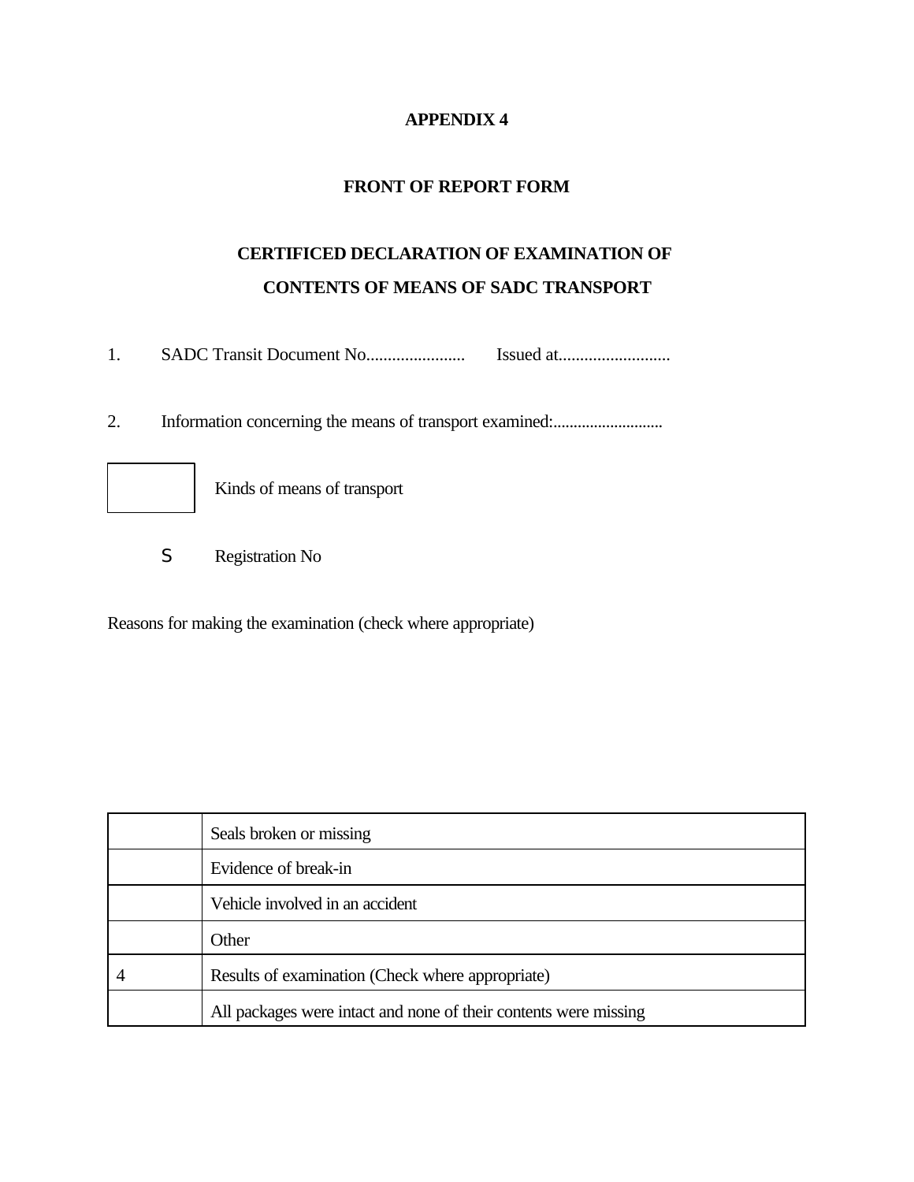**APPENDIX 4**

**FRONT OF REPORT FORM**

**CERTIFICED DECLARATION OF EXAMINATION OF**

**CONTENTS OF MEANS OF SADC TRANSPORT**

1. SADC Transit Document No....................... Issued at..........................

2. Information concerning the means of transport examined:...........................

| | Kinds of means of transport |
|---|---|

S Registration No

Reasons for making the examination (check where appropriate)

| | |
|---|---|
| | Seals broken or missing |
| | Evidence of break-in |
| | Vehicle involved in an accident |
| | Other |
| 4 | Results of examination (Check where appropriate) |
| | All packages were intact and none of their contents were missing |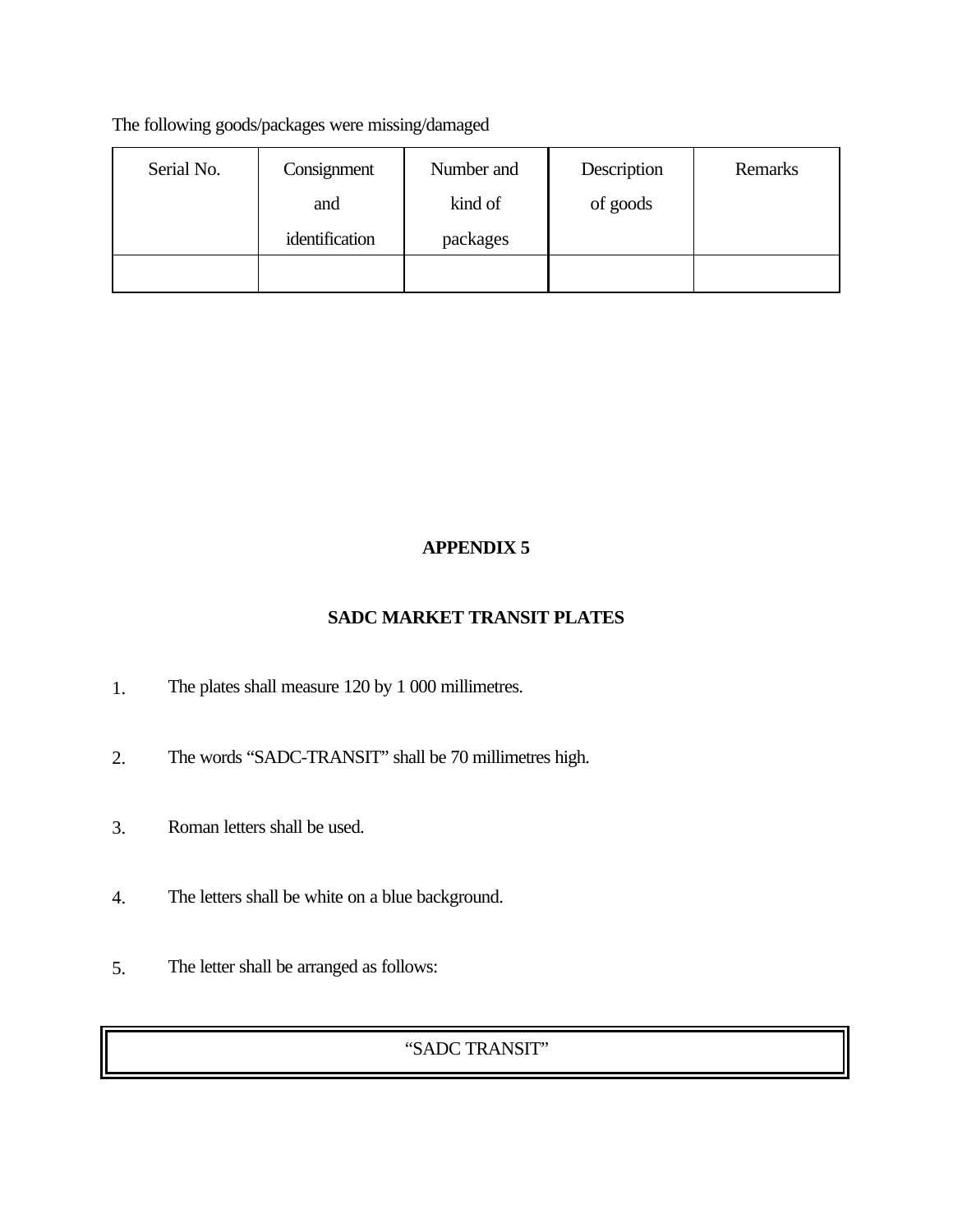The following goods/packages were missing/damaged

| Serial No. | Consignment and identification | Number and kind of packages | Description of goods | Remarks |
|---|---|---|---|---|
| | | | | |

## APPENDIX 5

## SADC MARKET TRANSIT PLATES

1. The plates shall measure 120 by 1 000 millimetres.

2. The words "SADC-TRANSIT" shall be 70 millimetres high.

3. Roman letters shall be used.

4. The letters shall be white on a blue background.

5. The letter shall be arranged as follows:

| "SADC TRANSIT" |
|---|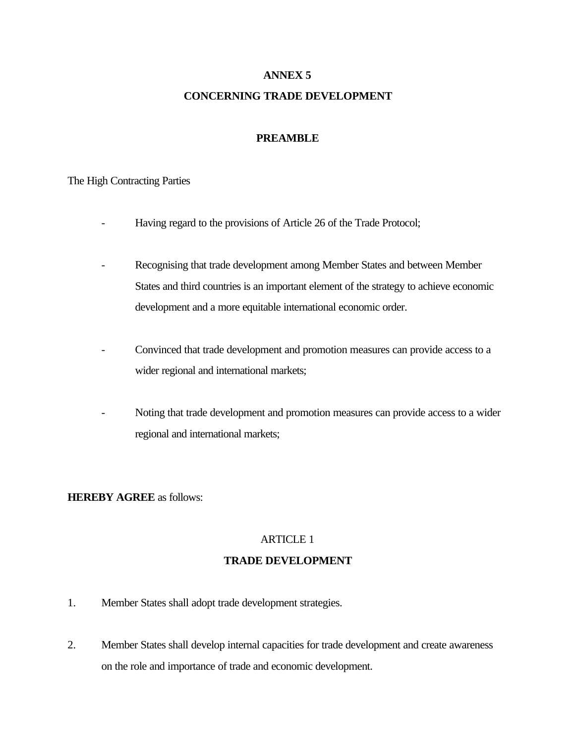# ANNEX 5

## CONCERNING TRADE DEVELOPMENT

### PREAMBLE

The High Contracting Parties

- Having regard to the provisions of Article 26 of the Trade Protocol;
- Recognising that trade development among Member States and between Member States and third countries is an important element of the strategy to achieve economic development and a more equitable international economic order.
- Convinced that trade development and promotion measures can provide access to a wider regional and international markets;
- Noting that trade development and promotion measures can provide access to a wider regional and international markets;

**HEREBY AGREE** as follows:

### ARTICLE 1

### TRADE DEVELOPMENT

1. Member States shall adopt trade development strategies.

2. Member States shall develop internal capacities for trade development and create awareness on the role and importance of trade and economic development.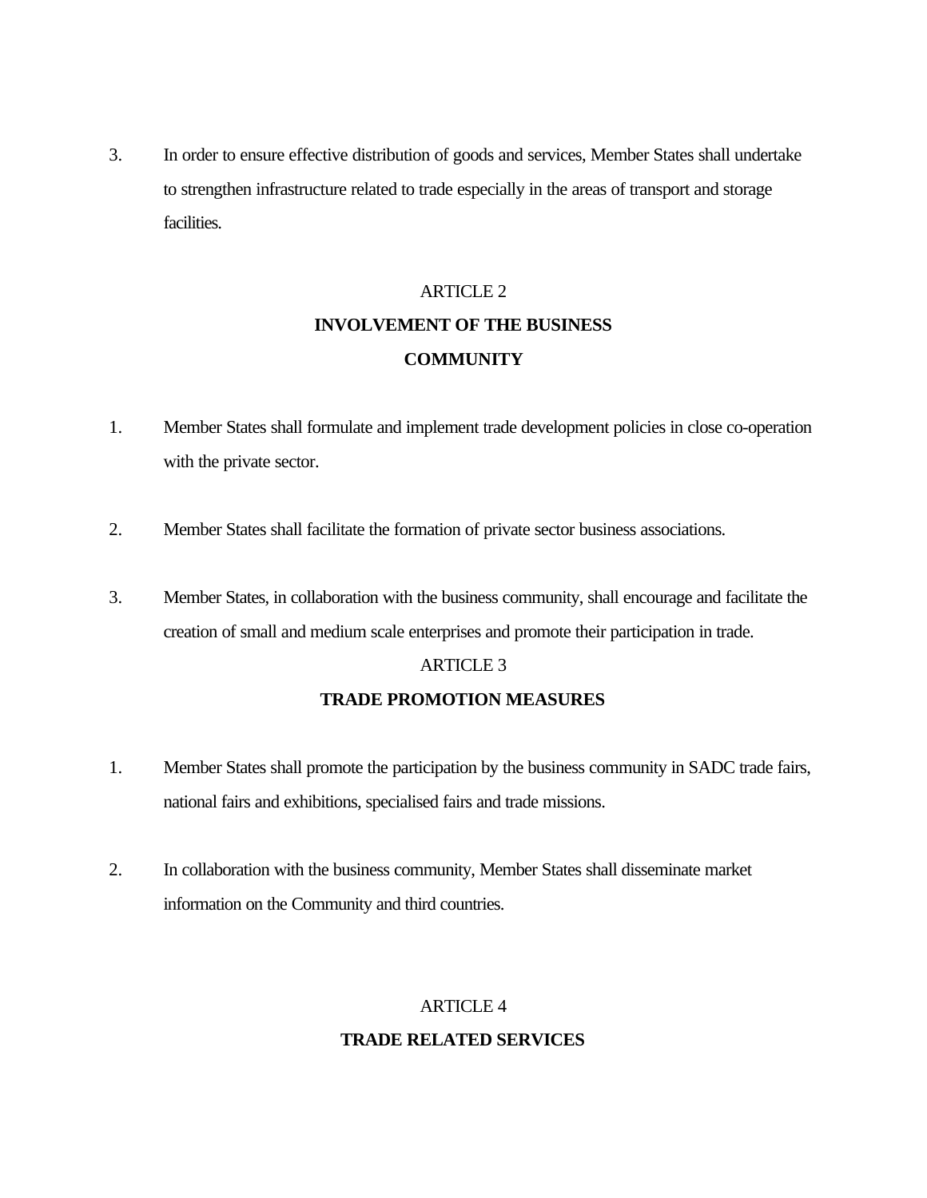3. In order to ensure effective distribution of goods and services, Member States shall undertake to strengthen infrastructure related to trade especially in the areas of transport and storage facilities.

ARTICLE 2

**INVOLVEMENT OF THE BUSINESS COMMUNITY**

1. Member States shall formulate and implement trade development policies in close co-operation with the private sector.

2. Member States shall facilitate the formation of private sector business associations.

3. Member States, in collaboration with the business community, shall encourage and facilitate the creation of small and medium scale enterprises and promote their participation in trade.

ARTICLE 3

**TRADE PROMOTION MEASURES**

1. Member States shall promote the participation by the business community in SADC trade fairs, national fairs and exhibitions, specialised fairs and trade missions.

2. In collaboration with the business community, Member States shall disseminate market information on the Community and third countries.

ARTICLE 4

**TRADE RELATED SERVICES**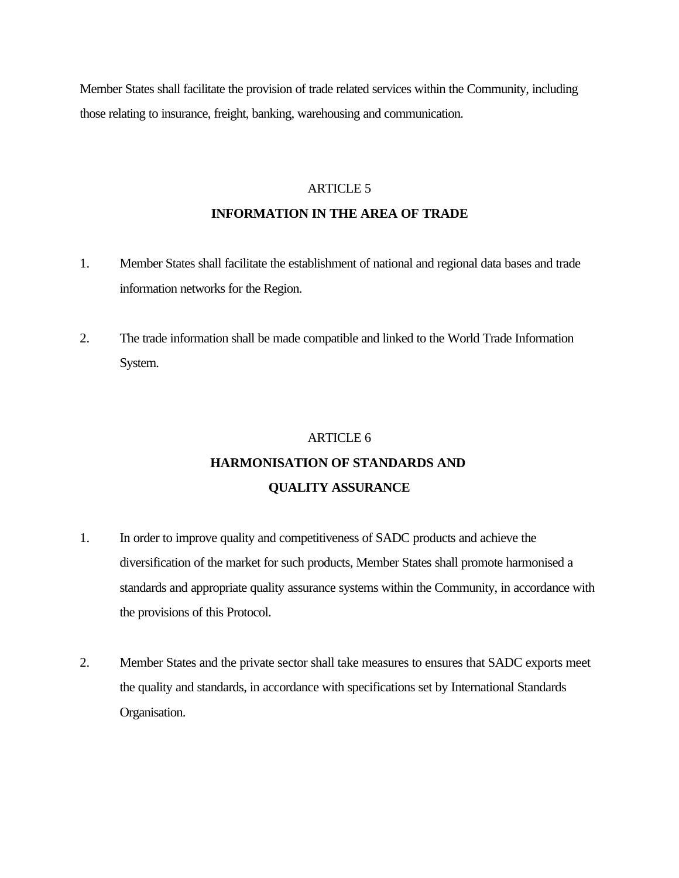Member States shall facilitate the provision of trade related services within the Community, including those relating to insurance, freight, banking, warehousing and communication.

ARTICLE 5

**INFORMATION IN THE AREA OF TRADE**

1. Member States shall facilitate the establishment of national and regional data bases and trade information networks for the Region.

2. The trade information shall be made compatible and linked to the World Trade Information System.

ARTICLE 6

**HARMONISATION OF STANDARDS AND QUALITY ASSURANCE**

1. In order to improve quality and competitiveness of SADC products and achieve the diversification of the market for such products, Member States shall promote harmonised a standards and appropriate quality assurance systems within the Community, in accordance with the provisions of this Protocol.

2. Member States and the private sector shall take measures to ensures that SADC exports meet the quality and standards, in accordance with specifications set by International Standards Organisation.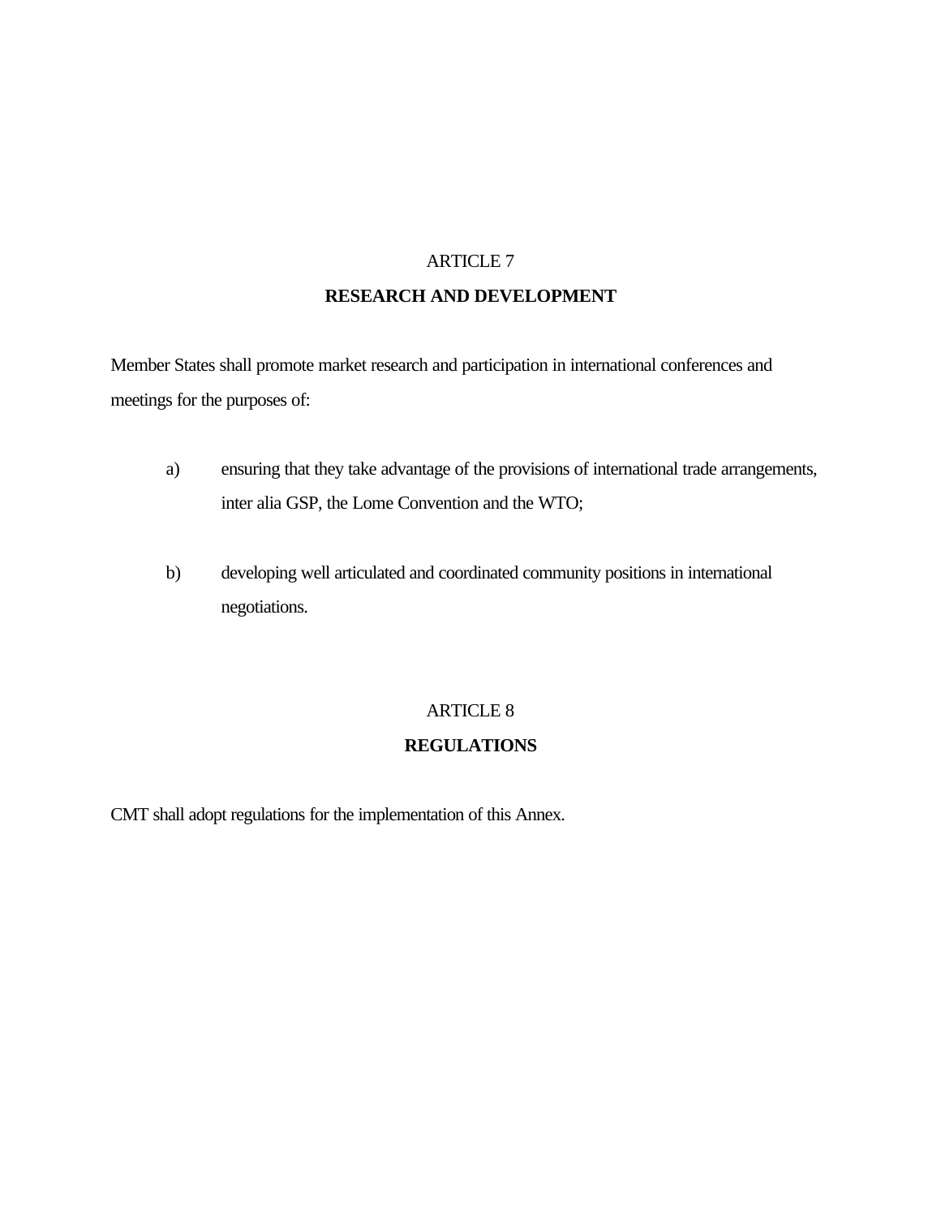ARTICLE 7

**RESEARCH AND DEVELOPMENT**

Member States shall promote market research and participation in international conferences and meetings for the purposes of:

a) ensuring that they take advantage of the provisions of international trade arrangements, inter alia GSP, the Lome Convention and the WTO;

b) developing well articulated and coordinated community positions in international negotiations.

ARTICLE 8

**REGULATIONS**

CMT shall adopt regulations for the implementation of this Annex.